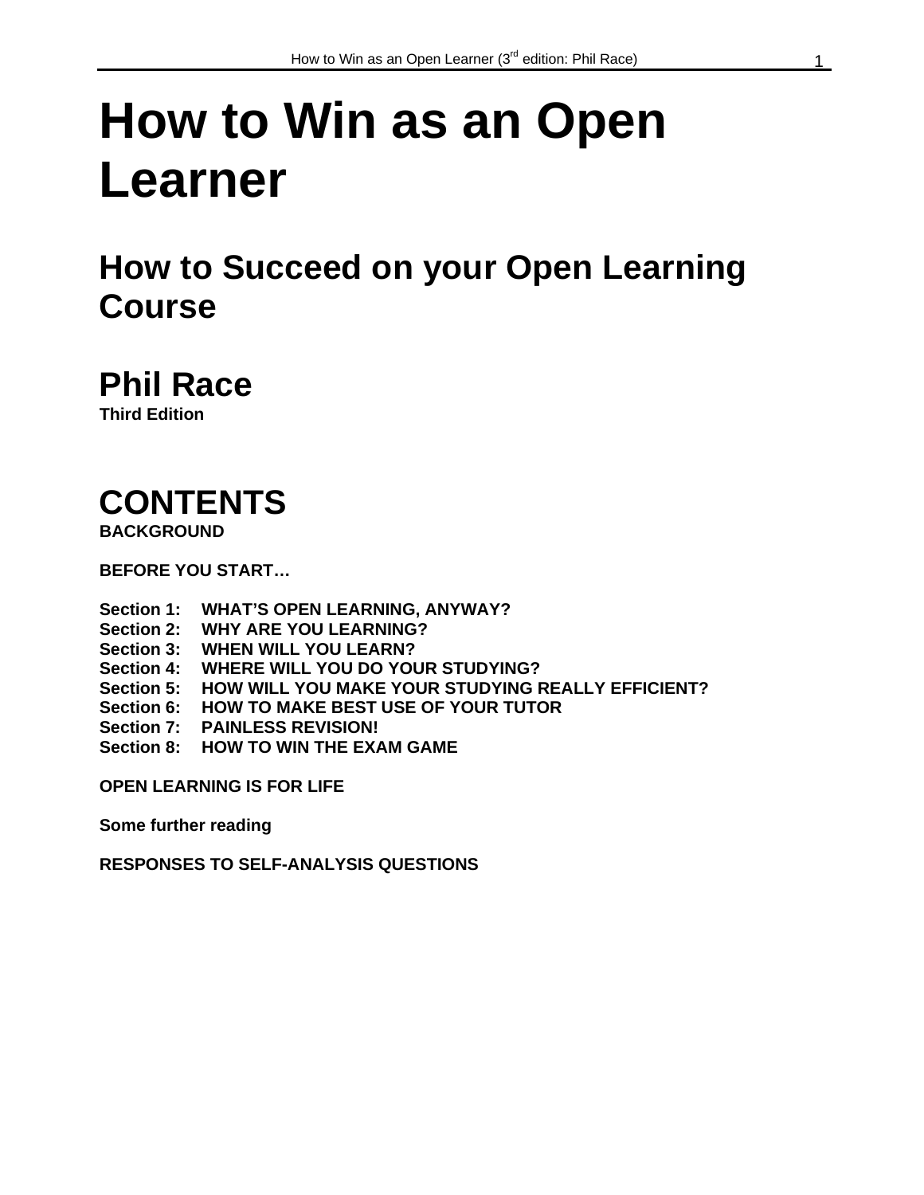# How to Win as an Open Learner

## How to Succeed on your Open Learning Course

## Phil Race

**Third Edition**

# CONTENTS

**BACKGROUND**

**BEFORE YOU START…**

**Section 1: WHAT'S OPEN LEARNING, ANYWAY?**
**Section 2: WHY ARE YOU LEARNING?**
**Section 3: WHEN WILL YOU LEARN?**
**Section 4: WHERE WILL YOU DO YOUR STUDYING?**
**Section 5: HOW WILL YOU MAKE YOUR STUDYING REALLY EFFICIENT?**
**Section 6: HOW TO MAKE BEST USE OF YOUR TUTOR**
**Section 7: PAINLESS REVISION!**
**Section 8: HOW TO WIN THE EXAM GAME**

**OPEN LEARNING IS FOR LIFE**

**Some further reading**

**RESPONSES TO SELF-ANALYSIS QUESTIONS**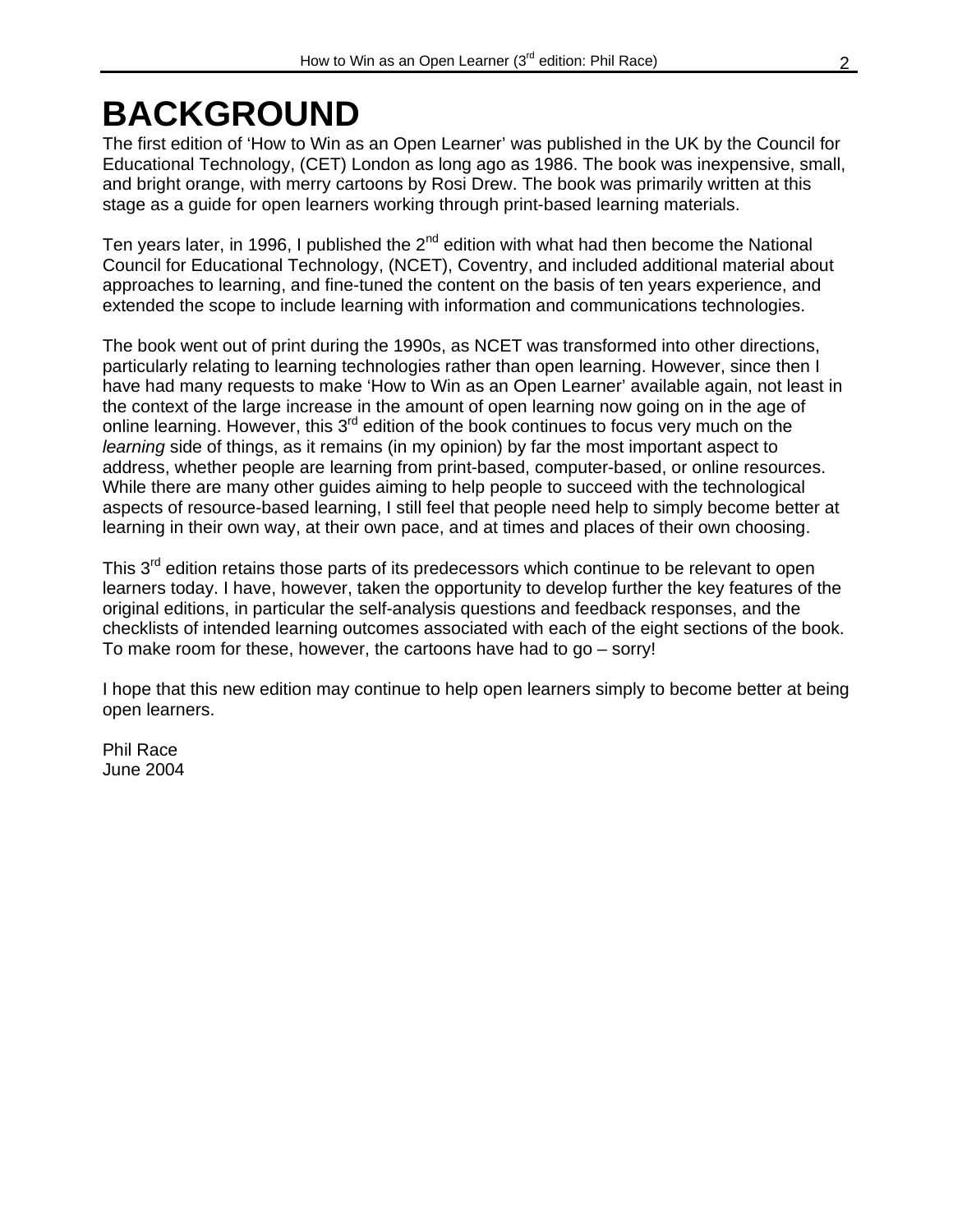# BACKGROUND

The first edition of 'How to Win as an Open Learner' was published in the UK by the Council for Educational Technology, (CET) London as long ago as 1986. The book was inexpensive, small, and bright orange, with merry cartoons by Rosi Drew. The book was primarily written at this stage as a guide for open learners working through print-based learning materials.

Ten years later, in 1996, I published the 2nd edition with what had then become the National Council for Educational Technology, (NCET), Coventry, and included additional material about approaches to learning, and fine-tuned the content on the basis of ten years experience, and extended the scope to include learning with information and communications technologies.

The book went out of print during the 1990s, as NCET was transformed into other directions, particularly relating to learning technologies rather than open learning. However, since then I have had many requests to make 'How to Win as an Open Learner' available again, not least in the context of the large increase in the amount of open learning now going on in the age of online learning. However, this 3rd edition of the book continues to focus very much on the *learning* side of things, as it remains (in my opinion) by far the most important aspect to address, whether people are learning from print-based, computer-based, or online resources. While there are many other guides aiming to help people to succeed with the technological aspects of resource-based learning, I still feel that people need help to simply become better at learning in their own way, at their own pace, and at times and places of their own choosing.

This 3rd edition retains those parts of its predecessors which continue to be relevant to open learners today. I have, however, taken the opportunity to develop further the key features of the original editions, in particular the self-analysis questions and feedback responses, and the checklists of intended learning outcomes associated with each of the eight sections of the book. To make room for these, however, the cartoons have had to go – sorry!

I hope that this new edition may continue to help open learners simply to become better at being open learners.

Phil Race
June 2004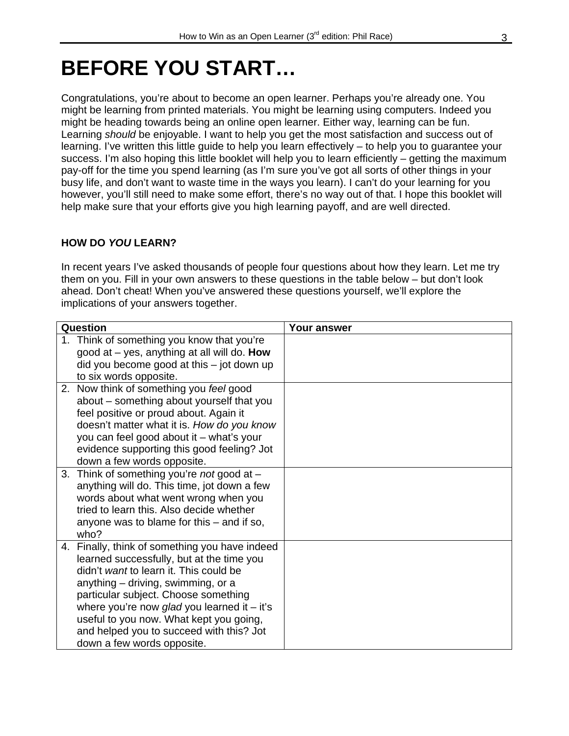# BEFORE YOU START…

Congratulations, you're about to become an open learner. Perhaps you're already one. You might be learning from printed materials. You might be learning using computers. Indeed you might be heading towards being an online open learner. Either way, learning can be fun. Learning *should* be enjoyable. I want to help you get the most satisfaction and success out of learning. I've written this little guide to help you learn effectively – to help you to guarantee your success. I'm also hoping this little booklet will help you to learn efficiently – getting the maximum pay-off for the time you spend learning (as I'm sure you've got all sorts of other things in your busy life, and don't want to waste time in the ways you learn). I can't do your learning for you however, you'll still need to make some effort, there's no way out of that. I hope this booklet will help make sure that your efforts give you high learning payoff, and are well directed.

## HOW DO *YOU* LEARN?

In recent years I've asked thousands of people four questions about how they learn. Let me try them on you. Fill in your own answers to these questions in the table below – but don't look ahead. Don't cheat! When you've answered these questions yourself, we'll explore the implications of your answers together.

| Question | Your answer |
|---|---|
| 1. Think of something you know that you're good at – yes, anything at all will do. **How** did you become good at this – jot down up to six words opposite. | |
| 2. Now think of something you *feel* good about – something about yourself that you feel positive or proud about. Again it doesn't matter what it is. *How do you know* you can feel good about it – what's your evidence supporting this good feeling? Jot down a few words opposite. | |
| 3. Think of something you're *not* good at – anything will do. This time, jot down a few words about what went wrong when you tried to learn this. Also decide whether anyone was to blame for this – and if so, who? | |
| 4. Finally, think of something you have indeed learned successfully, but at the time you didn't *want* to learn it. This could be anything – driving, swimming, or a particular subject. Choose something where you're now *glad* you learned it – it's useful to you now. What kept you going, and helped you to succeed with this? Jot down a few words opposite. | |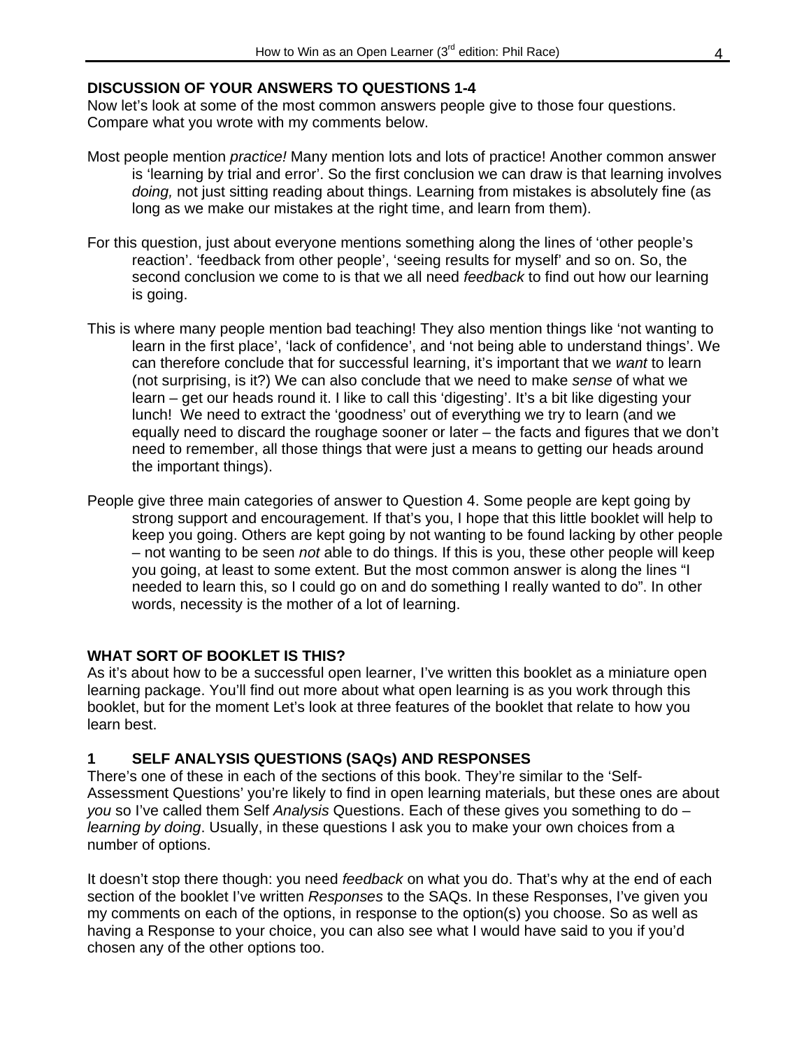**DISCUSSION OF YOUR ANSWERS TO QUESTIONS 1-4**

Now let's look at some of the most common answers people give to those four questions. Compare what you wrote with my comments below.

Most people mention *practice!* Many mention lots and lots of practice! Another common answer is 'learning by trial and error'. So the first conclusion we can draw is that learning involves *doing,* not just sitting reading about things. Learning from mistakes is absolutely fine (as long as we make our mistakes at the right time, and learn from them).

For this question, just about everyone mentions something along the lines of 'other people's reaction'. 'feedback from other people', 'seeing results for myself' and so on. So, the second conclusion we come to is that we all need *feedback* to find out how our learning is going.

This is where many people mention bad teaching! They also mention things like 'not wanting to learn in the first place', 'lack of confidence', and 'not being able to understand things'. We can therefore conclude that for successful learning, it's important that we *want* to learn (not surprising, is it?) We can also conclude that we need to make *sense* of what we learn – get our heads round it. I like to call this 'digesting'. It's a bit like digesting your lunch! We need to extract the 'goodness' out of everything we try to learn (and we equally need to discard the roughage sooner or later – the facts and figures that we don't need to remember, all those things that were just a means to getting our heads around the important things).

People give three main categories of answer to Question 4. Some people are kept going by strong support and encouragement. If that's you, I hope that this little booklet will help to keep you going. Others are kept going by not wanting to be found lacking by other people – not wanting to be seen *not* able to do things. If this is you, these other people will keep you going, at least to some extent. But the most common answer is along the lines "I needed to learn this, so I could go on and do something I really wanted to do". In other words, necessity is the mother of a lot of learning.

**WHAT SORT OF BOOKLET IS THIS?**

As it's about how to be a successful open learner, I've written this booklet as a miniature open learning package. You'll find out more about what open learning is as you work through this booklet, but for the moment Let's look at three features of the booklet that relate to how you learn best.

**1 SELF ANALYSIS QUESTIONS (SAQs) AND RESPONSES**

There's one of these in each of the sections of this book. They're similar to the 'Self-Assessment Questions' you're likely to find in open learning materials, but these ones are about *you* so I've called them Self *Analysis* Questions. Each of these gives you something to do – *learning by doing*. Usually, in these questions I ask you to make your own choices from a number of options.

It doesn't stop there though: you need *feedback* on what you do. That's why at the end of each section of the booklet I've written *Responses* to the SAQs. In these Responses, I've given you my comments on each of the options, in response to the option(s) you choose. So as well as having a Response to your choice, you can also see what I would have said to you if you'd chosen any of the other options too.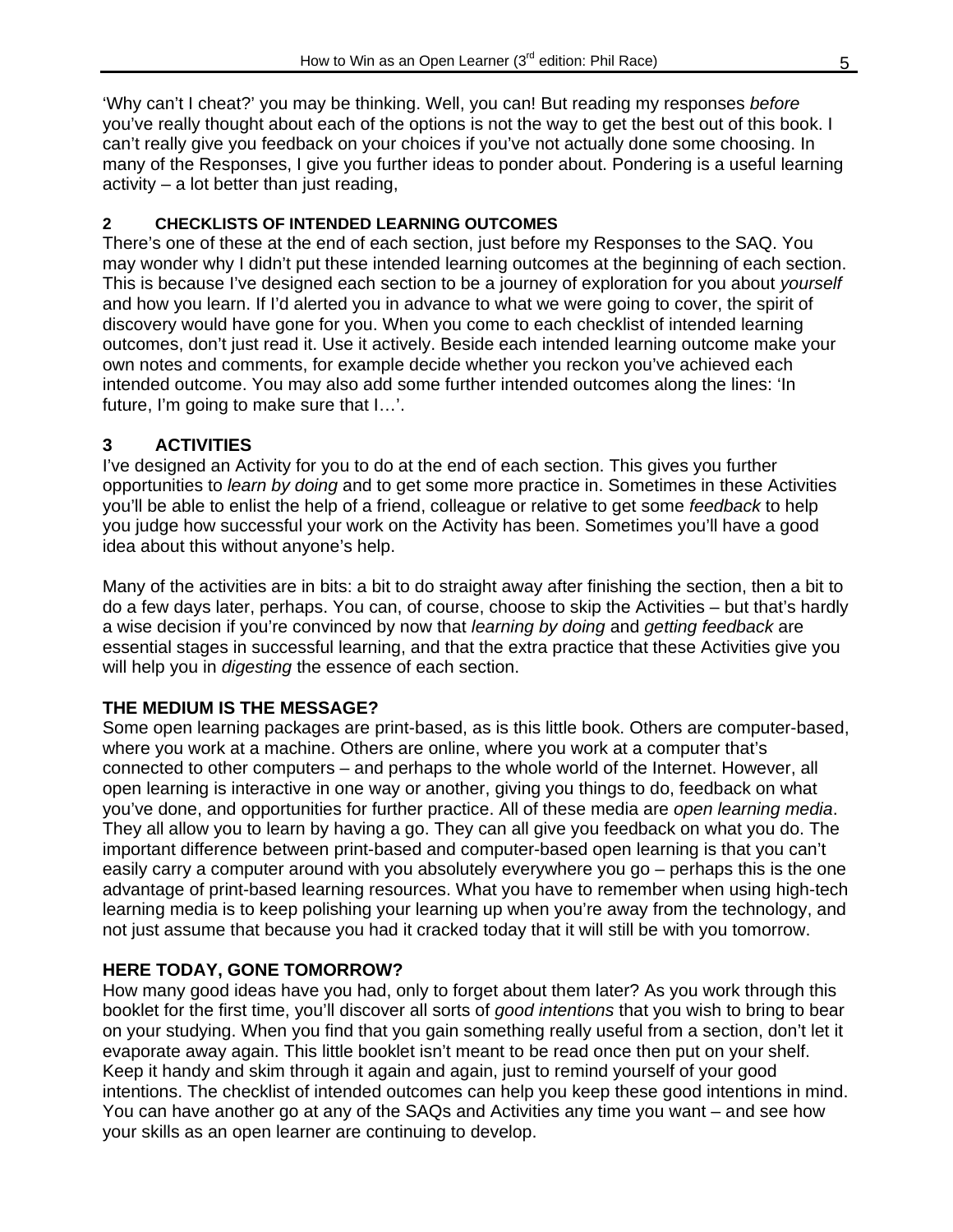'Why can't I cheat?' you may be thinking. Well, you can! But reading my responses *before* you've really thought about each of the options is not the way to get the best out of this book. I can't really give you feedback on your choices if you've not actually done some choosing. In many of the Responses, I give you further ideas to ponder about. Pondering is a useful learning activity – a lot better than just reading,

### 2 CHECKLISTS OF INTENDED LEARNING OUTCOMES

There's one of these at the end of each section, just before my Responses to the SAQ. You may wonder why I didn't put these intended learning outcomes at the beginning of each section. This is because I've designed each section to be a journey of exploration for you about *yourself* and how you learn. If I'd alerted you in advance to what we were going to cover, the spirit of discovery would have gone for you. When you come to each checklist of intended learning outcomes, don't just read it. Use it actively. Beside each intended learning outcome make your own notes and comments, for example decide whether you reckon you've achieved each intended outcome. You may also add some further intended outcomes along the lines: 'In future, I'm going to make sure that I…'.

### 3 ACTIVITIES

I've designed an Activity for you to do at the end of each section. This gives you further opportunities to *learn by doing* and to get some more practice in. Sometimes in these Activities you'll be able to enlist the help of a friend, colleague or relative to get some *feedback* to help you judge how successful your work on the Activity has been. Sometimes you'll have a good idea about this without anyone's help.

Many of the activities are in bits: a bit to do straight away after finishing the section, then a bit to do a few days later, perhaps. You can, of course, choose to skip the Activities – but that's hardly a wise decision if you're convinced by now that *learning by doing* and *getting feedback* are essential stages in successful learning, and that the extra practice that these Activities give you will help you in *digesting* the essence of each section.

### THE MEDIUM IS THE MESSAGE?

Some open learning packages are print-based, as is this little book. Others are computer-based, where you work at a machine. Others are online, where you work at a computer that's connected to other computers – and perhaps to the whole world of the Internet. However, all open learning is interactive in one way or another, giving you things to do, feedback on what you've done, and opportunities for further practice. All of these media are *open learning media*. They all allow you to learn by having a go. They can all give you feedback on what you do. The important difference between print-based and computer-based open learning is that you can't easily carry a computer around with you absolutely everywhere you go – perhaps this is the one advantage of print-based learning resources. What you have to remember when using high-tech learning media is to keep polishing your learning up when you're away from the technology, and not just assume that because you had it cracked today that it will still be with you tomorrow.

### HERE TODAY, GONE TOMORROW?

How many good ideas have you had, only to forget about them later? As you work through this booklet for the first time, you'll discover all sorts of *good intentions* that you wish to bring to bear on your studying. When you find that you gain something really useful from a section, don't let it evaporate away again. This little booklet isn't meant to be read once then put on your shelf. Keep it handy and skim through it again and again, just to remind yourself of your good intentions. The checklist of intended outcomes can help you keep these good intentions in mind. You can have another go at any of the SAQs and Activities any time you want – and see how your skills as an open learner are continuing to develop.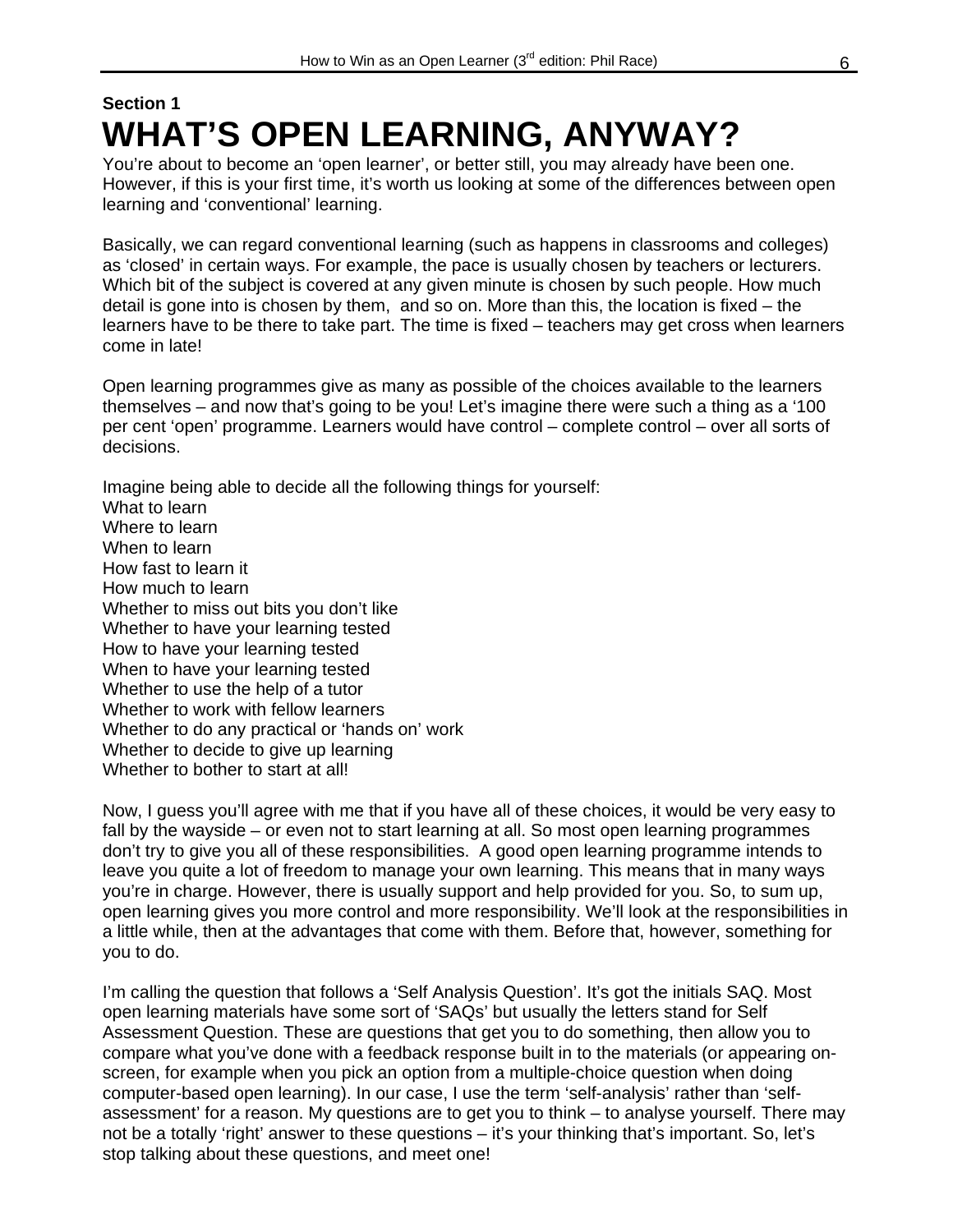Section 1

# WHAT'S OPEN LEARNING, ANYWAY?

You're about to become an 'open learner', or better still, you may already have been one. However, if this is your first time, it's worth us looking at some of the differences between open learning and 'conventional' learning.

Basically, we can regard conventional learning (such as happens in classrooms and colleges) as 'closed' in certain ways. For example, the pace is usually chosen by teachers or lecturers. Which bit of the subject is covered at any given minute is chosen by such people. How much detail is gone into is chosen by them, and so on. More than this, the location is fixed – the learners have to be there to take part. The time is fixed – teachers may get cross when learners come in late!

Open learning programmes give as many as possible of the choices available to the learners themselves – and now that's going to be you! Let's imagine there were such a thing as a '100 per cent 'open' programme. Learners would have control – complete control – over all sorts of decisions.

Imagine being able to decide all the following things for yourself:
What to learn
Where to learn
When to learn
How fast to learn it
How much to learn
Whether to miss out bits you don't like
Whether to have your learning tested
How to have your learning tested
When to have your learning tested
Whether to use the help of a tutor
Whether to work with fellow learners
Whether to do any practical or 'hands on' work
Whether to decide to give up learning
Whether to bother to start at all!

Now, I guess you'll agree with me that if you have all of these choices, it would be very easy to fall by the wayside – or even not to start learning at all. So most open learning programmes don't try to give you all of these responsibilities. A good open learning programme intends to leave you quite a lot of freedom to manage your own learning. This means that in many ways you're in charge. However, there is usually support and help provided for you. So, to sum up, open learning gives you more control and more responsibility. We'll look at the responsibilities in a little while, then at the advantages that come with them. Before that, however, something for you to do.

I'm calling the question that follows a 'Self Analysis Question'. It's got the initials SAQ. Most open learning materials have some sort of 'SAQs' but usually the letters stand for Self Assessment Question. These are questions that get you to do something, then allow you to compare what you've done with a feedback response built in to the materials (or appearing on-screen, for example when you pick an option from a multiple-choice question when doing computer-based open learning). In our case, I use the term 'self-analysis' rather than 'self-assessment' for a reason. My questions are to get you to think – to analyse yourself. There may not be a totally 'right' answer to these questions – it's your thinking that's important. So, let's stop talking about these questions, and meet one!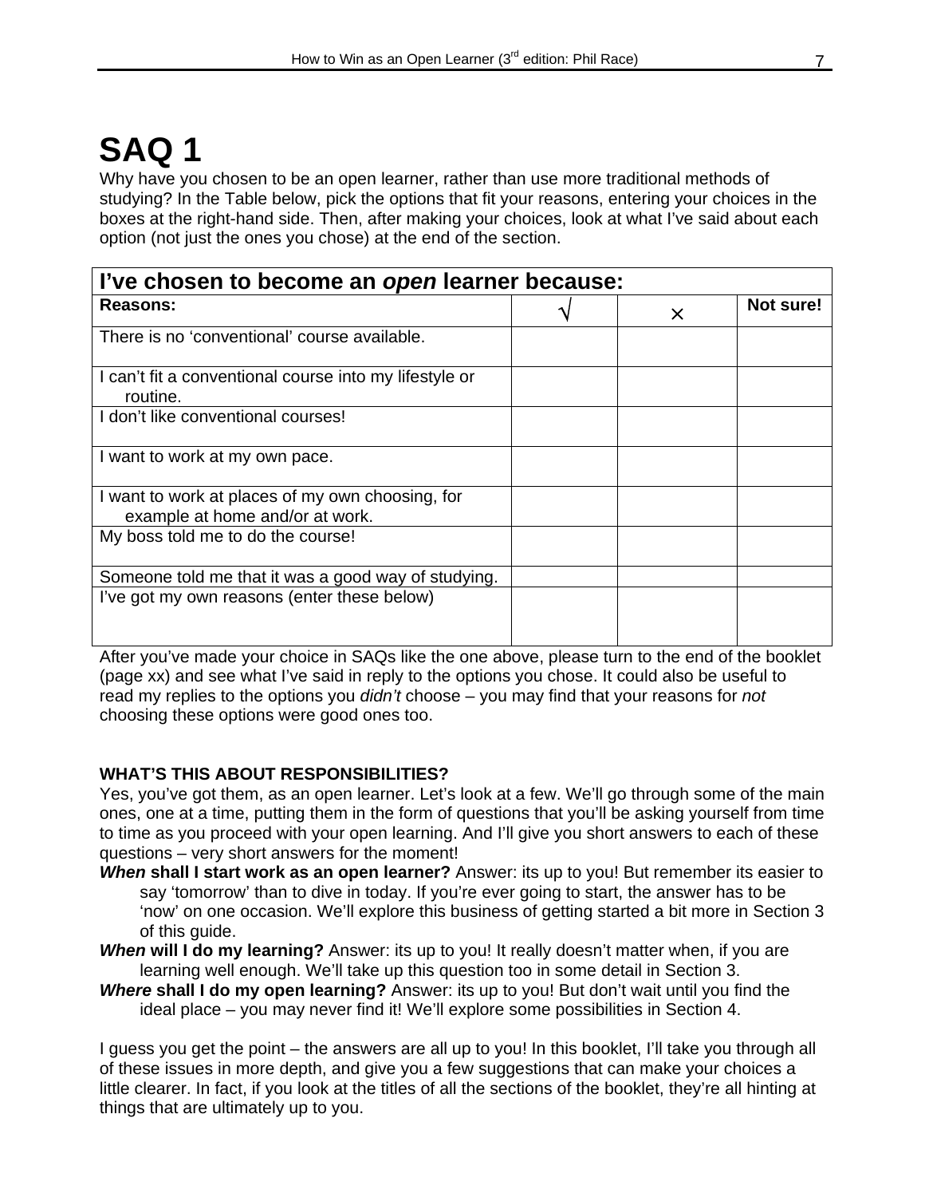# SAQ 1

Why have you chosen to be an open learner, rather than use more traditional methods of studying? In the Table below, pick the options that fit your reasons, entering your choices in the boxes at the right-hand side. Then, after making your choices, look at what I've said about each option (not just the ones you chose) at the end of the section.

| **I've chosen to become an *open* learner because:** | | | |
|---|---|---|---|
| **Reasons:** | √ | × | **Not sure!** |
| There is no 'conventional' course available. | | | |
| I can't fit a conventional course into my lifestyle or routine. | | | |
| I don't like conventional courses! | | | |
| I want to work at my own pace. | | | |
| I want to work at places of my own choosing, for example at home and/or at work. | | | |
| My boss told me to do the course! | | | |
| Someone told me that it was a good way of studying. | | | |
| I've got my own reasons (enter these below) | | | |

After you've made your choice in SAQs like the one above, please turn to the end of the booklet (page xx) and see what I've said in reply to the options you chose. It could also be useful to read my replies to the options you *didn't* choose – you may find that your reasons for *not* choosing these options were good ones too.

**WHAT'S THIS ABOUT RESPONSIBILITIES?**

Yes, you've got them, as an open learner. Let's look at a few. We'll go through some of the main ones, one at a time, putting them in the form of questions that you'll be asking yourself from time to time as you proceed with your open learning. And I'll give you short answers to each of these questions – very short answers for the moment!

***When* shall I start work as an open learner?** Answer: its up to you! But remember its easier to say 'tomorrow' than to dive in today. If you're ever going to start, the answer has to be 'now' on one occasion. We'll explore this business of getting started a bit more in Section 3 of this guide.

***When* will I do my learning?** Answer: its up to you! It really doesn't matter when, if you are learning well enough. We'll take up this question too in some detail in Section 3.

***Where* shall I do my open learning?** Answer: its up to you! But don't wait until you find the ideal place – you may never find it! We'll explore some possibilities in Section 4.

I guess you get the point – the answers are all up to you! In this booklet, I'll take you through all of these issues in more depth, and give you a few suggestions that can make your choices a little clearer. In fact, if you look at the titles of all the sections of the booklet, they're all hinting at things that are ultimately up to you.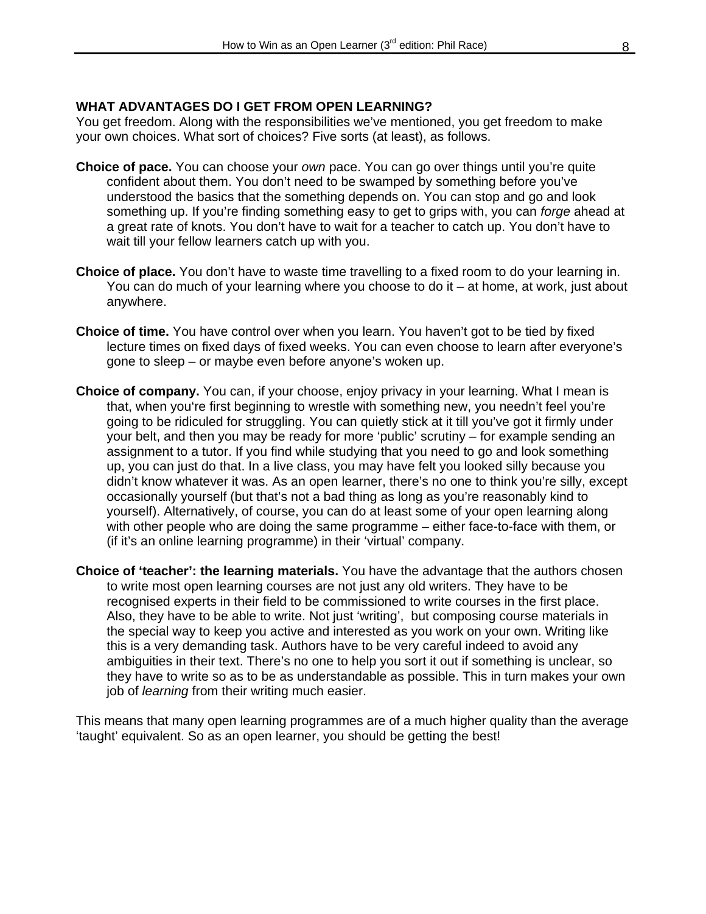**WHAT ADVANTAGES DO I GET FROM OPEN LEARNING?**

You get freedom. Along with the responsibilities we've mentioned, you get freedom to make your own choices. What sort of choices? Five sorts (at least), as follows.

**Choice of pace.** You can choose your *own* pace. You can go over things until you're quite confident about them. You don't need to be swamped by something before you've understood the basics that the something depends on. You can stop and go and look something up. If you're finding something easy to get to grips with, you can *forge* ahead at a great rate of knots. You don't have to wait for a teacher to catch up. You don't have to wait till your fellow learners catch up with you.

**Choice of place.** You don't have to waste time travelling to a fixed room to do your learning in. You can do much of your learning where you choose to do it – at home, at work, just about anywhere.

**Choice of time.** You have control over when you learn. You haven't got to be tied by fixed lecture times on fixed days of fixed weeks. You can even choose to learn after everyone's gone to sleep – or maybe even before anyone's woken up.

**Choice of company.** You can, if your choose, enjoy privacy in your learning. What I mean is that, when you're first beginning to wrestle with something new, you needn't feel you're going to be ridiculed for struggling. You can quietly stick at it till you've got it firmly under your belt, and then you may be ready for more 'public' scrutiny – for example sending an assignment to a tutor. If you find while studying that you need to go and look something up, you can just do that. In a live class, you may have felt you looked silly because you didn't know whatever it was. As an open learner, there's no one to think you're silly, except occasionally yourself (but that's not a bad thing as long as you're reasonably kind to yourself). Alternatively, of course, you can do at least some of your open learning along with other people who are doing the same programme – either face-to-face with them, or (if it's an online learning programme) in their 'virtual' company.

**Choice of 'teacher': the learning materials.** You have the advantage that the authors chosen to write most open learning courses are not just any old writers. They have to be recognised experts in their field to be commissioned to write courses in the first place. Also, they have to be able to write. Not just 'writing', but composing course materials in the special way to keep you active and interested as you work on your own. Writing like this is a very demanding task. Authors have to be very careful indeed to avoid any ambiguities in their text. There's no one to help you sort it out if something is unclear, so they have to write so as to be as understandable as possible. This in turn makes your own job of *learning* from their writing much easier.

This means that many open learning programmes are of a much higher quality than the average 'taught' equivalent. So as an open learner, you should be getting the best!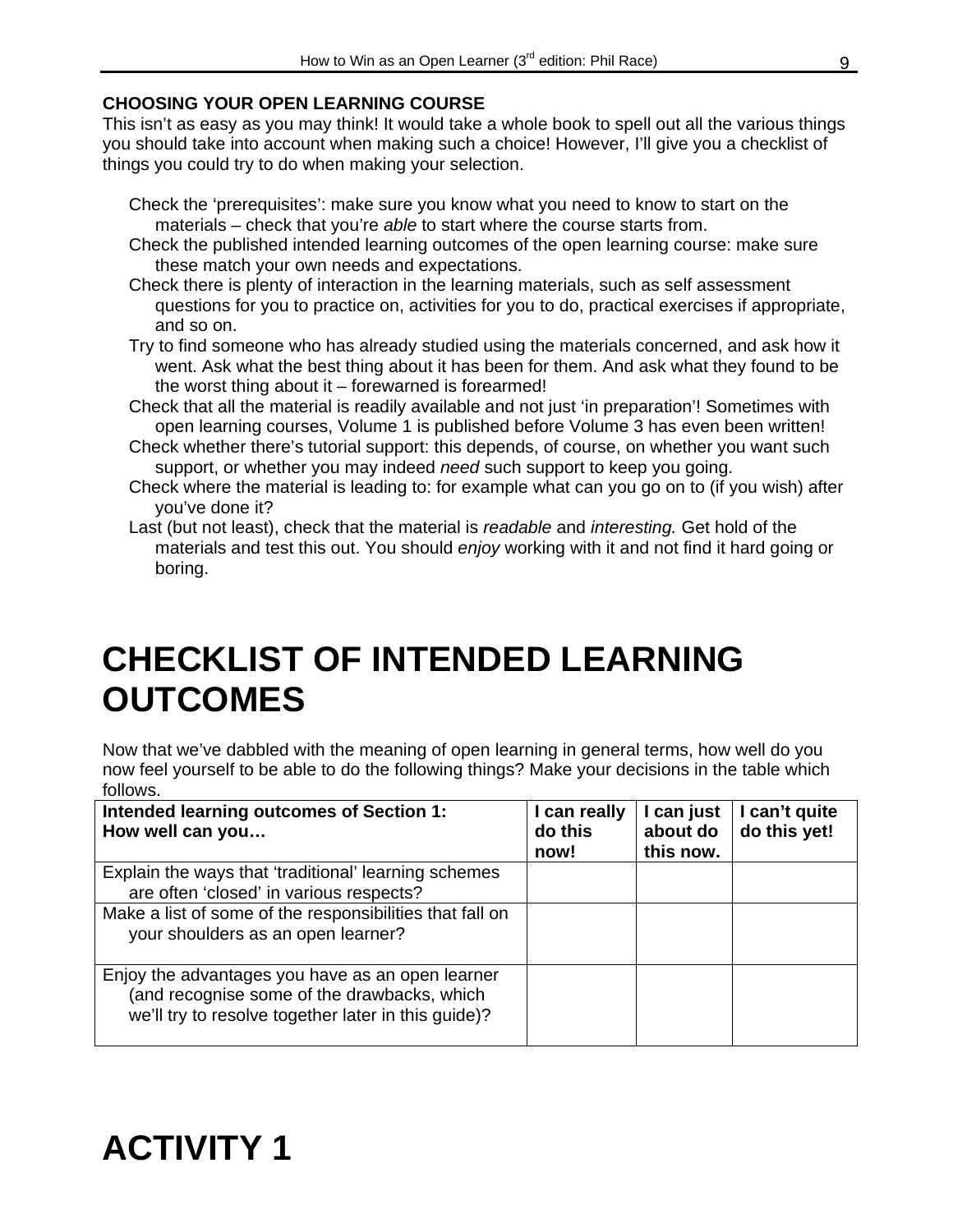### CHOOSING YOUR OPEN LEARNING COURSE

This isn't as easy as you may think! It would take a whole book to spell out all the various things you should take into account when making such a choice! However, I'll give you a checklist of things you could try to do when making your selection.

- Check the 'prerequisites': make sure you know what you need to know to start on the materials – check that you're *able* to start where the course starts from.
- Check the published intended learning outcomes of the open learning course: make sure these match your own needs and expectations.
- Check there is plenty of interaction in the learning materials, such as self assessment questions for you to practice on, activities for you to do, practical exercises if appropriate, and so on.
- Try to find someone who has already studied using the materials concerned, and ask how it went. Ask what the best thing about it has been for them. And ask what they found to be the worst thing about it – forewarned is forearmed!
- Check that all the material is readily available and not just 'in preparation'! Sometimes with open learning courses, Volume 1 is published before Volume 3 has even been written!
- Check whether there's tutorial support: this depends, of course, on whether you want such support, or whether you may indeed *need* such support to keep you going.
- Check where the material is leading to: for example what can you go on to (if you wish) after you've done it?
- Last (but not least), check that the material is *readable* and *interesting.* Get hold of the materials and test this out. You should *enjoy* working with it and not find it hard going or boring.

# CHECKLIST OF INTENDED LEARNING OUTCOMES

Now that we've dabbled with the meaning of open learning in general terms, how well do you now feel yourself to be able to do the following things? Make your decisions in the table which follows.

| **Intended learning outcomes of Section 1: How well can you…** | **I can really do this now!** | **I can just about do this now.** | **I can't quite do this yet!** |
|---|---|---|---|
| Explain the ways that 'traditional' learning schemes are often 'closed' in various respects? | | | |
| Make a list of some of the responsibilities that fall on your shoulders as an open learner? | | | |
| Enjoy the advantages you have as an open learner (and recognise some of the drawbacks, which we'll try to resolve together later in this guide)? | | | |

# ACTIVITY 1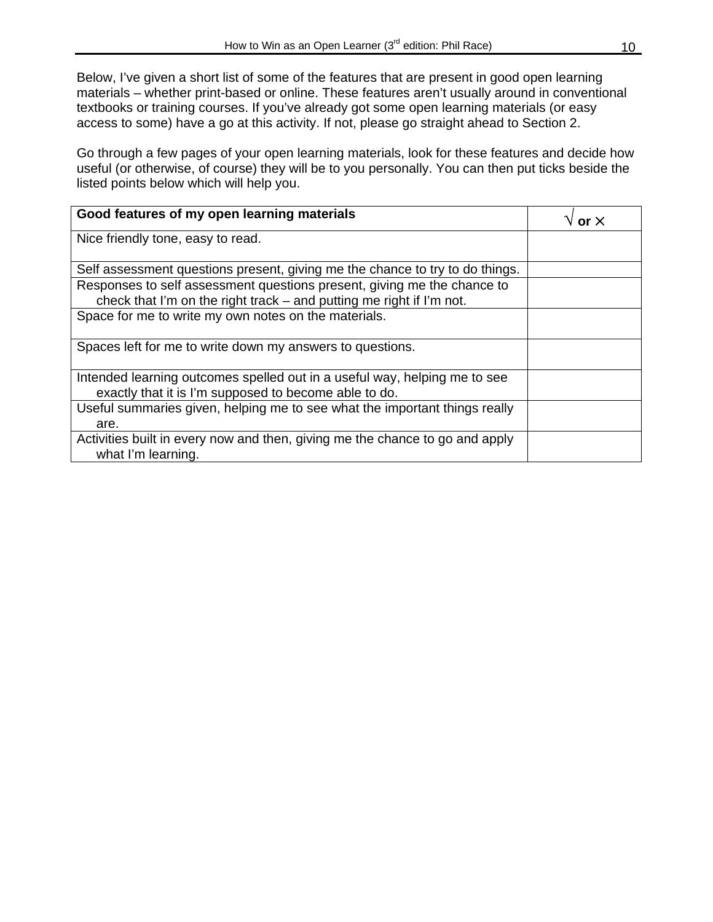Below, I've given a short list of some of the features that are present in good open learning materials – whether print-based or online. These features aren't usually around in conventional textbooks or training courses. If you've already got some open learning materials (or easy access to some) have a go at this activity. If not, please go straight ahead to Section 2.

Go through a few pages of your open learning materials, look for these features and decide how useful (or otherwise, of course) they will be to you personally. You can then put ticks beside the listed points below which will help you.

| **Good features of my open learning materials** | **√ or ×** |
|---|---|
| Nice friendly tone, easy to read. | |
| Self assessment questions present, giving me the chance to try to do things. | |
| Responses to self assessment questions present, giving me the chance to check that I'm on the right track – and putting me right if I'm not. | |
| Space for me to write my own notes on the materials. | |
| Spaces left for me to write down my answers to questions. | |
| Intended learning outcomes spelled out in a useful way, helping me to see exactly that it is I'm supposed to become able to do. | |
| Useful summaries given, helping me to see what the important things really are. | |
| Activities built in every now and then, giving me the chance to go and apply what I'm learning. | |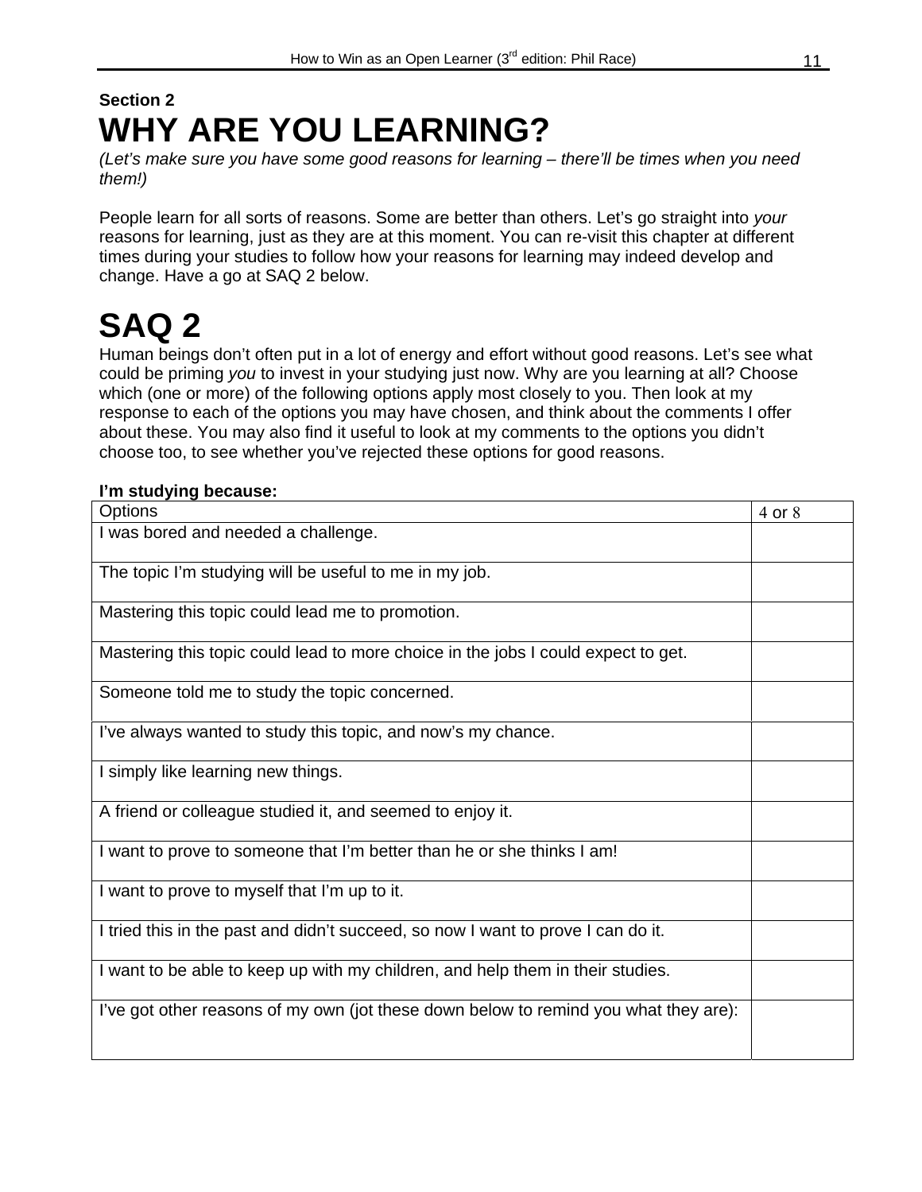**Section 2**

# WHY ARE YOU LEARNING?

*(Let's make sure you have some good reasons for learning – there'll be times when you need them!)*

People learn for all sorts of reasons. Some are better than others. Let's go straight into *your* reasons for learning, just as they are at this moment. You can re-visit this chapter at different times during your studies to follow how your reasons for learning may indeed develop and change. Have a go at SAQ 2 below.

# SAQ 2

Human beings don't often put in a lot of energy and effort without good reasons. Let's see what could be priming *you* to invest in your studying just now. Why are you learning at all? Choose which (one or more) of the following options apply most closely to you. Then look at my response to each of the options you may have chosen, and think about the comments I offer about these. You may also find it useful to look at my comments to the options you didn't choose too, to see whether you've rejected these options for good reasons.

**I'm studying because:**

| Options | 4 or 8 |
|---|---|
| I was bored and needed a challenge. | |
| The topic I'm studying will be useful to me in my job. | |
| Mastering this topic could lead me to promotion. | |
| Mastering this topic could lead to more choice in the jobs I could expect to get. | |
| Someone told me to study the topic concerned. | |
| I've always wanted to study this topic, and now's my chance. | |
| I simply like learning new things. | |
| A friend or colleague studied it, and seemed to enjoy it. | |
| I want to prove to someone that I'm better than he or she thinks I am! | |
| I want to prove to myself that I'm up to it. | |
| I tried this in the past and didn't succeed, so now I want to prove I can do it. | |
| I want to be able to keep up with my children, and help them in their studies. | |
| I've got other reasons of my own (jot these down below to remind you what they are): | |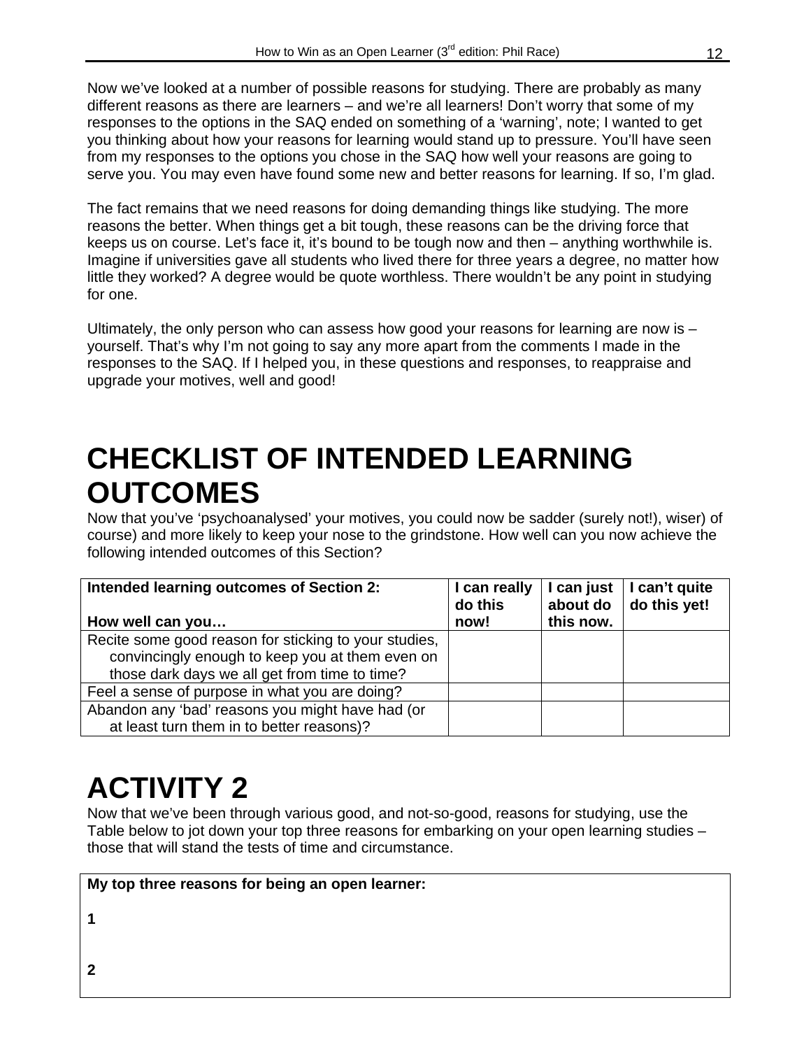Now we've looked at a number of possible reasons for studying. There are probably as many different reasons as there are learners – and we're all learners! Don't worry that some of my responses to the options in the SAQ ended on something of a 'warning', note; I wanted to get you thinking about how your reasons for learning would stand up to pressure. You'll have seen from my responses to the options you chose in the SAQ how well your reasons are going to serve you. You may even have found some new and better reasons for learning. If so, I'm glad.

The fact remains that we need reasons for doing demanding things like studying. The more reasons the better. When things get a bit tough, these reasons can be the driving force that keeps us on course. Let's face it, it's bound to be tough now and then – anything worthwhile is. Imagine if universities gave all students who lived there for three years a degree, no matter how little they worked? A degree would be quote worthless. There wouldn't be any point in studying for one.

Ultimately, the only person who can assess how good your reasons for learning are now is – yourself. That's why I'm not going to say any more apart from the comments I made in the responses to the SAQ. If I helped you, in these questions and responses, to reappraise and upgrade your motives, well and good!

# CHECKLIST OF INTENDED LEARNING OUTCOMES

Now that you've 'psychoanalysed' your motives, you could now be sadder (surely not!), wiser) of course) and more likely to keep your nose to the grindstone. How well can you now achieve the following intended outcomes of this Section?

| **Intended learning outcomes of Section 2:** **How well can you…** | **I can really do this now!** | **I can just about do this now.** | **I can't quite do this yet!** |
|---|---|---|---|
| Recite some good reason for sticking to your studies, convincingly enough to keep you at them even on those dark days we all get from time to time? | | | |
| Feel a sense of purpose in what you are doing? | | | |
| Abandon any 'bad' reasons you might have had (or at least turn them in to better reasons)? | | | |

# ACTIVITY 2

Now that we've been through various good, and not-so-good, reasons for studying, use the Table below to jot down your top three reasons for embarking on your open learning studies – those that will stand the tests of time and circumstance.

| **My top three reasons for being an open learner:** |
|---|
| **1** |
| **2** |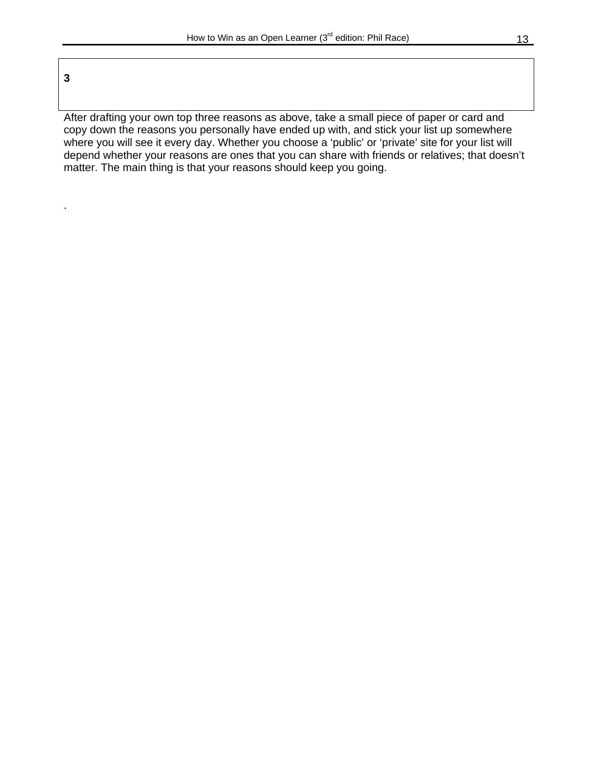| **3** |
| --- |
| |

After drafting your own top three reasons as above, take a small piece of paper or card and copy down the reasons you personally have ended up with, and stick your list up somewhere where you will see it every day. Whether you choose a ‘public’ or ‘private’ site for your list will depend whether your reasons are ones that you can share with friends or relatives; that doesn’t matter. The main thing is that your reasons should keep you going.

.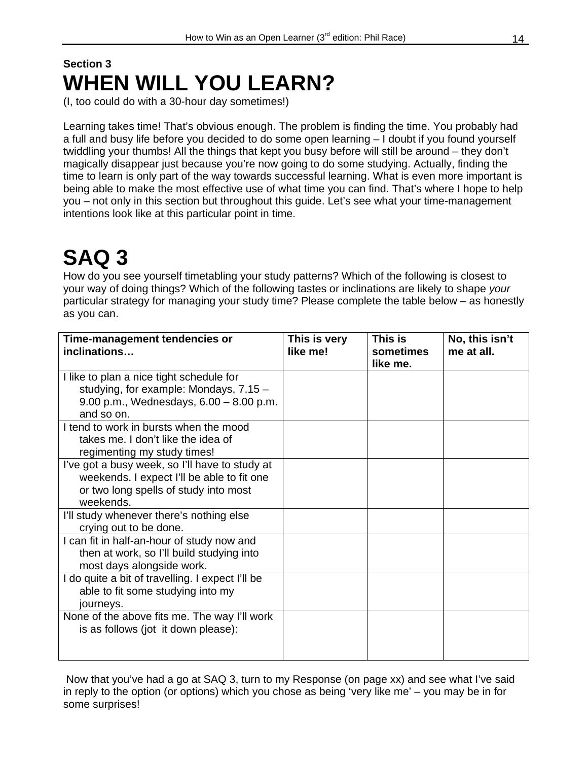**Section 3**

# WHEN WILL YOU LEARN?

(I, too could do with a 30-hour day sometimes!)

Learning takes time! That's obvious enough. The problem is finding the time. You probably had a full and busy life before you decided to do some open learning – I doubt if you found yourself twiddling your thumbs! All the things that kept you busy before will still be around – they don't magically disappear just because you're now going to do some studying. Actually, finding the time to learn is only part of the way towards successful learning. What is even more important is being able to make the most effective use of what time you can find. That's where I hope to help you – not only in this section but throughout this guide. Let's see what your time-management intentions look like at this particular point in time.

# SAQ 3

How do you see yourself timetabling your study patterns? Which of the following is closest to your way of doing things? Which of the following tastes or inclinations are likely to shape *your* particular strategy for managing your study time? Please complete the table below – as honestly as you can.

| Time-management tendencies or inclinations… | This is very like me! | This is sometimes like me. | No, this isn't me at all. |
|---|---|---|---|
| I like to plan a nice tight schedule for studying, for example: Mondays, 7.15 – 9.00 p.m., Wednesdays, 6.00 – 8.00 p.m. and so on. | | | |
| I tend to work in bursts when the mood takes me. I don't like the idea of regimenting my study times! | | | |
| I've got a busy week, so I'll have to study at weekends. I expect I'll be able to fit one or two long spells of study into most weekends. | | | |
| I'll study whenever there's nothing else crying out to be done. | | | |
| I can fit in half-an-hour of study now and then at work, so I'll build studying into most days alongside work. | | | |
| I do quite a bit of travelling. I expect I'll be able to fit some studying into my journeys. | | | |
| None of the above fits me. The way I'll work is as follows (jot it down please): | | | |

Now that you've had a go at SAQ 3, turn to my Response (on page xx) and see what I've said in reply to the option (or options) which you chose as being 'very like me' – you may be in for some surprises!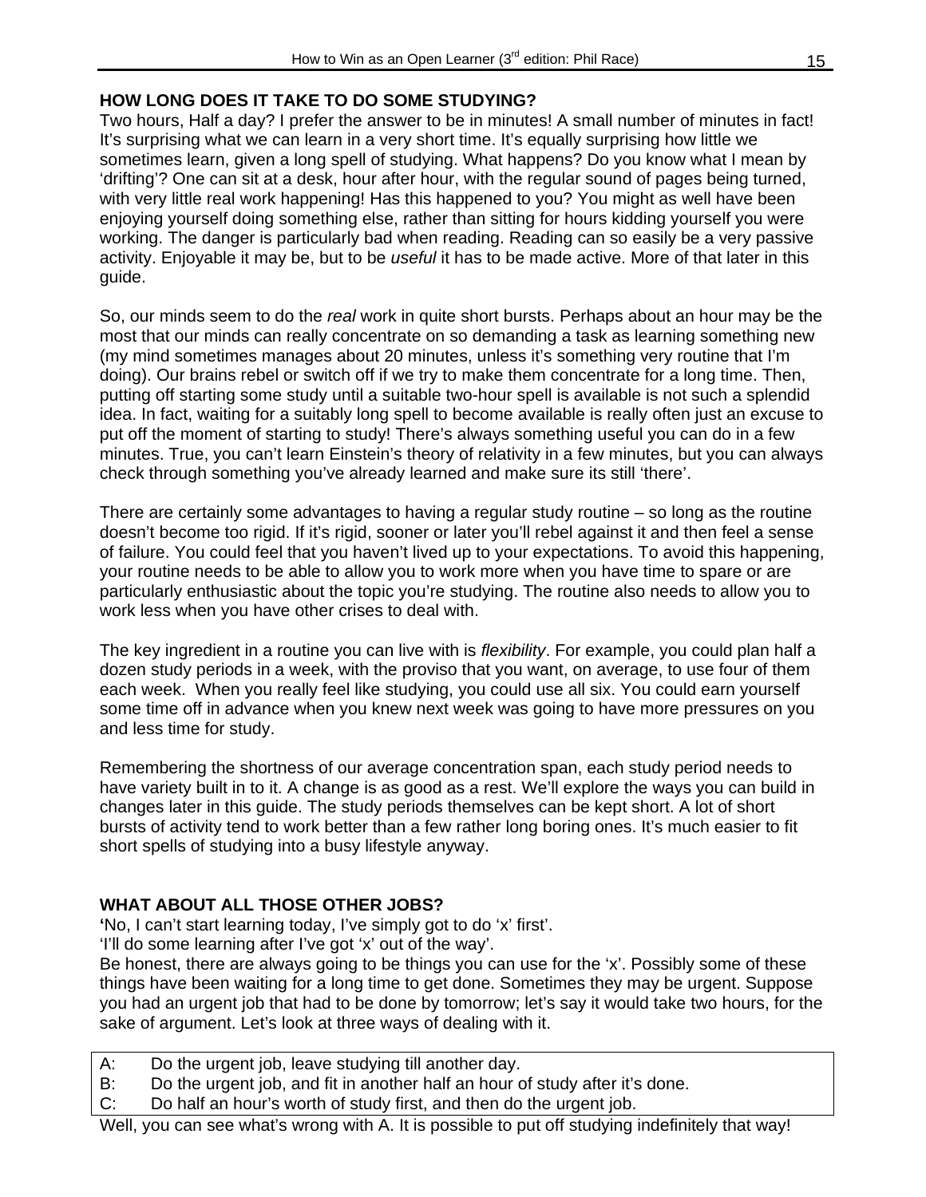## HOW LONG DOES IT TAKE TO DO SOME STUDYING?

Two hours, Half a day? I prefer the answer to be in minutes! A small number of minutes in fact! It's surprising what we can learn in a very short time. It's equally surprising how little we sometimes learn, given a long spell of studying. What happens? Do you know what I mean by 'drifting'? One can sit at a desk, hour after hour, with the regular sound of pages being turned, with very little real work happening! Has this happened to you? You might as well have been enjoying yourself doing something else, rather than sitting for hours kidding yourself you were working. The danger is particularly bad when reading. Reading can so easily be a very passive activity. Enjoyable it may be, but to be *useful* it has to be made active. More of that later in this guide.

So, our minds seem to do the *real* work in quite short bursts. Perhaps about an hour may be the most that our minds can really concentrate on so demanding a task as learning something new (my mind sometimes manages about 20 minutes, unless it's something very routine that I'm doing). Our brains rebel or switch off if we try to make them concentrate for a long time. Then, putting off starting some study until a suitable two-hour spell is available is not such a splendid idea. In fact, waiting for a suitably long spell to become available is really often just an excuse to put off the moment of starting to study! There's always something useful you can do in a few minutes. True, you can't learn Einstein's theory of relativity in a few minutes, but you can always check through something you've already learned and make sure its still 'there'.

There are certainly some advantages to having a regular study routine – so long as the routine doesn't become too rigid. If it's rigid, sooner or later you'll rebel against it and then feel a sense of failure. You could feel that you haven't lived up to your expectations. To avoid this happening, your routine needs to be able to allow you to work more when you have time to spare or are particularly enthusiastic about the topic you're studying. The routine also needs to allow you to work less when you have other crises to deal with.

The key ingredient in a routine you can live with is *flexibility*. For example, you could plan half a dozen study periods in a week, with the proviso that you want, on average, to use four of them each week. When you really feel like studying, you could use all six. You could earn yourself some time off in advance when you knew next week was going to have more pressures on you and less time for study.

Remembering the shortness of our average concentration span, each study period needs to have variety built in to it. A change is as good as a rest. We'll explore the ways you can build in changes later in this guide. The study periods themselves can be kept short. A lot of short bursts of activity tend to work better than a few rather long boring ones. It's much easier to fit short spells of studying into a busy lifestyle anyway.

## WHAT ABOUT ALL THOSE OTHER JOBS?

'No, I can't start learning today, I've simply got to do 'x' first'.

'I'll do some learning after I've got 'x' out of the way'.

Be honest, there are always going to be things you can use for the 'x'. Possibly some of these things have been waiting for a long time to get done. Sometimes they may be urgent. Suppose you had an urgent job that had to be done by tomorrow; let's say it would take two hours, for the sake of argument. Let's look at three ways of dealing with it.

| | |
|---|---|
| A: | Do the urgent job, leave studying till another day. |
| B: | Do the urgent job, and fit in another half an hour of study after it's done. |
| C: | Do half an hour's worth of study first, and then do the urgent job. |

Well, you can see what's wrong with A. It is possible to put off studying indefinitely that way!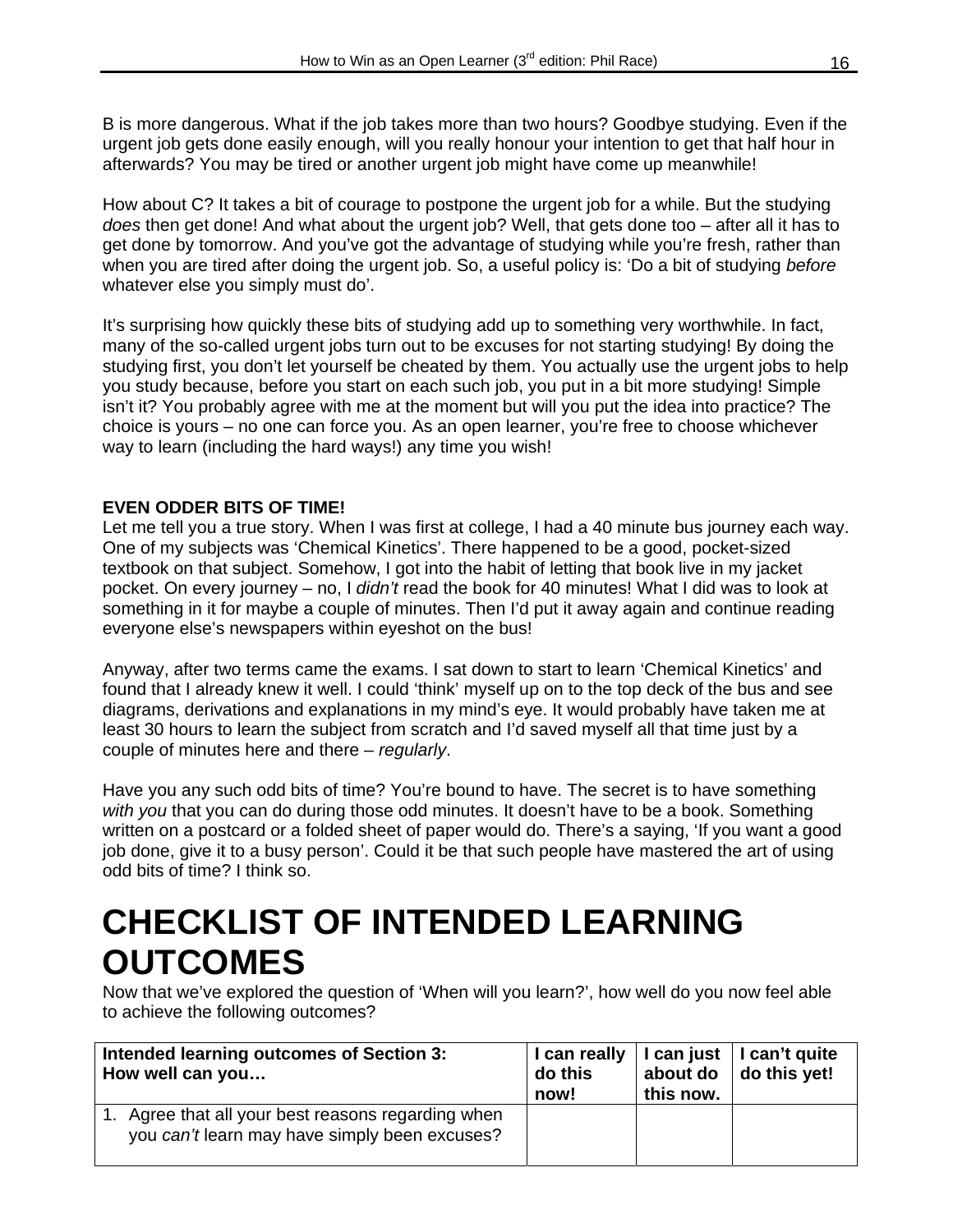B is more dangerous. What if the job takes more than two hours? Goodbye studying. Even if the urgent job gets done easily enough, will you really honour your intention to get that half hour in afterwards? You may be tired or another urgent job might have come up meanwhile!

How about C? It takes a bit of courage to postpone the urgent job for a while. But the studying *does* then get done! And what about the urgent job? Well, that gets done too – after all it has to get done by tomorrow. And you've got the advantage of studying while you're fresh, rather than when you are tired after doing the urgent job. So, a useful policy is: 'Do a bit of studying *before* whatever else you simply must do'.

It's surprising how quickly these bits of studying add up to something very worthwhile. In fact, many of the so-called urgent jobs turn out to be excuses for not starting studying! By doing the studying first, you don't let yourself be cheated by them. You actually use the urgent jobs to help you study because, before you start on each such job, you put in a bit more studying! Simple isn't it? You probably agree with me at the moment but will you put the idea into practice? The choice is yours – no one can force you. As an open learner, you're free to choose whichever way to learn (including the hard ways!) any time you wish!

**EVEN ODDER BITS OF TIME!**

Let me tell you a true story. When I was first at college, I had a 40 minute bus journey each way. One of my subjects was 'Chemical Kinetics'. There happened to be a good, pocket-sized textbook on that subject. Somehow, I got into the habit of letting that book live in my jacket pocket. On every journey – no, I *didn't* read the book for 40 minutes! What I did was to look at something in it for maybe a couple of minutes. Then I'd put it away again and continue reading everyone else's newspapers within eyeshot on the bus!

Anyway, after two terms came the exams. I sat down to start to learn 'Chemical Kinetics' and found that I already knew it well. I could 'think' myself up on to the top deck of the bus and see diagrams, derivations and explanations in my mind's eye. It would probably have taken me at least 30 hours to learn the subject from scratch and I'd saved myself all that time just by a couple of minutes here and there – *regularly*.

Have you any such odd bits of time? You're bound to have. The secret is to have something *with you* that you can do during those odd minutes. It doesn't have to be a book. Something written on a postcard or a folded sheet of paper would do. There's a saying, 'If you want a good job done, give it to a busy person'. Could it be that such people have mastered the art of using odd bits of time? I think so.

# CHECKLIST OF INTENDED LEARNING OUTCOMES

Now that we've explored the question of 'When will you learn?', how well do you now feel able to achieve the following outcomes?

| **Intended learning outcomes of Section 3: How well can you…** | **I can really do this now!** | **I can just about do this now.** | **I can't quite do this yet!** |
|---|---|---|---|
| 1. Agree that all your best reasons regarding when you *can't* learn may have simply been excuses? | | | |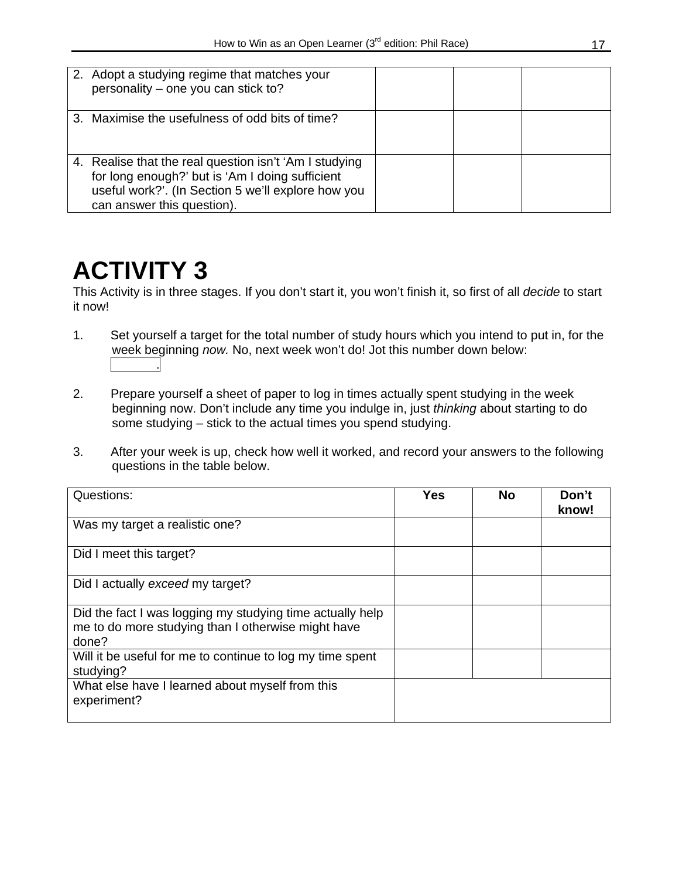| | | | |
|---|---|---|---|
| 2. Adopt a studying regime that matches your personality – one you can stick to? | | | |
| 3. Maximise the usefulness of odd bits of time? | | | |
| 4. Realise that the real question isn't 'Am I studying for long enough?' but is 'Am I doing sufficient useful work?'. (In Section 5 we'll explore how you can answer this question). | | | |

# ACTIVITY 3

This Activity is in three stages. If you don't start it, you won't finish it, so first of all *decide* to start it now!

1. Set yourself a target for the total number of study hours which you intend to put in, for the week beginning *now.* No, next week won't do! Jot this number down below: [ ].

2. Prepare yourself a sheet of paper to log in times actually spent studying in the week beginning now. Don't include any time you indulge in, just *thinking* about starting to do some studying – stick to the actual times you spend studying.

3. After your week is up, check how well it worked, and record your answers to the following questions in the table below.

| Questions: | **Yes** | **No** | **Don't know!** |
|---|---|---|---|
| Was my target a realistic one? | | | |
| Did I meet this target? | | | |
| Did I actually *exceed* my target? | | | |
| Did the fact I was logging my studying time actually help me to do more studying than I otherwise might have done? | | | |
| Will it be useful for me to continue to log my time spent studying? | | | |
| What else have I learned about myself from this experiment? | | | |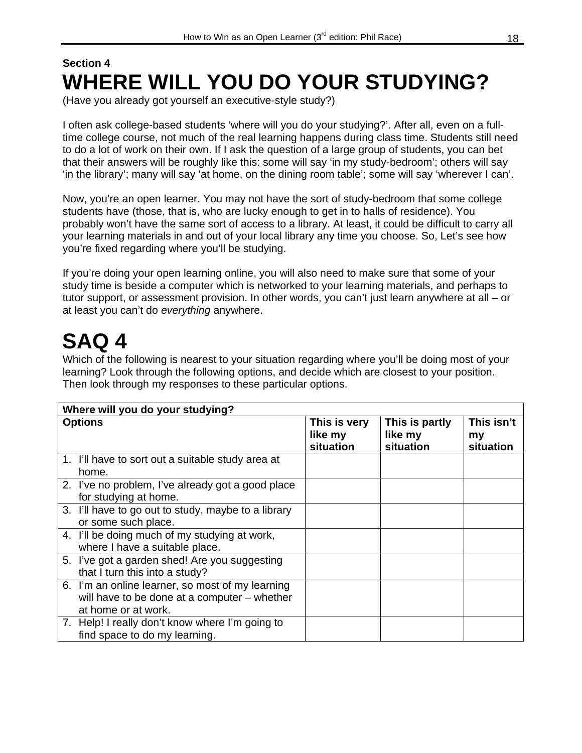**Section 4**

# WHERE WILL YOU DO YOUR STUDYING?

(Have you already got yourself an executive-style study?)

I often ask college-based students 'where will you do your studying?'. After all, even on a full-time college course, not much of the real learning happens during class time. Students still need to do a lot of work on their own. If I ask the question of a large group of students, you can bet that their answers will be roughly like this: some will say 'in my study-bedroom'; others will say 'in the library'; many will say 'at home, on the dining room table'; some will say 'wherever I can'.

Now, you're an open learner. You may not have the sort of study-bedroom that some college students have (those, that is, who are lucky enough to get in to halls of residence). You probably won't have the same sort of access to a library. At least, it could be difficult to carry all your learning materials in and out of your local library any time you choose. So, Let's see how you're fixed regarding where you'll be studying.

If you're doing your open learning online, you will also need to make sure that some of your study time is beside a computer which is networked to your learning materials, and perhaps to tutor support, or assessment provision. In other words, you can't just learn anywhere at all – or at least you can't do *everything* anywhere.

# SAQ 4

Which of the following is nearest to your situation regarding where you'll be doing most of your learning? Look through the following options, and decide which are closest to your position. Then look through my responses to these particular options.

| **Where will you do your studying?** | | | |
|---|---|---|---|
| **Options** | **This is very like my situation** | **This is partly like my situation** | **This isn't my situation** |
| 1. I'll have to sort out a suitable study area at home. | | | |
| 2. I've no problem, I've already got a good place for studying at home. | | | |
| 3. I'll have to go out to study, maybe to a library or some such place. | | | |
| 4. I'll be doing much of my studying at work, where I have a suitable place. | | | |
| 5. I've got a garden shed! Are you suggesting that I turn this into a study? | | | |
| 6. I'm an online learner, so most of my learning will have to be done at a computer – whether at home or at work. | | | |
| 7. Help! I really don't know where I'm going to find space to do my learning. | | | |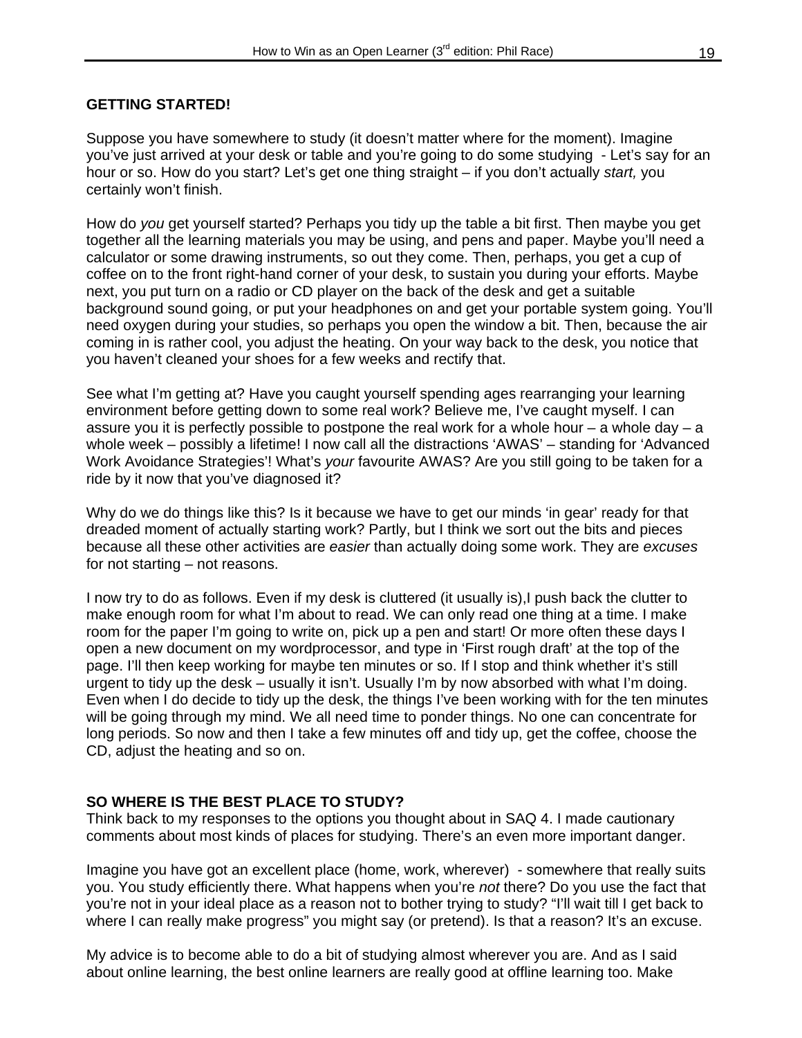**GETTING STARTED!**

Suppose you have somewhere to study (it doesn't matter where for the moment). Imagine you've just arrived at your desk or table and you're going to do some studying - Let's say for an hour or so. How do you start? Let's get one thing straight – if you don't actually *start,* you certainly won't finish.

How do *you* get yourself started? Perhaps you tidy up the table a bit first. Then maybe you get together all the learning materials you may be using, and pens and paper. Maybe you'll need a calculator or some drawing instruments, so out they come. Then, perhaps, you get a cup of coffee on to the front right-hand corner of your desk, to sustain you during your efforts. Maybe next, you put turn on a radio or CD player on the back of the desk and get a suitable background sound going, or put your headphones on and get your portable system going. You'll need oxygen during your studies, so perhaps you open the window a bit. Then, because the air coming in is rather cool, you adjust the heating. On your way back to the desk, you notice that you haven't cleaned your shoes for a few weeks and rectify that.

See what I'm getting at? Have you caught yourself spending ages rearranging your learning environment before getting down to some real work? Believe me, I've caught myself. I can assure you it is perfectly possible to postpone the real work for a whole hour – a whole day – a whole week – possibly a lifetime! I now call all the distractions 'AWAS' – standing for 'Advanced Work Avoidance Strategies'! What's *your* favourite AWAS? Are you still going to be taken for a ride by it now that you've diagnosed it?

Why do we do things like this? Is it because we have to get our minds 'in gear' ready for that dreaded moment of actually starting work? Partly, but I think we sort out the bits and pieces because all these other activities are *easier* than actually doing some work. They are *excuses* for not starting – not reasons.

I now try to do as follows. Even if my desk is cluttered (it usually is),I push back the clutter to make enough room for what I'm about to read. We can only read one thing at a time. I make room for the paper I'm going to write on, pick up a pen and start! Or more often these days I open a new document on my wordprocessor, and type in 'First rough draft' at the top of the page. I'll then keep working for maybe ten minutes or so. If I stop and think whether it's still urgent to tidy up the desk – usually it isn't. Usually I'm by now absorbed with what I'm doing. Even when I do decide to tidy up the desk, the things I've been working with for the ten minutes will be going through my mind. We all need time to ponder things. No one can concentrate for long periods. So now and then I take a few minutes off and tidy up, get the coffee, choose the CD, adjust the heating and so on.

**SO WHERE IS THE BEST PLACE TO STUDY?**

Think back to my responses to the options you thought about in SAQ 4. I made cautionary comments about most kinds of places for studying. There's an even more important danger.

Imagine you have got an excellent place (home, work, wherever) - somewhere that really suits you. You study efficiently there. What happens when you're *not* there? Do you use the fact that you're not in your ideal place as a reason not to bother trying to study? "I'll wait till I get back to where I can really make progress" you might say (or pretend). Is that a reason? It's an excuse.

My advice is to become able to do a bit of studying almost wherever you are. And as I said about online learning, the best online learners are really good at offline learning too. Make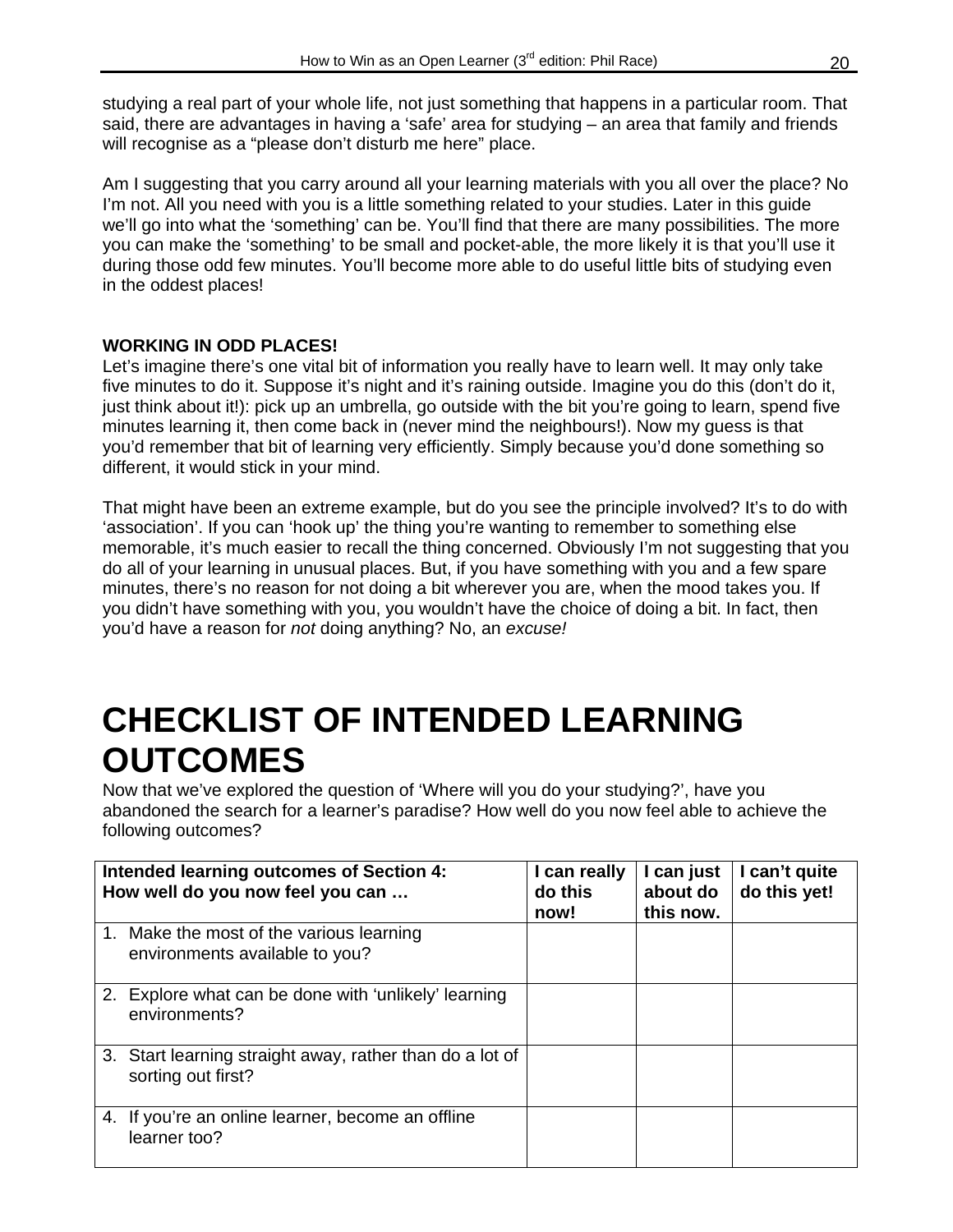studying a real part of your whole life, not just something that happens in a particular room. That said, there are advantages in having a 'safe' area for studying – an area that family and friends will recognise as a "please don't disturb me here" place.

Am I suggesting that you carry around all your learning materials with you all over the place? No I'm not. All you need with you is a little something related to your studies. Later in this guide we'll go into what the 'something' can be. You'll find that there are many possibilities. The more you can make the 'something' to be small and pocket-able, the more likely it is that you'll use it during those odd few minutes. You'll become more able to do useful little bits of studying even in the oddest places!

**WORKING IN ODD PLACES!**

Let's imagine there's one vital bit of information you really have to learn well. It may only take five minutes to do it. Suppose it's night and it's raining outside. Imagine you do this (don't do it, just think about it!): pick up an umbrella, go outside with the bit you're going to learn, spend five minutes learning it, then come back in (never mind the neighbours!). Now my guess is that you'd remember that bit of learning very efficiently. Simply because you'd done something so different, it would stick in your mind.

That might have been an extreme example, but do you see the principle involved? It's to do with 'association'. If you can 'hook up' the thing you're wanting to remember to something else memorable, it's much easier to recall the thing concerned. Obviously I'm not suggesting that you do all of your learning in unusual places. But, if you have something with you and a few spare minutes, there's no reason for not doing a bit wherever you are, when the mood takes you. If you didn't have something with you, you wouldn't have the choice of doing a bit. In fact, then you'd have a reason for *not* doing anything? No, an *excuse!*

# CHECKLIST OF INTENDED LEARNING OUTCOMES

Now that we've explored the question of 'Where will you do your studying?', have you abandoned the search for a learner's paradise? How well do you now feel able to achieve the following outcomes?

| **Intended learning outcomes of Section 4: How well do you now feel you can …** | **I can really do this now!** | **I can just about do this now.** | **I can't quite do this yet!** |
|---|---|---|---|
| 1. Make the most of the various learning environments available to you? | | | |
| 2. Explore what can be done with 'unlikely' learning environments? | | | |
| 3. Start learning straight away, rather than do a lot of sorting out first? | | | |
| 4. If you're an online learner, become an offline learner too? | | | |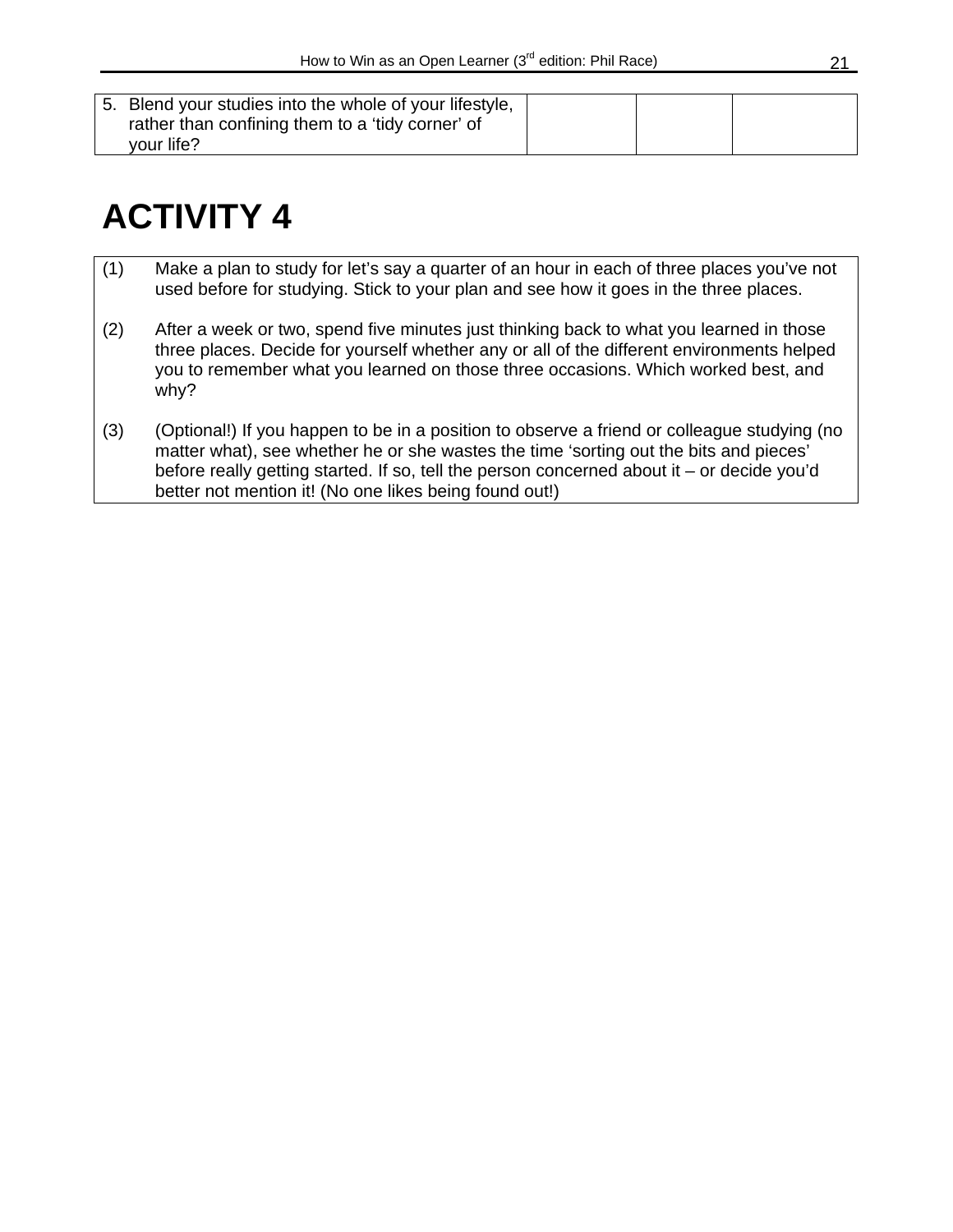| 5. Blend your studies into the whole of your lifestyle, rather than confining them to a 'tidy corner' of your life? | | | |
|---|---|---|---|

# ACTIVITY 4

(1) Make a plan to study for let's say a quarter of an hour in each of three places you've not used before for studying. Stick to your plan and see how it goes in the three places.

(2) After a week or two, spend five minutes just thinking back to what you learned in those three places. Decide for yourself whether any or all of the different environments helped you to remember what you learned on those three occasions. Which worked best, and why?

(3) (Optional!) If you happen to be in a position to observe a friend or colleague studying (no matter what), see whether he or she wastes the time 'sorting out the bits and pieces' before really getting started. If so, tell the person concerned about it – or decide you'd better not mention it! (No one likes being found out!)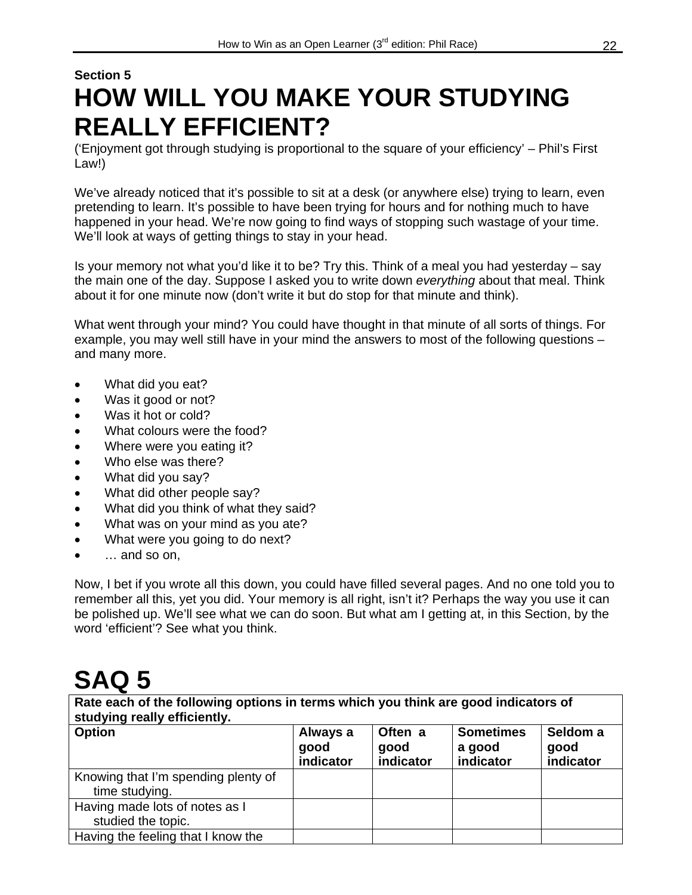**Section 5**

# HOW WILL YOU MAKE YOUR STUDYING REALLY EFFICIENT?

('Enjoyment got through studying is proportional to the square of your efficiency' – Phil's First Law!)

We've already noticed that it's possible to sit at a desk (or anywhere else) trying to learn, even pretending to learn. It's possible to have been trying for hours and for nothing much to have happened in your head. We're now going to find ways of stopping such wastage of your time. We'll look at ways of getting things to stay in your head.

Is your memory not what you'd like it to be? Try this. Think of a meal you had yesterday – say the main one of the day. Suppose I asked you to write down *everything* about that meal. Think about it for one minute now (don't write it but do stop for that minute and think).

What went through your mind? You could have thought in that minute of all sorts of things. For example, you may well still have in your mind the answers to most of the following questions – and many more.

- What did you eat?
- Was it good or not?
- Was it hot or cold?
- What colours were the food?
- Where were you eating it?
- Who else was there?
- What did you say?
- What did other people say?
- What did you think of what they said?
- What was on your mind as you ate?
- What were you going to do next?
- … and so on,

Now, I bet if you wrote all this down, you could have filled several pages. And no one told you to remember all this, yet you did. Your memory is all right, isn't it? Perhaps the way you use it can be polished up. We'll see what we can do soon. But what am I getting at, in this Section, by the word 'efficient'? See what you think.

# SAQ 5

**Rate each of the following options in terms which you think are good indicators of studying really efficiently.**

| Option | Always a good indicator | Often a good indicator | Sometimes a good indicator | Seldom a good indicator |
|---|---|---|---|---|
| Knowing that I'm spending plenty of time studying. | | | | |
| Having made lots of notes as I studied the topic. | | | | |
| Having the feeling that I know the | | | | |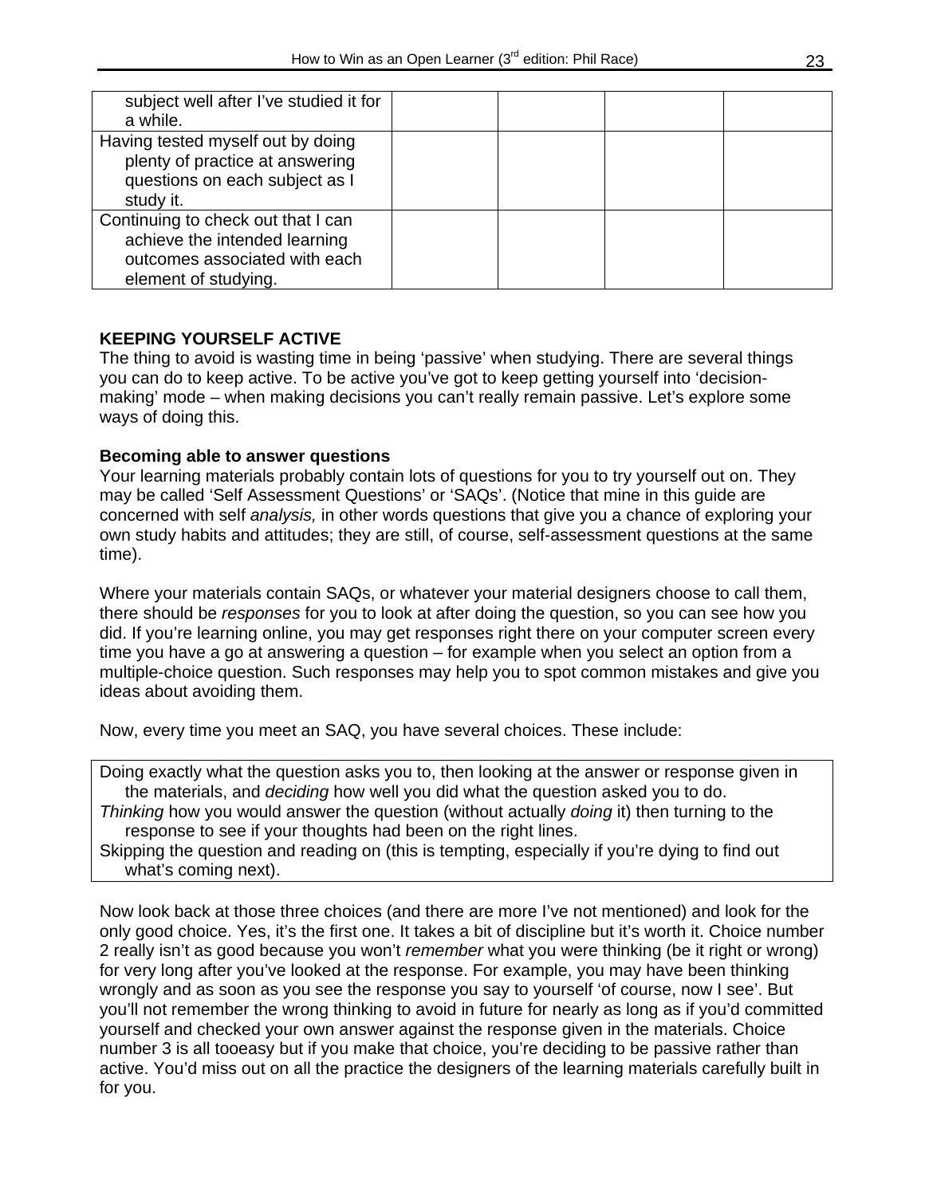| | | | | |
|---|---|---|---|---|
| subject well after I've studied it for a while. | | | | |
| Having tested myself out by doing plenty of practice at answering questions on each subject as I study it. | | | | |
| Continuing to check out that I can achieve the intended learning outcomes associated with each element of studying. | | | | |

**KEEPING YOURSELF ACTIVE**

The thing to avoid is wasting time in being 'passive' when studying. There are several things you can do to keep active. To be active you've got to keep getting yourself into 'decision-making' mode – when making decisions you can't really remain passive. Let's explore some ways of doing this.

**Becoming able to answer questions**

Your learning materials probably contain lots of questions for you to try yourself out on. They may be called 'Self Assessment Questions' or 'SAQs'. (Notice that mine in this guide are concerned with self *analysis,* in other words questions that give you a chance of exploring your own study habits and attitudes; they are still, of course, self-assessment questions at the same time).

Where your materials contain SAQs, or whatever your material designers choose to call them, there should be *responses* for you to look at after doing the question, so you can see how you did. If you're learning online, you may get responses right there on your computer screen every time you have a go at answering a question – for example when you select an option from a multiple-choice question. Such responses may help you to spot common mistakes and give you ideas about avoiding them.

Now, every time you meet an SAQ, you have several choices. These include:

| |
|---|
| Doing exactly what the question asks you to, then looking at the answer or response given in the materials, and *deciding* how well you did what the question asked you to do.<br>*Thinking* how you would answer the question (without actually *doing* it) then turning to the response to see if your thoughts had been on the right lines.<br>Skipping the question and reading on (this is tempting, especially if you're dying to find out what's coming next). |

Now look back at those three choices (and there are more I've not mentioned) and look for the only good choice. Yes, it's the first one. It takes a bit of discipline but it's worth it. Choice number 2 really isn't as good because you won't *remember* what you were thinking (be it right or wrong) for very long after you've looked at the response. For example, you may have been thinking wrongly and as soon as you see the response you say to yourself 'of course, now I see'. But you'll not remember the wrong thinking to avoid in future for nearly as long as if you'd committed yourself and checked your own answer against the response given in the materials. Choice number 3 is all tooeasy but if you make that choice, you're deciding to be passive rather than active. You'd miss out on all the practice the designers of the learning materials carefully built in for you.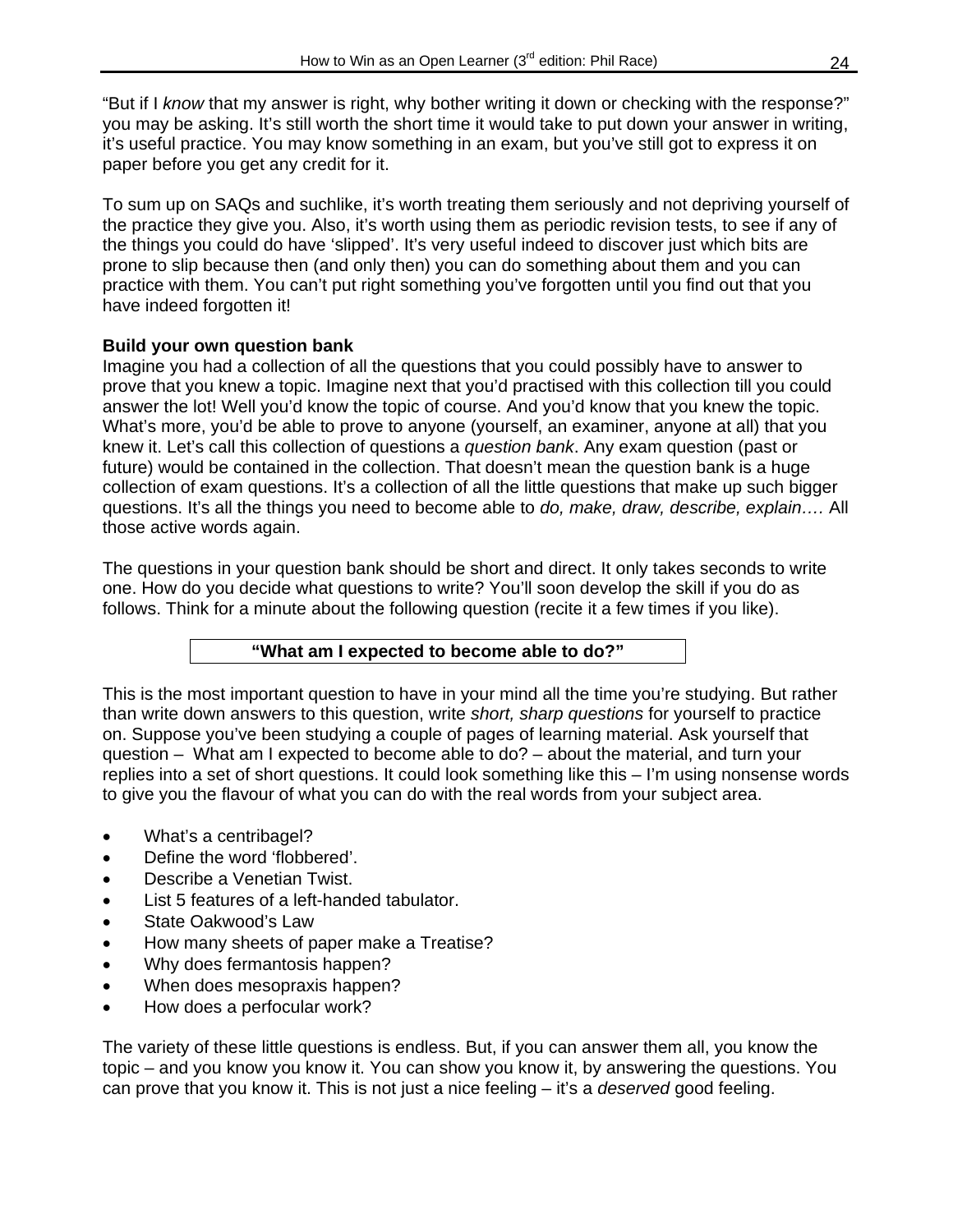"But if I *know* that my answer is right, why bother writing it down or checking with the response?" you may be asking. It's still worth the short time it would take to put down your answer in writing, it's useful practice. You may know something in an exam, but you've still got to express it on paper before you get any credit for it.

To sum up on SAQs and suchlike, it's worth treating them seriously and not depriving yourself of the practice they give you. Also, it's worth using them as periodic revision tests, to see if any of the things you could do have 'slipped'. It's very useful indeed to discover just which bits are prone to slip because then (and only then) you can do something about them and you can practice with them. You can't put right something you've forgotten until you find out that you have indeed forgotten it!

**Build your own question bank**

Imagine you had a collection of all the questions that you could possibly have to answer to prove that you knew a topic. Imagine next that you'd practised with this collection till you could answer the lot! Well you'd know the topic of course. And you'd know that you knew the topic. What's more, you'd be able to prove to anyone (yourself, an examiner, anyone at all) that you knew it. Let's call this collection of questions a *question bank*. Any exam question (past or future) would be contained in the collection. That doesn't mean the question bank is a huge collection of exam questions. It's a collection of all the little questions that make up such bigger questions. It's all the things you need to become able to *do, make, draw, describe, explain….* All those active words again.

The questions in your question bank should be short and direct. It only takes seconds to write one. How do you decide what questions to write? You'll soon develop the skill if you do as follows. Think for a minute about the following question (recite it a few times if you like).

**"What am I expected to become able to do?"**

This is the most important question to have in your mind all the time you're studying. But rather than write down answers to this question, write *short, sharp questions* for yourself to practice on. Suppose you've been studying a couple of pages of learning material. Ask yourself that question – What am I expected to become able to do? – about the material, and turn your replies into a set of short questions. It could look something like this – I'm using nonsense words to give you the flavour of what you can do with the real words from your subject area.

- What's a centribagel?
- Define the word 'flobbered'.
- Describe a Venetian Twist.
- List 5 features of a left-handed tabulator.
- State Oakwood's Law
- How many sheets of paper make a Treatise?
- Why does fermantosis happen?
- When does mesopraxis happen?
- How does a perfocular work?

The variety of these little questions is endless. But, if you can answer them all, you know the topic – and you know you know it. You can show you know it, by answering the questions. You can prove that you know it. This is not just a nice feeling – it's a *deserved* good feeling.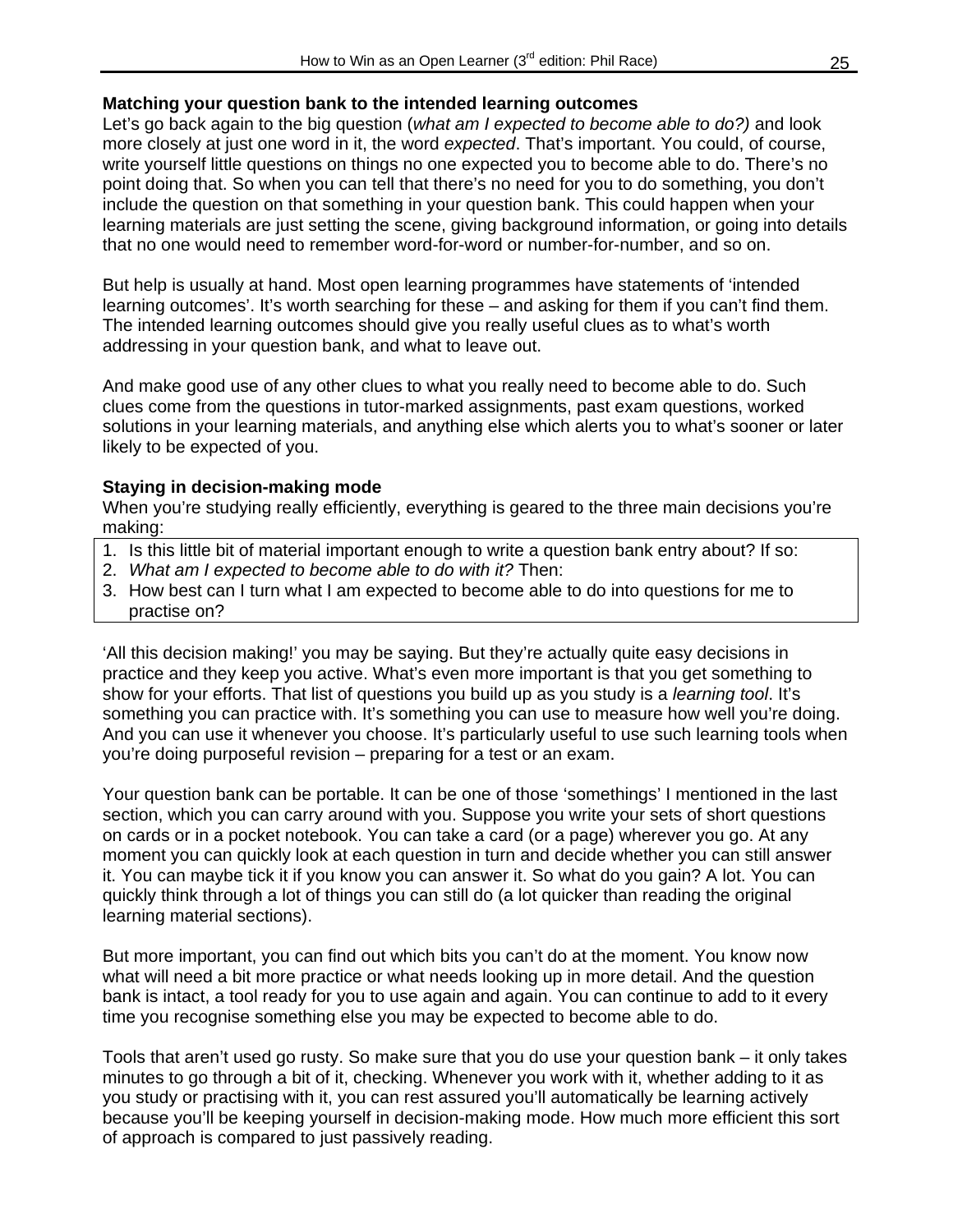### Matching your question bank to the intended learning outcomes

Let's go back again to the big question (*what am I expected to become able to do?)* and look more closely at just one word in it, the word *expected*. That's important. You could, of course, write yourself little questions on things no one expected you to become able to do. There's no point doing that. So when you can tell that there's no need for you to do something, you don't include the question on that something in your question bank. This could happen when your learning materials are just setting the scene, giving background information, or going into details that no one would need to remember word-for-word or number-for-number, and so on.

But help is usually at hand. Most open learning programmes have statements of 'intended learning outcomes'. It's worth searching for these – and asking for them if you can't find them. The intended learning outcomes should give you really useful clues as to what's worth addressing in your question bank, and what to leave out.

And make good use of any other clues to what you really need to become able to do. Such clues come from the questions in tutor-marked assignments, past exam questions, worked solutions in your learning materials, and anything else which alerts you to what's sooner or later likely to be expected of you.

### Staying in decision-making mode

When you're studying really efficiently, everything is geared to the three main decisions you're making:

1. Is this little bit of material important enough to write a question bank entry about? If so:
2. *What am I expected to become able to do with it?* Then:
3. How best can I turn what I am expected to become able to do into questions for me to practise on?

'All this decision making!' you may be saying. But they're actually quite easy decisions in practice and they keep you active. What's even more important is that you get something to show for your efforts. That list of questions you build up as you study is a *learning tool*. It's something you can practice with. It's something you can use to measure how well you're doing. And you can use it whenever you choose. It's particularly useful to use such learning tools when you're doing purposeful revision – preparing for a test or an exam.

Your question bank can be portable. It can be one of those 'somethings' I mentioned in the last section, which you can carry around with you. Suppose you write your sets of short questions on cards or in a pocket notebook. You can take a card (or a page) wherever you go. At any moment you can quickly look at each question in turn and decide whether you can still answer it. You can maybe tick it if you know you can answer it. So what do you gain? A lot. You can quickly think through a lot of things you can still do (a lot quicker than reading the original learning material sections).

But more important, you can find out which bits you can't do at the moment. You know now what will need a bit more practice or what needs looking up in more detail. And the question bank is intact, a tool ready for you to use again and again. You can continue to add to it every time you recognise something else you may be expected to become able to do.

Tools that aren't used go rusty. So make sure that you do use your question bank – it only takes minutes to go through a bit of it, checking. Whenever you work with it, whether adding to it as you study or practising with it, you can rest assured you'll automatically be learning actively because you'll be keeping yourself in decision-making mode. How much more efficient this sort of approach is compared to just passively reading.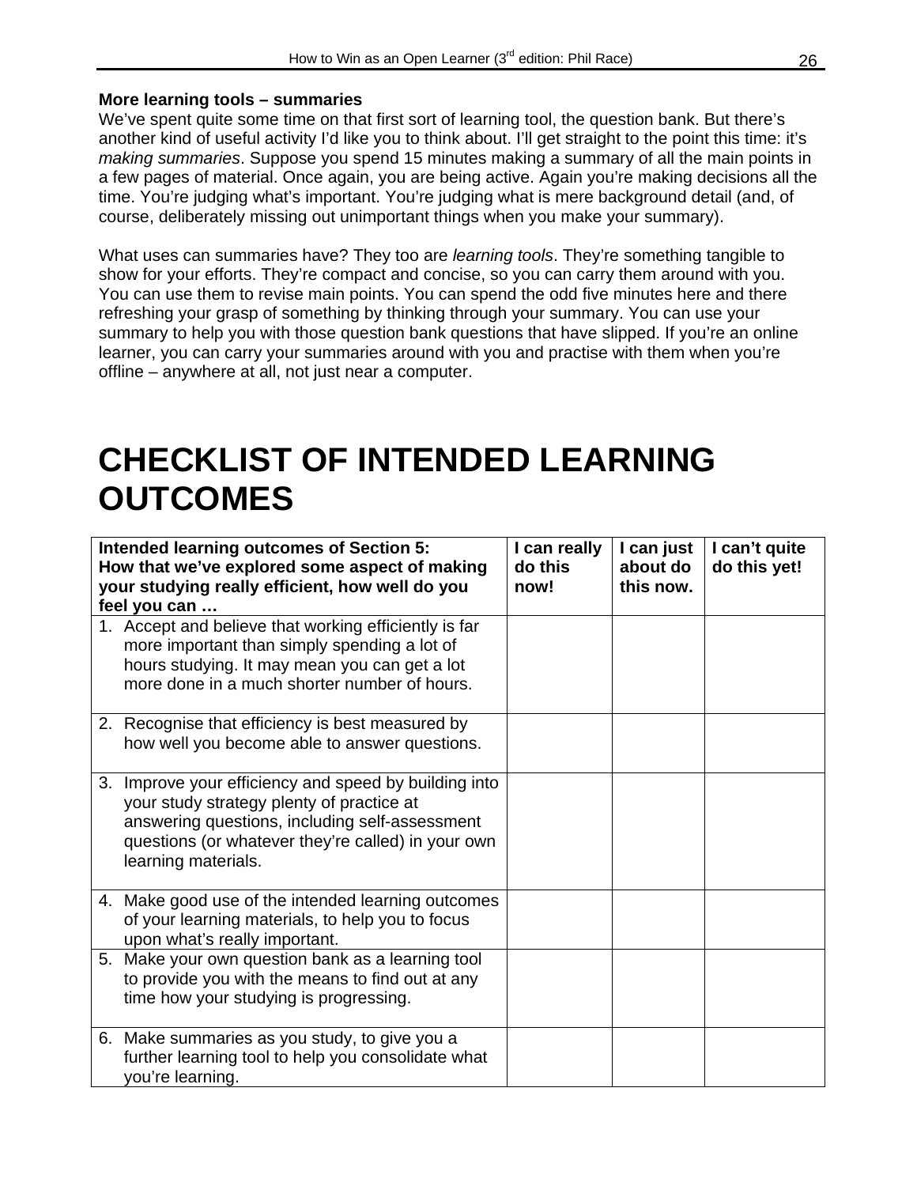**More learning tools – summaries**

We've spent quite some time on that first sort of learning tool, the question bank. But there's another kind of useful activity I'd like you to think about. I'll get straight to the point this time: it's *making summaries*. Suppose you spend 15 minutes making a summary of all the main points in a few pages of material. Once again, you are being active. Again you're making decisions all the time. You're judging what's important. You're judging what is mere background detail (and, of course, deliberately missing out unimportant things when you make your summary).

What uses can summaries have? They too are *learning tools*. They're something tangible to show for your efforts. They're compact and concise, so you can carry them around with you. You can use them to revise main points. You can spend the odd five minutes here and there refreshing your grasp of something by thinking through your summary. You can use your summary to help you with those question bank questions that have slipped. If you're an online learner, you can carry your summaries around with you and practise with them when you're offline – anywhere at all, not just near a computer.

# CHECKLIST OF INTENDED LEARNING OUTCOMES

| **Intended learning outcomes of Section 5: How that we've explored some aspect of making your studying really efficient, how well do you feel you can …** | **I can really do this now!** | **I can just about do this now.** | **I can't quite do this yet!** |
|---|---|---|---|
| 1. Accept and believe that working efficiently is far more important than simply spending a lot of hours studying. It may mean you can get a lot more done in a much shorter number of hours. | | | |
| 2. Recognise that efficiency is best measured by how well you become able to answer questions. | | | |
| 3. Improve your efficiency and speed by building into your study strategy plenty of practice at answering questions, including self-assessment questions (or whatever they're called) in your own learning materials. | | | |
| 4. Make good use of the intended learning outcomes of your learning materials, to help you to focus upon what's really important. | | | |
| 5. Make your own question bank as a learning tool to provide you with the means to find out at any time how your studying is progressing. | | | |
| 6. Make summaries as you study, to give you a further learning tool to help you consolidate what you're learning. | | | |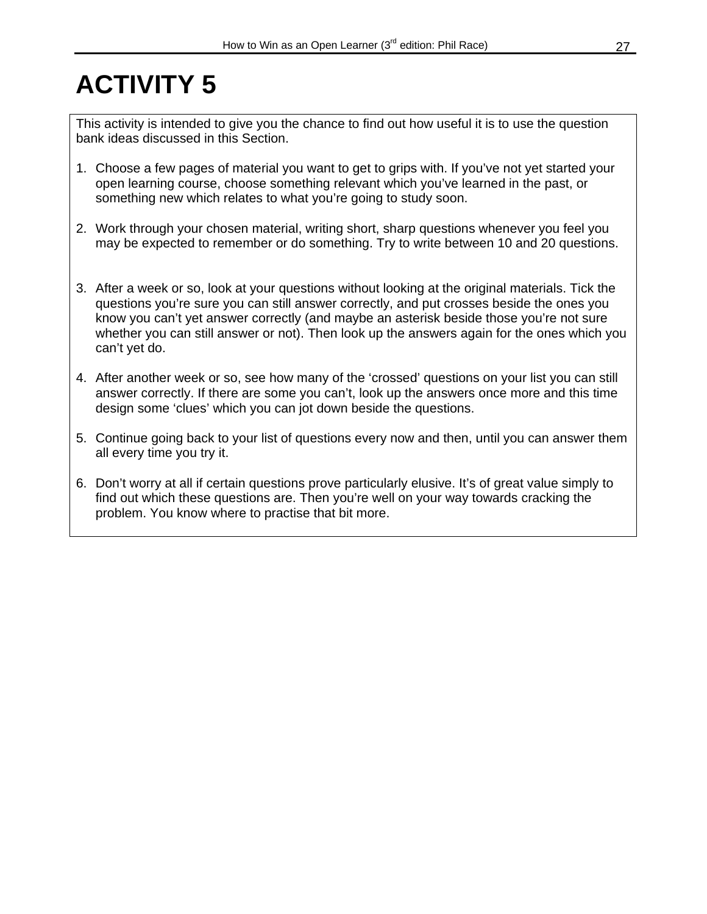# ACTIVITY 5

This activity is intended to give you the chance to find out how useful it is to use the question bank ideas discussed in this Section.

1. Choose a few pages of material you want to get to grips with. If you've not yet started your open learning course, choose something relevant which you've learned in the past, or something new which relates to what you're going to study soon.

2. Work through your chosen material, writing short, sharp questions whenever you feel you may be expected to remember or do something. Try to write between 10 and 20 questions.

3. After a week or so, look at your questions without looking at the original materials. Tick the questions you're sure you can still answer correctly, and put crosses beside the ones you know you can't yet answer correctly (and maybe an asterisk beside those you're not sure whether you can still answer or not). Then look up the answers again for the ones which you can't yet do.

4. After another week or so, see how many of the 'crossed' questions on your list you can still answer correctly. If there are some you can't, look up the answers once more and this time design some 'clues' which you can jot down beside the questions.

5. Continue going back to your list of questions every now and then, until you can answer them all every time you try it.

6. Don't worry at all if certain questions prove particularly elusive. It's of great value simply to find out which these questions are. Then you're well on your way towards cracking the problem. You know where to practise that bit more.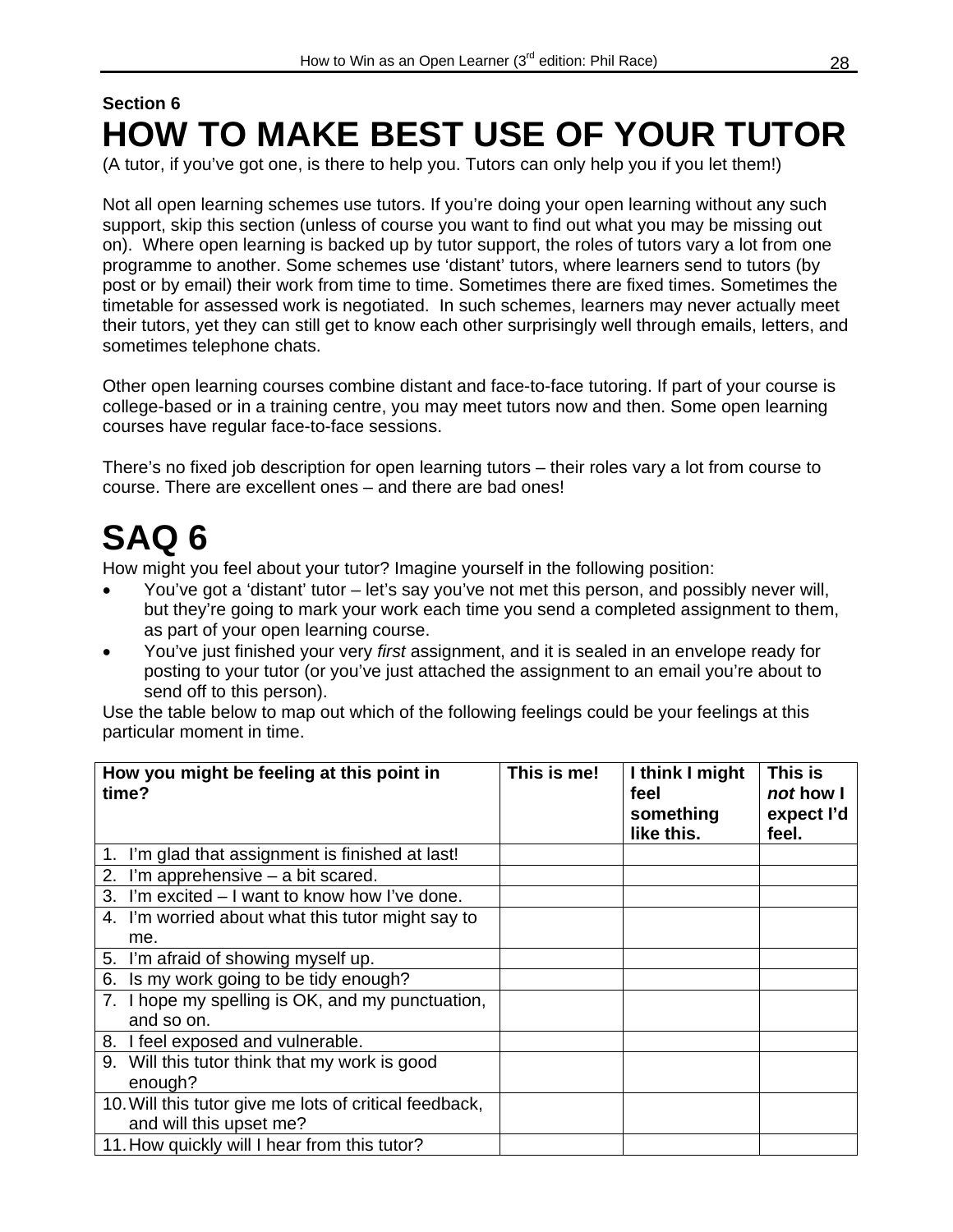Section 6

# HOW TO MAKE BEST USE OF YOUR TUTOR

(A tutor, if you've got one, is there to help you. Tutors can only help you if you let them!)

Not all open learning schemes use tutors. If you're doing your open learning without any such support, skip this section (unless of course you want to find out what you may be missing out on). Where open learning is backed up by tutor support, the roles of tutors vary a lot from one programme to another. Some schemes use 'distant' tutors, where learners send to tutors (by post or by email) their work from time to time. Sometimes there are fixed times. Sometimes the timetable for assessed work is negotiated. In such schemes, learners may never actually meet their tutors, yet they can still get to know each other surprisingly well through emails, letters, and sometimes telephone chats.

Other open learning courses combine distant and face-to-face tutoring. If part of your course is college-based or in a training centre, you may meet tutors now and then. Some open learning courses have regular face-to-face sessions.

There's no fixed job description for open learning tutors – their roles vary a lot from course to course. There are excellent ones – and there are bad ones!

# SAQ 6

How might you feel about your tutor? Imagine yourself in the following position:

- You've got a 'distant' tutor – let's say you've not met this person, and possibly never will, but they're going to mark your work each time you send a completed assignment to them, as part of your open learning course.
- You've just finished your very *first* assignment, and it is sealed in an envelope ready for posting to your tutor (or you've just attached the assignment to an email you're about to send off to this person).

Use the table below to map out which of the following feelings could be your feelings at this particular moment in time.

| How you might be feeling at this point in time? | This is me! | I think I might feel something like this. | This is *not* how I expect I'd feel. |
|---|---|---|---|
| 1. I'm glad that assignment is finished at last! | | | |
| 2. I'm apprehensive – a bit scared. | | | |
| 3. I'm excited – I want to know how I've done. | | | |
| 4. I'm worried about what this tutor might say to me. | | | |
| 5. I'm afraid of showing myself up. | | | |
| 6. Is my work going to be tidy enough? | | | |
| 7. I hope my spelling is OK, and my punctuation, and so on. | | | |
| 8. I feel exposed and vulnerable. | | | |
| 9. Will this tutor think that my work is good enough? | | | |
| 10. Will this tutor give me lots of critical feedback, and will this upset me? | | | |
| 11. How quickly will I hear from this tutor? | | | |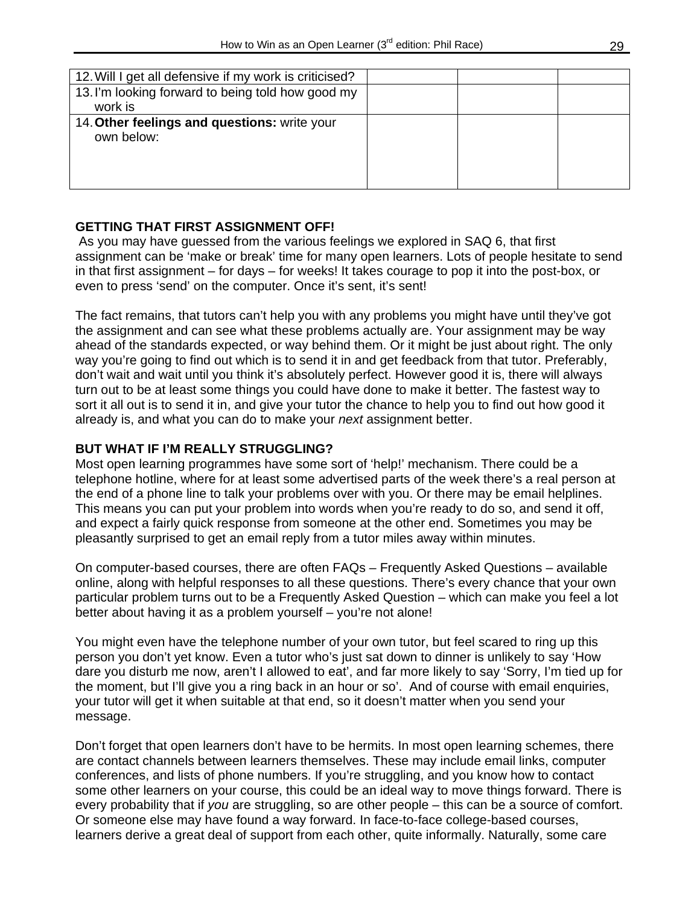| | | | |
|---|---|---|---|
| 12. Will I get all defensive if my work is criticised? | | | |
| 13. I'm looking forward to being told how good my work is | | | |
| 14. **Other feelings and questions:** write your own below: | | | |

**GETTING THAT FIRST ASSIGNMENT OFF!**

As you may have guessed from the various feelings we explored in SAQ 6, that first assignment can be 'make or break' time for many open learners. Lots of people hesitate to send in that first assignment – for days – for weeks! It takes courage to pop it into the post-box, or even to press 'send' on the computer. Once it's sent, it's sent!

The fact remains, that tutors can't help you with any problems you might have until they've got the assignment and can see what these problems actually are. Your assignment may be way ahead of the standards expected, or way behind them. Or it might be just about right. The only way you're going to find out which is to send it in and get feedback from that tutor. Preferably, don't wait and wait until you think it's absolutely perfect. However good it is, there will always turn out to be at least some things you could have done to make it better. The fastest way to sort it all out is to send it in, and give your tutor the chance to help you to find out how good it already is, and what you can do to make your *next* assignment better.

**BUT WHAT IF I'M REALLY STRUGGLING?**

Most open learning programmes have some sort of 'help!' mechanism. There could be a telephone hotline, where for at least some advertised parts of the week there's a real person at the end of a phone line to talk your problems over with you. Or there may be email helplines. This means you can put your problem into words when you're ready to do so, and send it off, and expect a fairly quick response from someone at the other end. Sometimes you may be pleasantly surprised to get an email reply from a tutor miles away within minutes.

On computer-based courses, there are often FAQs – Frequently Asked Questions – available online, along with helpful responses to all these questions. There's every chance that your own particular problem turns out to be a Frequently Asked Question – which can make you feel a lot better about having it as a problem yourself – you're not alone!

You might even have the telephone number of your own tutor, but feel scared to ring up this person you don't yet know. Even a tutor who's just sat down to dinner is unlikely to say 'How dare you disturb me now, aren't I allowed to eat', and far more likely to say 'Sorry, I'm tied up for the moment, but I'll give you a ring back in an hour or so'. And of course with email enquiries, your tutor will get it when suitable at that end, so it doesn't matter when you send your message.

Don't forget that open learners don't have to be hermits. In most open learning schemes, there are contact channels between learners themselves. These may include email links, computer conferences, and lists of phone numbers. If you're struggling, and you know how to contact some other learners on your course, this could be an ideal way to move things forward. There is every probability that if *you* are struggling, so are other people – this can be a source of comfort. Or someone else may have found a way forward. In face-to-face college-based courses, learners derive a great deal of support from each other, quite informally. Naturally, some care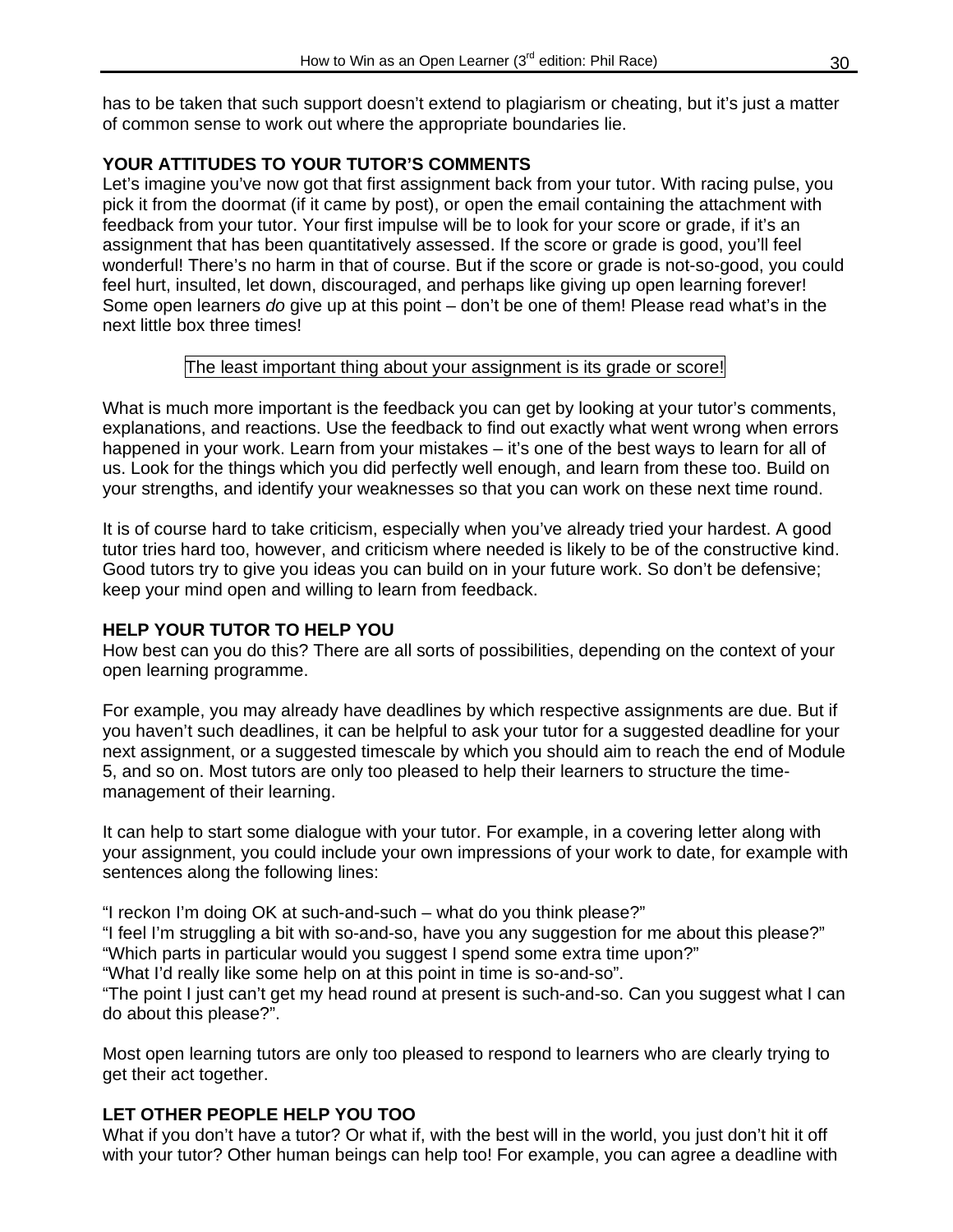has to be taken that such support doesn't extend to plagiarism or cheating, but it's just a matter of common sense to work out where the appropriate boundaries lie.

**YOUR ATTITUDES TO YOUR TUTOR'S COMMENTS**

Let's imagine you've now got that first assignment back from your tutor. With racing pulse, you pick it from the doormat (if it came by post), or open the email containing the attachment with feedback from your tutor. Your first impulse will be to look for your score or grade, if it's an assignment that has been quantitatively assessed. If the score or grade is good, you'll feel wonderful! There's no harm in that of course. But if the score or grade is not-so-good, you could feel hurt, insulted, let down, discouraged, and perhaps like giving up open learning forever! Some open learners *do* give up at this point – don't be one of them! Please read what's in the next little box three times!

> The least important thing about your assignment is its grade or score!

What is much more important is the feedback you can get by looking at your tutor's comments, explanations, and reactions. Use the feedback to find out exactly what went wrong when errors happened in your work. Learn from your mistakes – it's one of the best ways to learn for all of us. Look for the things which you did perfectly well enough, and learn from these too. Build on your strengths, and identify your weaknesses so that you can work on these next time round.

It is of course hard to take criticism, especially when you've already tried your hardest. A good tutor tries hard too, however, and criticism where needed is likely to be of the constructive kind. Good tutors try to give you ideas you can build on in your future work. So don't be defensive; keep your mind open and willing to learn from feedback.

**HELP YOUR TUTOR TO HELP YOU**

How best can you do this? There are all sorts of possibilities, depending on the context of your open learning programme.

For example, you may already have deadlines by which respective assignments are due. But if you haven't such deadlines, it can be helpful to ask your tutor for a suggested deadline for your next assignment, or a suggested timescale by which you should aim to reach the end of Module 5, and so on. Most tutors are only too pleased to help their learners to structure the time-management of their learning.

It can help to start some dialogue with your tutor. For example, in a covering letter along with your assignment, you could include your own impressions of your work to date, for example with sentences along the following lines:

"I reckon I'm doing OK at such-and-such – what do you think please?"
"I feel I'm struggling a bit with so-and-so, have you any suggestion for me about this please?"
"Which parts in particular would you suggest I spend some extra time upon?"
"What I'd really like some help on at this point in time is so-and-so".
"The point I just can't get my head round at present is such-and-so. Can you suggest what I can do about this please?".

Most open learning tutors are only too pleased to respond to learners who are clearly trying to get their act together.

**LET OTHER PEOPLE HELP YOU TOO**

What if you don't have a tutor? Or what if, with the best will in the world, you just don't hit it off with your tutor? Other human beings can help too! For example, you can agree a deadline with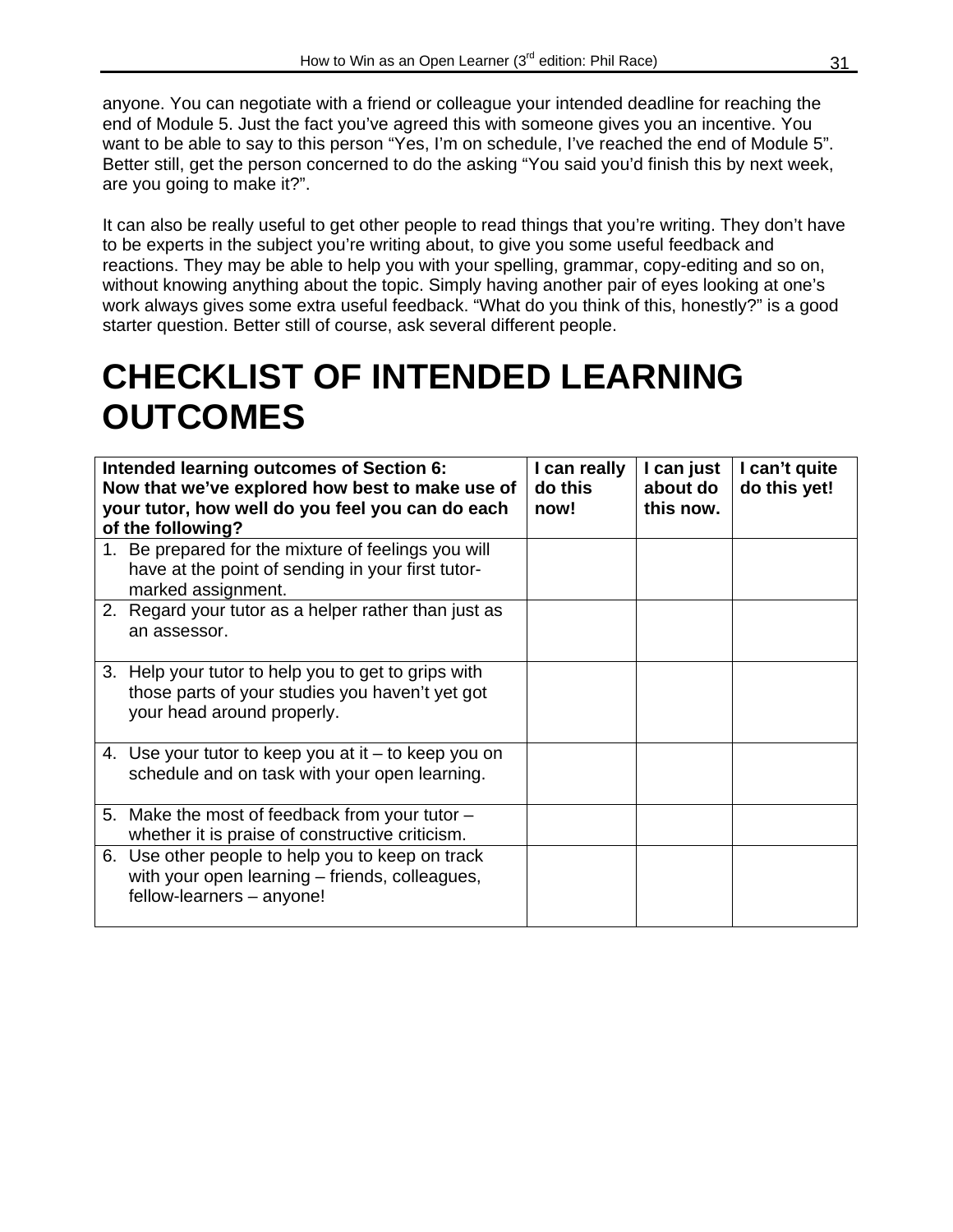anyone. You can negotiate with a friend or colleague your intended deadline for reaching the end of Module 5. Just the fact you've agreed this with someone gives you an incentive. You want to be able to say to this person "Yes, I'm on schedule, I've reached the end of Module 5". Better still, get the person concerned to do the asking "You said you'd finish this by next week, are you going to make it?".

It can also be really useful to get other people to read things that you're writing. They don't have to be experts in the subject you're writing about, to give you some useful feedback and reactions. They may be able to help you with your spelling, grammar, copy-editing and so on, without knowing anything about the topic. Simply having another pair of eyes looking at one's work always gives some extra useful feedback. "What do you think of this, honestly?" is a good starter question. Better still of course, ask several different people.

# CHECKLIST OF INTENDED LEARNING OUTCOMES

| **Intended learning outcomes of Section 6: Now that we've explored how best to make use of your tutor, how well do you feel you can do each of the following?** | **I can really do this now!** | **I can just about do this now.** | **I can't quite do this yet!** |
|---|---|---|---|
| 1. Be prepared for the mixture of feelings you will have at the point of sending in your first tutor-marked assignment. | | | |
| 2. Regard your tutor as a helper rather than just as an assessor. | | | |
| 3. Help your tutor to help you to get to grips with those parts of your studies you haven't yet got your head around properly. | | | |
| 4. Use your tutor to keep you at it – to keep you on schedule and on task with your open learning. | | | |
| 5. Make the most of feedback from your tutor – whether it is praise of constructive criticism. | | | |
| 6. Use other people to help you to keep on track with your open learning – friends, colleagues, fellow-learners – anyone! | | | |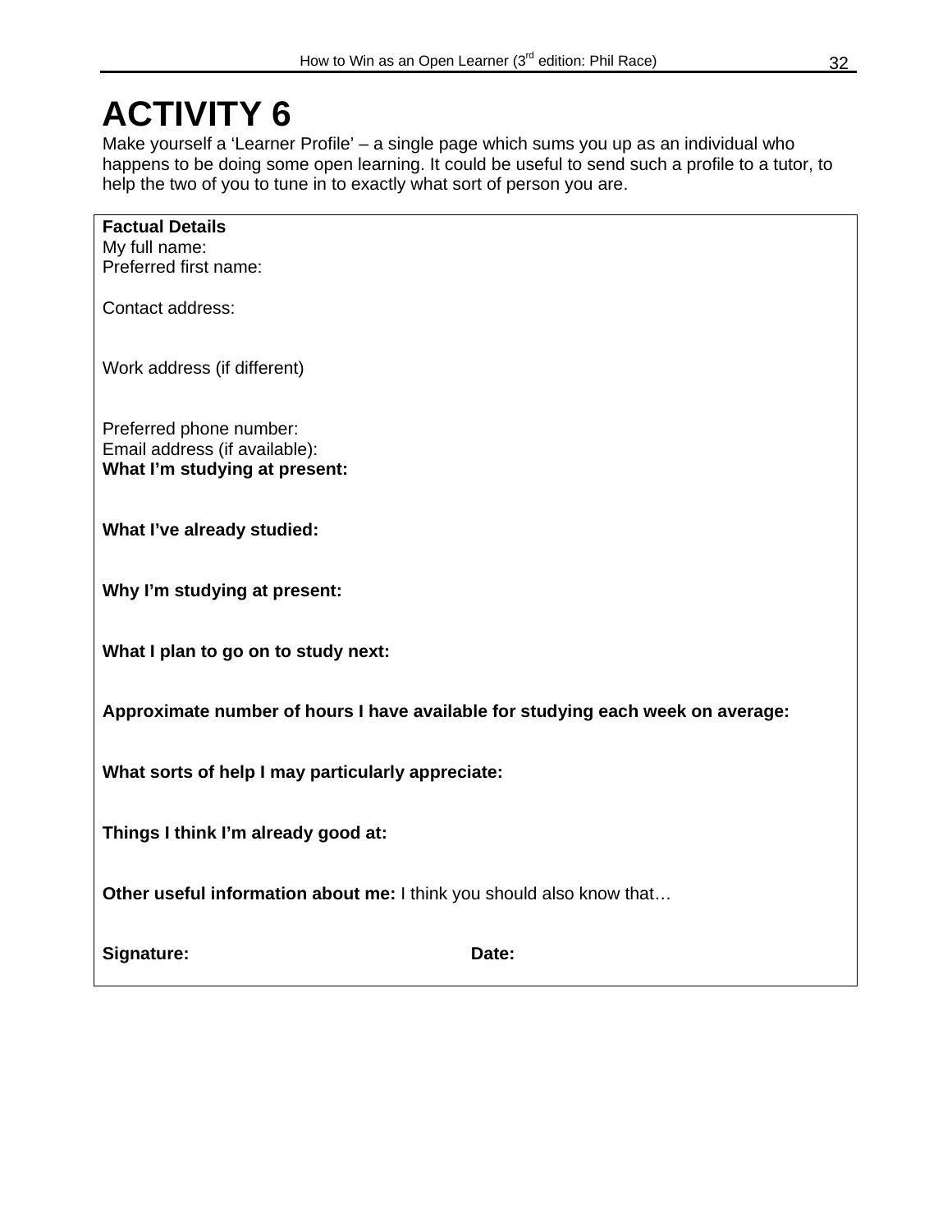# ACTIVITY 6

Make yourself a 'Learner Profile' – a single page which sums you up as an individual who happens to be doing some open learning. It could be useful to send such a profile to a tutor, to help the two of you to tune in to exactly what sort of person you are.

**Factual Details**
My full name:
Preferred first name:

Contact address:

Work address (if different)

Preferred phone number:
Email address (if available):

**What I'm studying at present:**

**What I've already studied:**

**Why I'm studying at present:**

**What I plan to go on to study next:**

**Approximate number of hours I have available for studying each week on average:**

**What sorts of help I may particularly appreciate:**

**Things I think I'm already good at:**

**Other useful information about me:** I think you should also know that…

**Signature:** **Date:**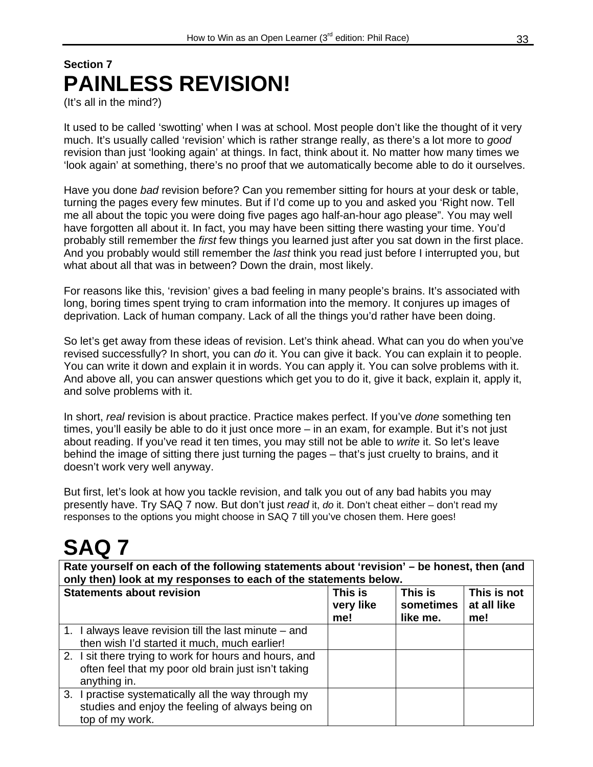## Section 7

# PAINLESS REVISION!

(It's all in the mind?)

It used to be called 'swotting' when I was at school. Most people don't like the thought of it very much. It's usually called 'revision' which is rather strange really, as there's a lot more to *good* revision than just 'looking again' at things. In fact, think about it. No matter how many times we 'look again' at something, there's no proof that we automatically become able to do it ourselves.

Have you done *bad* revision before? Can you remember sitting for hours at your desk or table, turning the pages every few minutes. But if I'd come up to you and asked you 'Right now. Tell me all about the topic you were doing five pages ago half-an-hour ago please". You may well have forgotten all about it. In fact, you may have been sitting there wasting your time. You'd probably still remember the *first* few things you learned just after you sat down in the first place. And you probably would still remember the *last* think you read just before I interrupted you, but what about all that was in between? Down the drain, most likely.

For reasons like this, 'revision' gives a bad feeling in many people's brains. It's associated with long, boring times spent trying to cram information into the memory. It conjures up images of deprivation. Lack of human company. Lack of all the things you'd rather have been doing.

So let's get away from these ideas of revision. Let's think ahead. What can you do when you've revised successfully? In short, you can *do* it. You can give it back. You can explain it to people. You can write it down and explain it in words. You can apply it. You can solve problems with it. And above all, you can answer questions which get you to do it, give it back, explain it, apply it, and solve problems with it.

In short, *real* revision is about practice. Practice makes perfect. If you've *done* something ten times, you'll easily be able to do it just once more – in an exam, for example. But it's not just about reading. If you've read it ten times, you may still not be able to *write* it. So let's leave behind the image of sitting there just turning the pages – that's just cruelty to brains, and it doesn't work very well anyway.

But first, let's look at how you tackle revision, and talk you out of any bad habits you may presently have. Try SAQ 7 now. But don't just *read* it, *do* it. Don't cheat either – don't read my responses to the options you might choose in SAQ 7 till you've chosen them. Here goes!

# SAQ 7

**Rate yourself on each of the following statements about 'revision' – be honest, then (and only then) look at my responses to each of the statements below.**

| **Statements about revision** | **This is very like me!** | **This is sometimes like me.** | **This is not at all like me!** |
|---|---|---|---|
| 1. I always leave revision till the last minute – and then wish I'd started it much, much earlier! | | | |
| 2. I sit there trying to work for hours and hours, and often feel that my poor old brain just isn't taking anything in. | | | |
| 3. I practise systematically all the way through my studies and enjoy the feeling of always being on top of my work. | | | |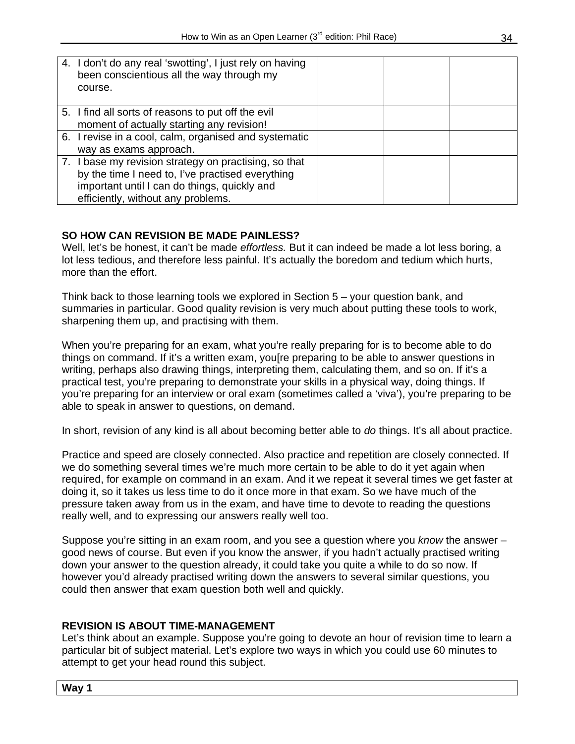| | | | |
|---|---|---|---|
| 4. I don't do any real 'swotting', I just rely on having been conscientious all the way through my course. | | | |
| 5. I find all sorts of reasons to put off the evil moment of actually starting any revision! | | | |
| 6. I revise in a cool, calm, organised and systematic way as exams approach. | | | |
| 7. I base my revision strategy on practising, so that by the time I need to, I've practised everything important until I can do things, quickly and efficiently, without any problems. | | | |

**SO HOW CAN REVISION BE MADE PAINLESS?**

Well, let's be honest, it can't be made *effortless.* But it can indeed be made a lot less boring, a lot less tedious, and therefore less painful. It's actually the boredom and tedium which hurts, more than the effort.

Think back to those learning tools we explored in Section 5 – your question bank, and summaries in particular. Good quality revision is very much about putting these tools to work, sharpening them up, and practising with them.

When you're preparing for an exam, what you're really preparing for is to become able to do things on command. If it's a written exam, you[re preparing to be able to answer questions in writing, perhaps also drawing things, interpreting them, calculating them, and so on. If it's a practical test, you're preparing to demonstrate your skills in a physical way, doing things. If you're preparing for an interview or oral exam (sometimes called a 'viva'), you're preparing to be able to speak in answer to questions, on demand.

In short, revision of any kind is all about becoming better able to *do* things. It's all about practice.

Practice and speed are closely connected. Also practice and repetition are closely connected. If we do something several times we're much more certain to be able to do it yet again when required, for example on command in an exam. And it we repeat it several times we get faster at doing it, so it takes us less time to do it once more in that exam. So we have much of the pressure taken away from us in the exam, and have time to devote to reading the questions really well, and to expressing our answers really well too.

Suppose you're sitting in an exam room, and you see a question where you *know* the answer – good news of course. But even if you know the answer, if you hadn't actually practised writing down your answer to the question already, it could take you quite a while to do so now. If however you'd already practised writing down the answers to several similar questions, you could then answer that exam question both well and quickly.

**REVISION IS ABOUT TIME-MANAGEMENT**

Let's think about an example. Suppose you're going to devote an hour of revision time to learn a particular bit of subject material. Let's explore two ways in which you could use 60 minutes to attempt to get your head round this subject.

| **Way 1** |
|---|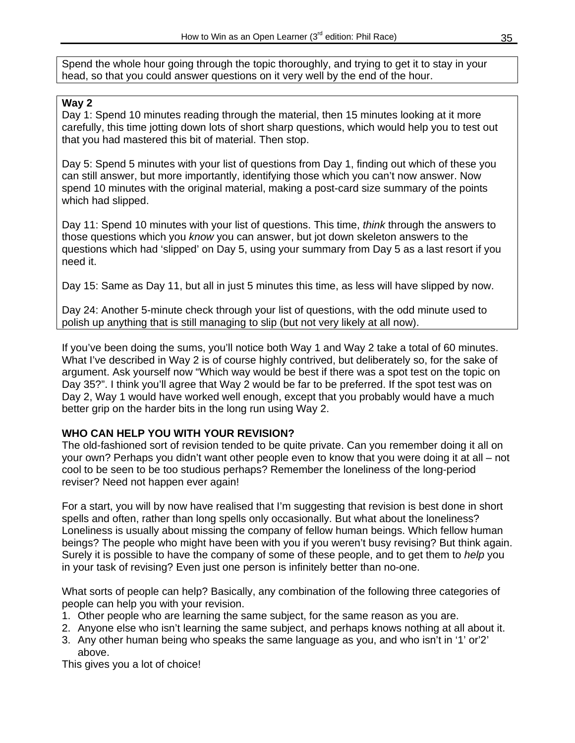Spend the whole hour going through the topic thoroughly, and trying to get it to stay in your head, so that you could answer questions on it very well by the end of the hour.

**Way 2**

Day 1: Spend 10 minutes reading through the material, then 15 minutes looking at it more carefully, this time jotting down lots of short sharp questions, which would help you to test out that you had mastered this bit of material. Then stop.

Day 5: Spend 5 minutes with your list of questions from Day 1, finding out which of these you can still answer, but more importantly, identifying those which you can't now answer. Now spend 10 minutes with the original material, making a post-card size summary of the points which had slipped.

Day 11: Spend 10 minutes with your list of questions. This time, *think* through the answers to those questions which you *know* you can answer, but jot down skeleton answers to the questions which had 'slipped' on Day 5, using your summary from Day 5 as a last resort if you need it.

Day 15: Same as Day 11, but all in just 5 minutes this time, as less will have slipped by now.

Day 24: Another 5-minute check through your list of questions, with the odd minute used to polish up anything that is still managing to slip (but not very likely at all now).

If you've been doing the sums, you'll notice both Way 1 and Way 2 take a total of 60 minutes. What I've described in Way 2 is of course highly contrived, but deliberately so, for the sake of argument. Ask yourself now "Which way would be best if there was a spot test on the topic on Day 35?". I think you'll agree that Way 2 would be far to be preferred. If the spot test was on Day 2, Way 1 would have worked well enough, except that you probably would have a much better grip on the harder bits in the long run using Way 2.

**WHO CAN HELP YOU WITH YOUR REVISION?**

The old-fashioned sort of revision tended to be quite private. Can you remember doing it all on your own? Perhaps you didn't want other people even to know that you were doing it at all – not cool to be seen to be too studious perhaps? Remember the loneliness of the long-period reviser? Need not happen ever again!

For a start, you will by now have realised that I'm suggesting that revision is best done in short spells and often, rather than long spells only occasionally. But what about the loneliness? Loneliness is usually about missing the company of fellow human beings. Which fellow human beings? The people who might have been with you if you weren't busy revising? But think again. Surely it is possible to have the company of some of these people, and to get them to *help* you in your task of revising? Even just one person is infinitely better than no-one.

What sorts of people can help? Basically, any combination of the following three categories of people can help you with your revision.

1. Other people who are learning the same subject, for the same reason as you are.
2. Anyone else who isn't learning the same subject, and perhaps knows nothing at all about it.
3. Any other human being who speaks the same language as you, and who isn't in '1' or'2' above.

This gives you a lot of choice!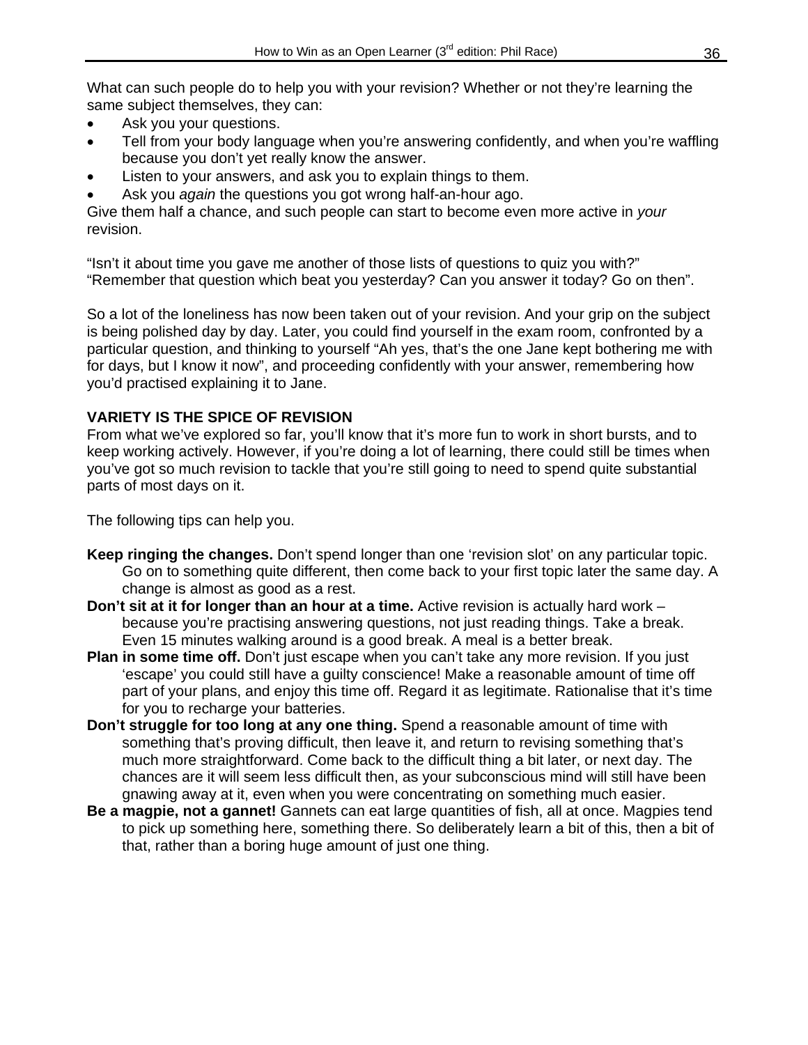What can such people do to help you with your revision? Whether or not they're learning the same subject themselves, they can:

- Ask you your questions.
- Tell from your body language when you're answering confidently, and when you're waffling because you don't yet really know the answer.
- Listen to your answers, and ask you to explain things to them.
- Ask you *again* the questions you got wrong half-an-hour ago.

Give them half a chance, and such people can start to become even more active in *your* revision.

"Isn't it about time you gave me another of those lists of questions to quiz you with?"
"Remember that question which beat you yesterday? Can you answer it today? Go on then".

So a lot of the loneliness has now been taken out of your revision. And your grip on the subject is being polished day by day. Later, you could find yourself in the exam room, confronted by a particular question, and thinking to yourself "Ah yes, that's the one Jane kept bothering me with for days, but I know it now", and proceeding confidently with your answer, remembering how you'd practised explaining it to Jane.

## VARIETY IS THE SPICE OF REVISION

From what we've explored so far, you'll know that it's more fun to work in short bursts, and to keep working actively. However, if you're doing a lot of learning, there could still be times when you've got so much revision to tackle that you're still going to need to spend quite substantial parts of most days on it.

The following tips can help you.

**Keep ringing the changes.** Don't spend longer than one 'revision slot' on any particular topic. Go on to something quite different, then come back to your first topic later the same day. A change is almost as good as a rest.

**Don't sit at it for longer than an hour at a time.** Active revision is actually hard work – because you're practising answering questions, not just reading things. Take a break. Even 15 minutes walking around is a good break. A meal is a better break.

**Plan in some time off.** Don't just escape when you can't take any more revision. If you just 'escape' you could still have a guilty conscience! Make a reasonable amount of time off part of your plans, and enjoy this time off. Regard it as legitimate. Rationalise that it's time for you to recharge your batteries.

**Don't struggle for too long at any one thing.** Spend a reasonable amount of time with something that's proving difficult, then leave it, and return to revising something that's much more straightforward. Come back to the difficult thing a bit later, or next day. The chances are it will seem less difficult then, as your subconscious mind will still have been gnawing away at it, even when you were concentrating on something much easier.

**Be a magpie, not a gannet!** Gannets can eat large quantities of fish, all at once. Magpies tend to pick up something here, something there. So deliberately learn a bit of this, then a bit of that, rather than a boring huge amount of just one thing.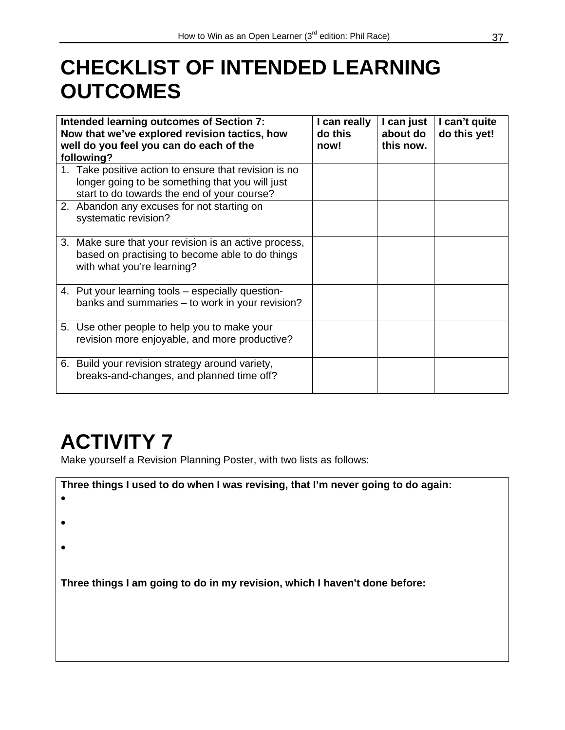# CHECKLIST OF INTENDED LEARNING OUTCOMES

| **Intended learning outcomes of Section 7: Now that we've explored revision tactics, how well do you feel you can do each of the following?** | **I can really do this now!** | **I can just about do this now.** | **I can't quite do this yet!** |
|---|---|---|---|
| 1. Take positive action to ensure that revision is no longer going to be something that you will just start to do towards the end of your course? | | | |
| 2. Abandon any excuses for not starting on systematic revision? | | | |
| 3. Make sure that your revision is an active process, based on practising to become able to do things with what you're learning? | | | |
| 4. Put your learning tools – especially question-banks and summaries – to work in your revision? | | | |
| 5. Use other people to help you to make your revision more enjoyable, and more productive? | | | |
| 6. Build your revision strategy around variety, breaks-and-changes, and planned time off? | | | |

# ACTIVITY 7

Make yourself a Revision Planning Poster, with two lists as follows:

**Three things I used to do when I was revising, that I'm never going to do again:**

- 
- 
- 

**Three things I am going to do in my revision, which I haven't done before:**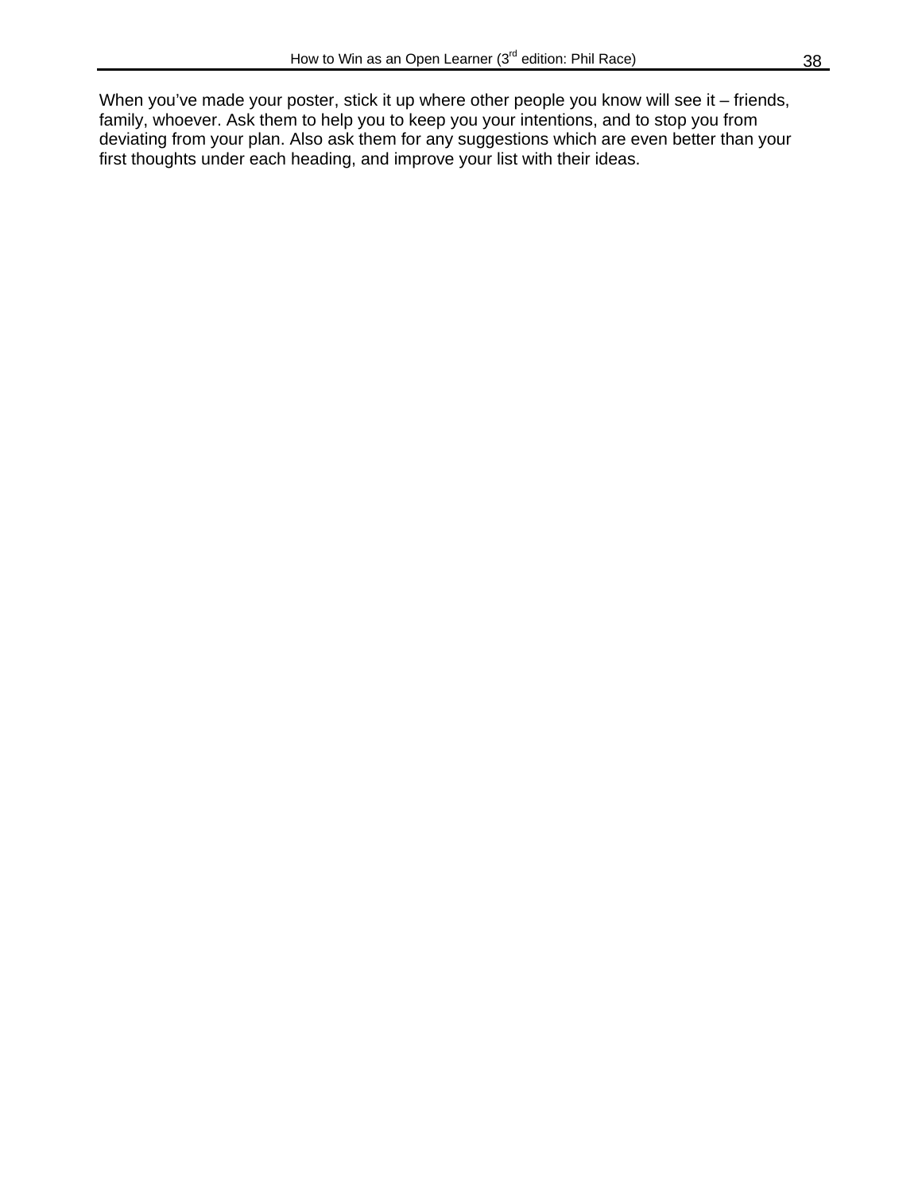When you've made your poster, stick it up where other people you know will see it – friends, family, whoever. Ask them to help you to keep you your intentions, and to stop you from deviating from your plan. Also ask them for any suggestions which are even better than your first thoughts under each heading, and improve your list with their ideas.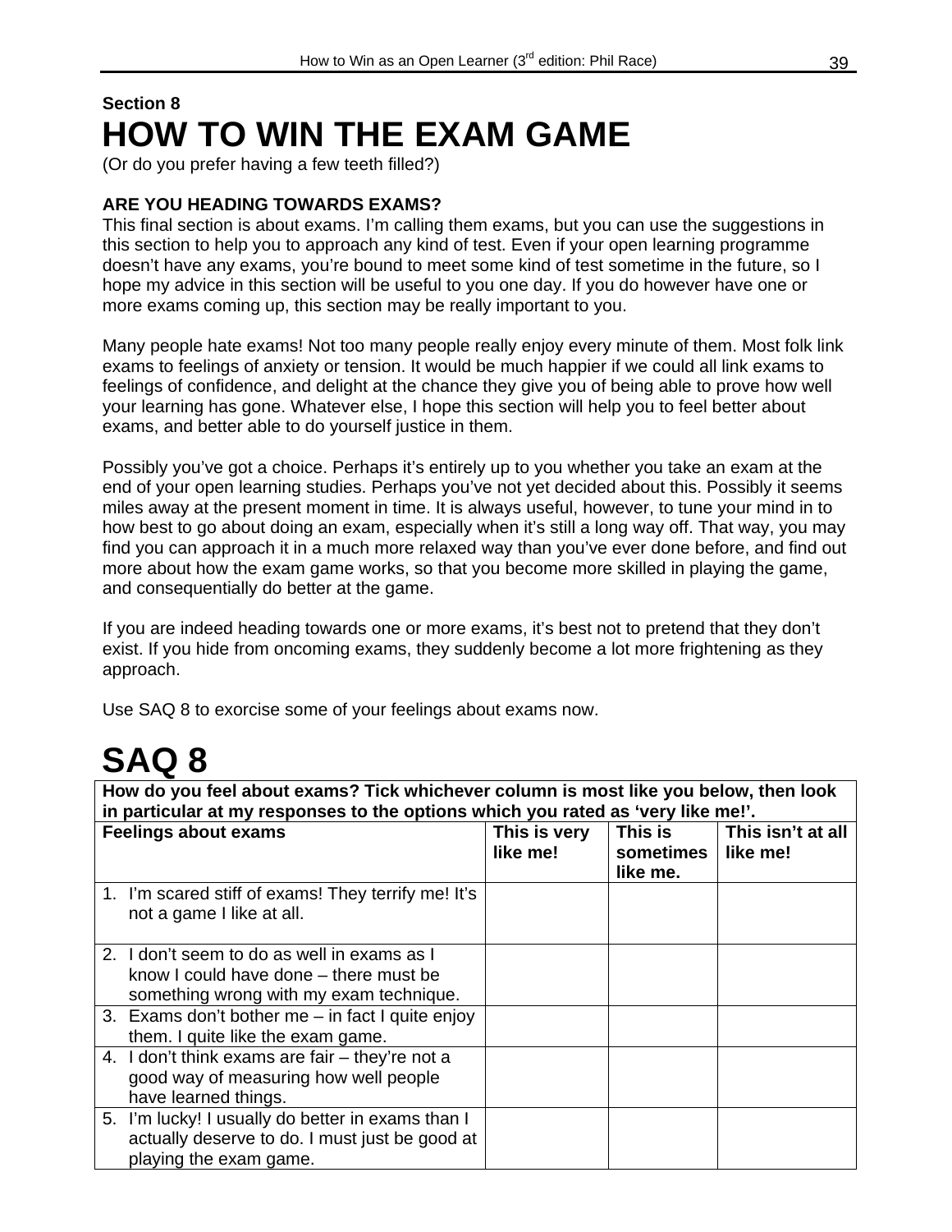**Section 8**

# HOW TO WIN THE EXAM GAME

(Or do you prefer having a few teeth filled?)

**ARE YOU HEADING TOWARDS EXAMS?**

This final section is about exams. I'm calling them exams, but you can use the suggestions in this section to help you to approach any kind of test. Even if your open learning programme doesn't have any exams, you're bound to meet some kind of test sometime in the future, so I hope my advice in this section will be useful to you one day. If you do however have one or more exams coming up, this section may be really important to you.

Many people hate exams! Not too many people really enjoy every minute of them. Most folk link exams to feelings of anxiety or tension. It would be much happier if we could all link exams to feelings of confidence, and delight at the chance they give you of being able to prove how well your learning has gone. Whatever else, I hope this section will help you to feel better about exams, and better able to do yourself justice in them.

Possibly you've got a choice. Perhaps it's entirely up to you whether you take an exam at the end of your open learning studies. Perhaps you've not yet decided about this. Possibly it seems miles away at the present moment in time. It is always useful, however, to tune your mind in to how best to go about doing an exam, especially when it's still a long way off. That way, you may find you can approach it in a much more relaxed way than you've ever done before, and find out more about how the exam game works, so that you become more skilled in playing the game, and consequentially do better at the game.

If you are indeed heading towards one or more exams, it's best not to pretend that they don't exist. If you hide from oncoming exams, they suddenly become a lot more frightening as they approach.

Use SAQ 8 to exorcise some of your feelings about exams now.

# SAQ 8

**How do you feel about exams? Tick whichever column is most like you below, then look in particular at my responses to the options which you rated as 'very like me!'.**

| Feelings about exams | This is very like me! | This is sometimes like me. | This isn't at all like me! |
|---|---|---|---|
| 1. I'm scared stiff of exams! They terrify me! It's not a game I like at all. | | | |
| 2. I don't seem to do as well in exams as I know I could have done – there must be something wrong with my exam technique. | | | |
| 3. Exams don't bother me – in fact I quite enjoy them. I quite like the exam game. | | | |
| 4. I don't think exams are fair – they're not a good way of measuring how well people have learned things. | | | |
| 5. I'm lucky! I usually do better in exams than I actually deserve to do. I must just be good at playing the exam game. | | | |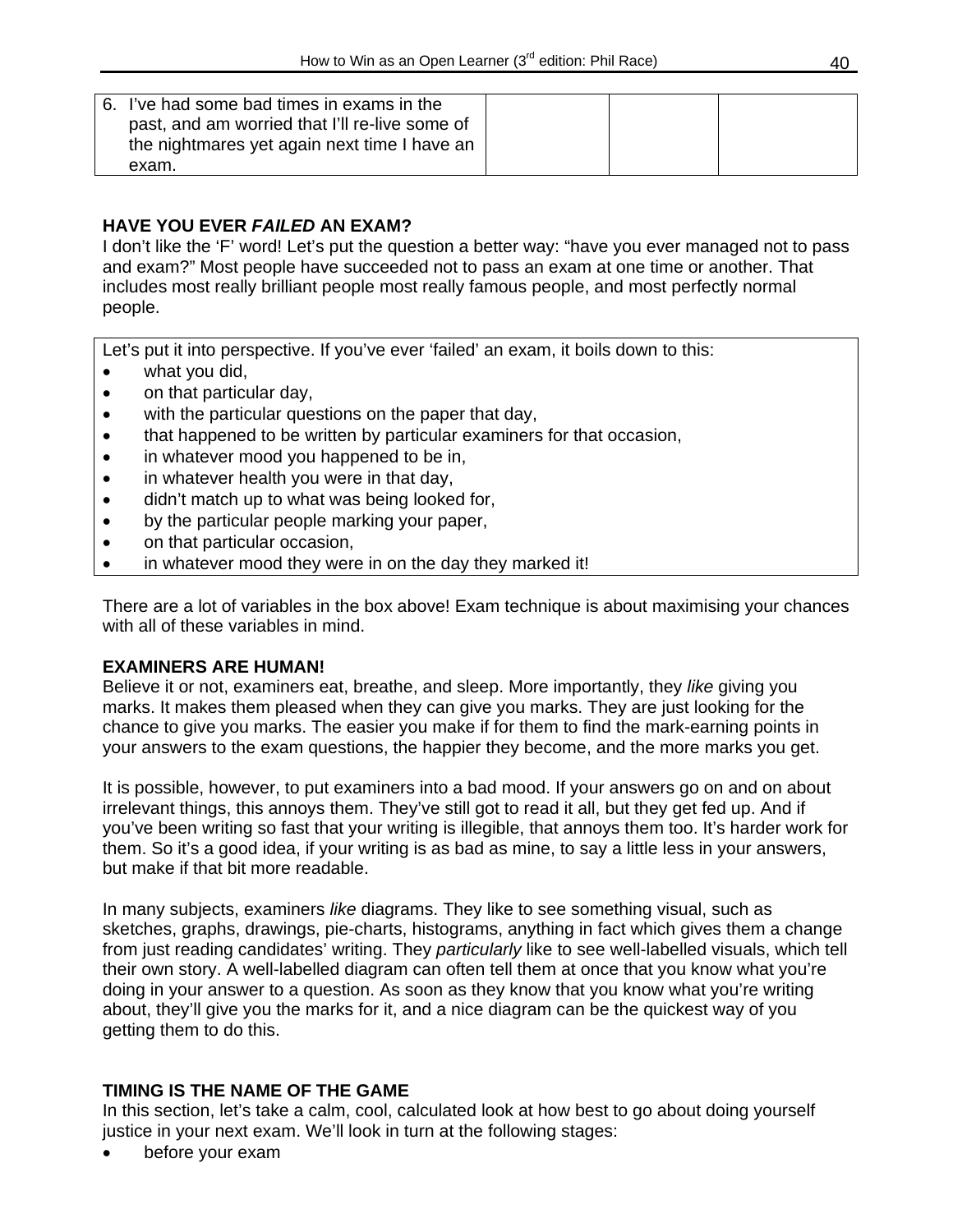| 6. I've had some bad times in exams in the past, and am worried that I'll re-live some of the nightmares yet again next time I have an exam. | | | |
|---|---|---|---|

**HAVE YOU EVER *FAILED* AN EXAM?**

I don't like the 'F' word! Let's put the question a better way: "have you ever managed not to pass and exam?" Most people have succeeded not to pass an exam at one time or another. That includes most really brilliant people most really famous people, and most perfectly normal people.

Let's put it into perspective. If you've ever 'failed' an exam, it boils down to this:

- what you did,
- on that particular day,
- with the particular questions on the paper that day,
- that happened to be written by particular examiners for that occasion,
- in whatever mood you happened to be in,
- in whatever health you were in that day,
- didn't match up to what was being looked for,
- by the particular people marking your paper,
- on that particular occasion,
- in whatever mood they were in on the day they marked it!

There are a lot of variables in the box above! Exam technique is about maximising your chances with all of these variables in mind.

**EXAMINERS ARE HUMAN!**

Believe it or not, examiners eat, breathe, and sleep. More importantly, they *like* giving you marks. It makes them pleased when they can give you marks. They are just looking for the chance to give you marks. The easier you make if for them to find the mark-earning points in your answers to the exam questions, the happier they become, and the more marks you get.

It is possible, however, to put examiners into a bad mood. If your answers go on and on about irrelevant things, this annoys them. They've still got to read it all, but they get fed up. And if you've been writing so fast that your writing is illegible, that annoys them too. It's harder work for them. So it's a good idea, if your writing is as bad as mine, to say a little less in your answers, but make if that bit more readable.

In many subjects, examiners *like* diagrams. They like to see something visual, such as sketches, graphs, drawings, pie-charts, histograms, anything in fact which gives them a change from just reading candidates' writing. They *particularly* like to see well-labelled visuals, which tell their own story. A well-labelled diagram can often tell them at once that you know what you're doing in your answer to a question. As soon as they know that you know what you're writing about, they'll give you the marks for it, and a nice diagram can be the quickest way of you getting them to do this.

**TIMING IS THE NAME OF THE GAME**

In this section, let's take a calm, cool, calculated look at how best to go about doing yourself justice in your next exam. We'll look in turn at the following stages:

- before your exam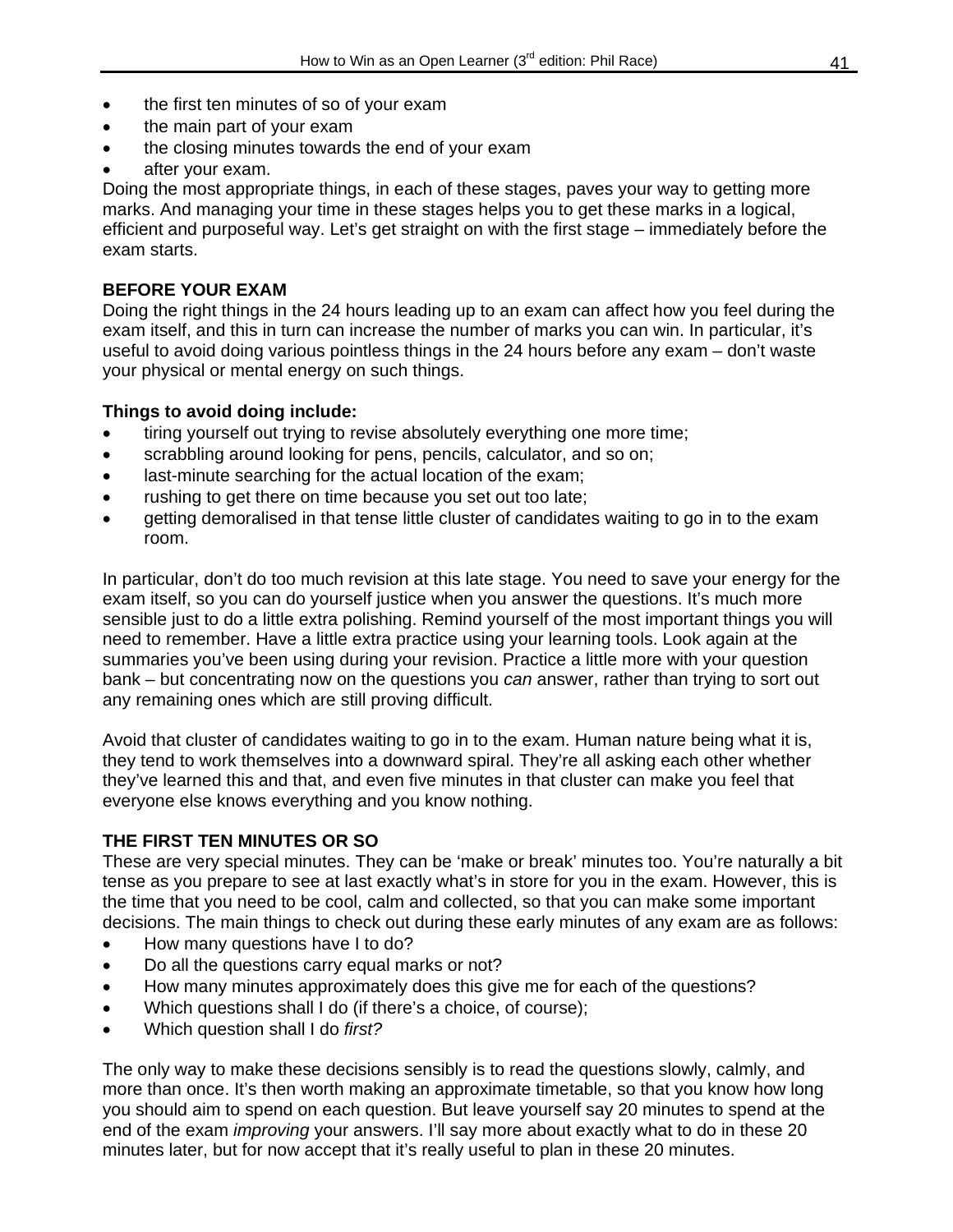- the first ten minutes of so of your exam
- the main part of your exam
- the closing minutes towards the end of your exam
- after your exam.

Doing the most appropriate things, in each of these stages, paves your way to getting more marks. And managing your time in these stages helps you to get these marks in a logical, efficient and purposeful way. Let's get straight on with the first stage – immediately before the exam starts.

## BEFORE YOUR EXAM

Doing the right things in the 24 hours leading up to an exam can affect how you feel during the exam itself, and this in turn can increase the number of marks you can win. In particular, it's useful to avoid doing various pointless things in the 24 hours before any exam – don't waste your physical or mental energy on such things.

### Things to avoid doing include:

- tiring yourself out trying to revise absolutely everything one more time;
- scrabbling around looking for pens, pencils, calculator, and so on;
- last-minute searching for the actual location of the exam;
- rushing to get there on time because you set out too late;
- getting demoralised in that tense little cluster of candidates waiting to go in to the exam room.

In particular, don't do too much revision at this late stage. You need to save your energy for the exam itself, so you can do yourself justice when you answer the questions. It's much more sensible just to do a little extra polishing. Remind yourself of the most important things you will need to remember. Have a little extra practice using your learning tools. Look again at the summaries you've been using during your revision. Practice a little more with your question bank – but concentrating now on the questions you *can* answer, rather than trying to sort out any remaining ones which are still proving difficult.

Avoid that cluster of candidates waiting to go in to the exam. Human nature being what it is, they tend to work themselves into a downward spiral. They're all asking each other whether they've learned this and that, and even five minutes in that cluster can make you feel that everyone else knows everything and you know nothing.

## THE FIRST TEN MINUTES OR SO

These are very special minutes. They can be 'make or break' minutes too. You're naturally a bit tense as you prepare to see at last exactly what's in store for you in the exam. However, this is the time that you need to be cool, calm and collected, so that you can make some important decisions. The main things to check out during these early minutes of any exam are as follows:

- How many questions have I to do?
- Do all the questions carry equal marks or not?
- How many minutes approximately does this give me for each of the questions?
- Which questions shall I do (if there's a choice, of course);
- Which question shall I do *first?*

The only way to make these decisions sensibly is to read the questions slowly, calmly, and more than once. It's then worth making an approximate timetable, so that you know how long you should aim to spend on each question. But leave yourself say 20 minutes to spend at the end of the exam *improving* your answers. I'll say more about exactly what to do in these 20 minutes later, but for now accept that it's really useful to plan in these 20 minutes.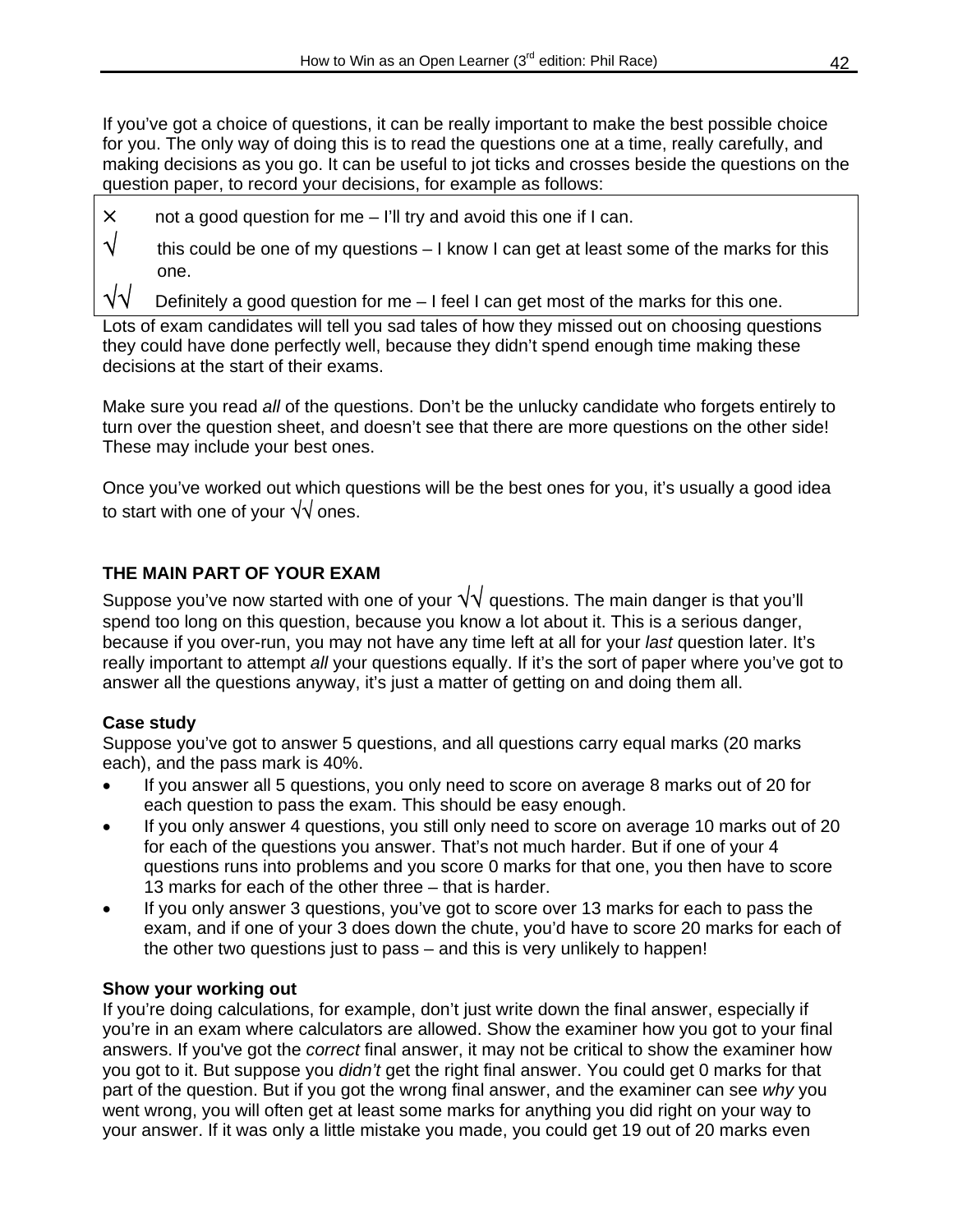If you've got a choice of questions, it can be really important to make the best possible choice for you. The only way of doing this is to read the questions one at a time, really carefully, and making decisions as you go. It can be useful to jot ticks and crosses beside the questions on the question paper, to record your decisions, for example as follows:

| | |
|---|---|
| × | not a good question for me – I'll try and avoid this one if I can. |
| √ | this could be one of my questions – I know I can get at least some of the marks for this one. |
| √√ | Definitely a good question for me – I feel I can get most of the marks for this one. |

Lots of exam candidates will tell you sad tales of how they missed out on choosing questions they could have done perfectly well, because they didn't spend enough time making these decisions at the start of their exams.

Make sure you read *all* of the questions. Don't be the unlucky candidate who forgets entirely to turn over the question sheet, and doesn't see that there are more questions on the other side! These may include your best ones.

Once you've worked out which questions will be the best ones for you, it's usually a good idea to start with one of your √√ ones.

## THE MAIN PART OF YOUR EXAM

Suppose you've now started with one of your √√ questions. The main danger is that you'll spend too long on this question, because you know a lot about it. This is a serious danger, because if you over-run, you may not have any time left at all for your *last* question later. It's really important to attempt *all* your questions equally. If it's the sort of paper where you've got to answer all the questions anyway, it's just a matter of getting on and doing them all.

### Case study

Suppose you've got to answer 5 questions, and all questions carry equal marks (20 marks each), and the pass mark is 40%.

- If you answer all 5 questions, you only need to score on average 8 marks out of 20 for each question to pass the exam. This should be easy enough.
- If you only answer 4 questions, you still only need to score on average 10 marks out of 20 for each of the questions you answer. That's not much harder. But if one of your 4 questions runs into problems and you score 0 marks for that one, you then have to score 13 marks for each of the other three – that is harder.
- If you only answer 3 questions, you've got to score over 13 marks for each to pass the exam, and if one of your 3 does down the chute, you'd have to score 20 marks for each of the other two questions just to pass – and this is very unlikely to happen!

### Show your working out

If you're doing calculations, for example, don't just write down the final answer, especially if you're in an exam where calculators are allowed. Show the examiner how you got to your final answers. If you've got the *correct* final answer, it may not be critical to show the examiner how you got to it. But suppose you *didn't* get the right final answer. You could get 0 marks for that part of the question. But if you got the wrong final answer, and the examiner can see *why* you went wrong, you will often get at least some marks for anything you did right on your way to your answer. If it was only a little mistake you made, you could get 19 out of 20 marks even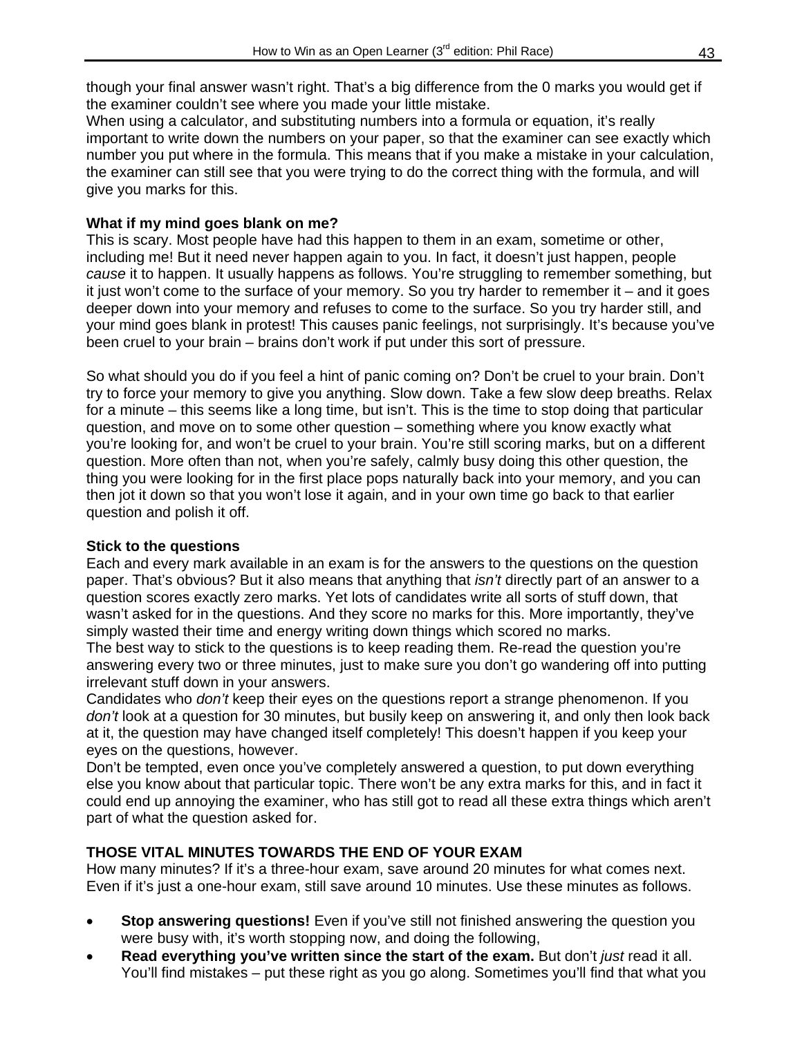though your final answer wasn't right. That's a big difference from the 0 marks you would get if the examiner couldn't see where you made your little mistake.
When using a calculator, and substituting numbers into a formula or equation, it's really important to write down the numbers on your paper, so that the examiner can see exactly which number you put where in the formula. This means that if you make a mistake in your calculation, the examiner can still see that you were trying to do the correct thing with the formula, and will give you marks for this.

**What if my mind goes blank on me?**
This is scary. Most people have had this happen to them in an exam, sometime or other, including me! But it need never happen again to you. In fact, it doesn't just happen, people *cause* it to happen. It usually happens as follows. You're struggling to remember something, but it just won't come to the surface of your memory. So you try harder to remember it – and it goes deeper down into your memory and refuses to come to the surface. So you try harder still, and your mind goes blank in protest! This causes panic feelings, not surprisingly. It's because you've been cruel to your brain – brains don't work if put under this sort of pressure.

So what should you do if you feel a hint of panic coming on? Don't be cruel to your brain. Don't try to force your memory to give you anything. Slow down. Take a few slow deep breaths. Relax for a minute – this seems like a long time, but isn't. This is the time to stop doing that particular question, and move on to some other question – something where you know exactly what you're looking for, and won't be cruel to your brain. You're still scoring marks, but on a different question. More often than not, when you're safely, calmly busy doing this other question, the thing you were looking for in the first place pops naturally back into your memory, and you can then jot it down so that you won't lose it again, and in your own time go back to that earlier question and polish it off.

**Stick to the questions**
Each and every mark available in an exam is for the answers to the questions on the question paper. That's obvious? But it also means that anything that *isn't* directly part of an answer to a question scores exactly zero marks. Yet lots of candidates write all sorts of stuff down, that wasn't asked for in the questions. And they score no marks for this. More importantly, they've simply wasted their time and energy writing down things which scored no marks.
The best way to stick to the questions is to keep reading them. Re-read the question you're answering every two or three minutes, just to make sure you don't go wandering off into putting irrelevant stuff down in your answers.
Candidates who *don't* keep their eyes on the questions report a strange phenomenon. If you *don't* look at a question for 30 minutes, but busily keep on answering it, and only then look back at it, the question may have changed itself completely! This doesn't happen if you keep your eyes on the questions, however.
Don't be tempted, even once you've completely answered a question, to put down everything else you know about that particular topic. There won't be any extra marks for this, and in fact it could end up annoying the examiner, who has still got to read all these extra things which aren't part of what the question asked for.

**THOSE VITAL MINUTES TOWARDS THE END OF YOUR EXAM**
How many minutes? If it's a three-hour exam, save around 20 minutes for what comes next. Even if it's just a one-hour exam, still save around 10 minutes. Use these minutes as follows.

- **Stop answering questions!** Even if you've still not finished answering the question you were busy with, it's worth stopping now, and doing the following,
- **Read everything you've written since the start of the exam.** But don't *just* read it all. You'll find mistakes – put these right as you go along. Sometimes you'll find that what you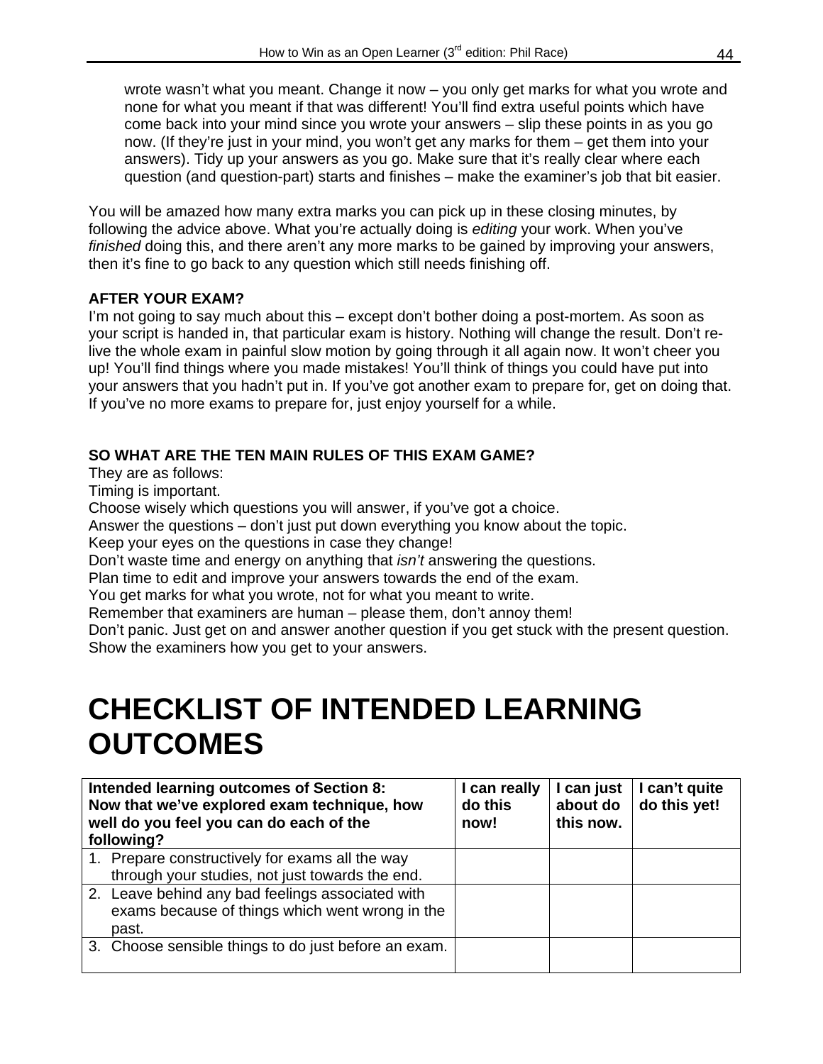wrote wasn't what you meant. Change it now – you only get marks for what you wrote and none for what you meant if that was different! You'll find extra useful points which have come back into your mind since you wrote your answers – slip these points in as you go now. (If they're just in your mind, you won't get any marks for them – get them into your answers). Tidy up your answers as you go. Make sure that it's really clear where each question (and question-part) starts and finishes – make the examiner's job that bit easier.

You will be amazed how many extra marks you can pick up in these closing minutes, by following the advice above. What you're actually doing is *editing* your work. When you've *finished* doing this, and there aren't any more marks to be gained by improving your answers, then it's fine to go back to any question which still needs finishing off.

**AFTER YOUR EXAM?**

I'm not going to say much about this – except don't bother doing a post-mortem. As soon as your script is handed in, that particular exam is history. Nothing will change the result. Don't re-live the whole exam in painful slow motion by going through it all again now. It won't cheer you up! You'll find things where you made mistakes! You'll think of things you could have put into your answers that you hadn't put in. If you've got another exam to prepare for, get on doing that. If you've no more exams to prepare for, just enjoy yourself for a while.

**SO WHAT ARE THE TEN MAIN RULES OF THIS EXAM GAME?**

They are as follows:

Timing is important.

Choose wisely which questions you will answer, if you've got a choice.

Answer the questions – don't just put down everything you know about the topic.

Keep your eyes on the questions in case they change!

Don't waste time and energy on anything that *isn't* answering the questions.

Plan time to edit and improve your answers towards the end of the exam.

You get marks for what you wrote, not for what you meant to write.

Remember that examiners are human – please them, don't annoy them!

Don't panic. Just get on and answer another question if you get stuck with the present question.

Show the examiners how you get to your answers.

# CHECKLIST OF INTENDED LEARNING OUTCOMES

| Intended learning outcomes of Section 8: Now that we've explored exam technique, how well do you feel you can do each of the following? | I can really do this now! | I can just about do this now. | I can't quite do this yet! |
|---|---|---|---|
| 1. Prepare constructively for exams all the way through your studies, not just towards the end. | | | |
| 2. Leave behind any bad feelings associated with exams because of things which went wrong in the past. | | | |
| 3. Choose sensible things to do just before an exam. | | | |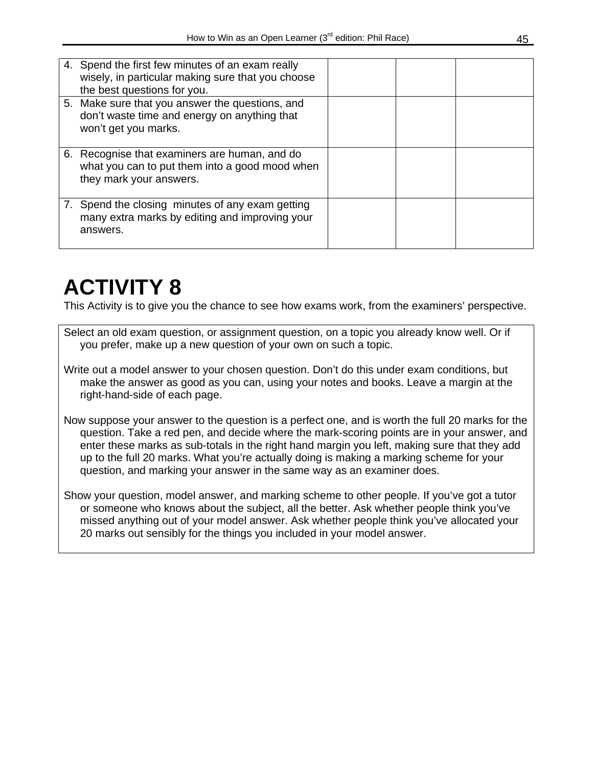| | | | |
|---|---|---|---|
| 4. Spend the first few minutes of an exam really wisely, in particular making sure that you choose the best questions for you. | | | |
| 5. Make sure that you answer the questions, and don't waste time and energy on anything that won't get you marks. | | | |
| 6. Recognise that examiners are human, and do what you can to put them into a good mood when they mark your answers. | | | |
| 7. Spend the closing minutes of any exam getting many extra marks by editing and improving your answers. | | | |

# ACTIVITY 8

This Activity is to give you the chance to see how exams work, from the examiners' perspective.

Select an old exam question, or assignment question, on a topic you already know well. Or if you prefer, make up a new question of your own on such a topic.

Write out a model answer to your chosen question. Don't do this under exam conditions, but make the answer as good as you can, using your notes and books. Leave a margin at the right-hand-side of each page.

Now suppose your answer to the question is a perfect one, and is worth the full 20 marks for the question. Take a red pen, and decide where the mark-scoring points are in your answer, and enter these marks as sub-totals in the right hand margin you left, making sure that they add up to the full 20 marks. What you're actually doing is making a marking scheme for your question, and marking your answer in the same way as an examiner does.

Show your question, model answer, and marking scheme to other people. If you've got a tutor or someone who knows about the subject, all the better. Ask whether people think you've missed anything out of your model answer. Ask whether people think you've allocated your 20 marks out sensibly for the things you included in your model answer.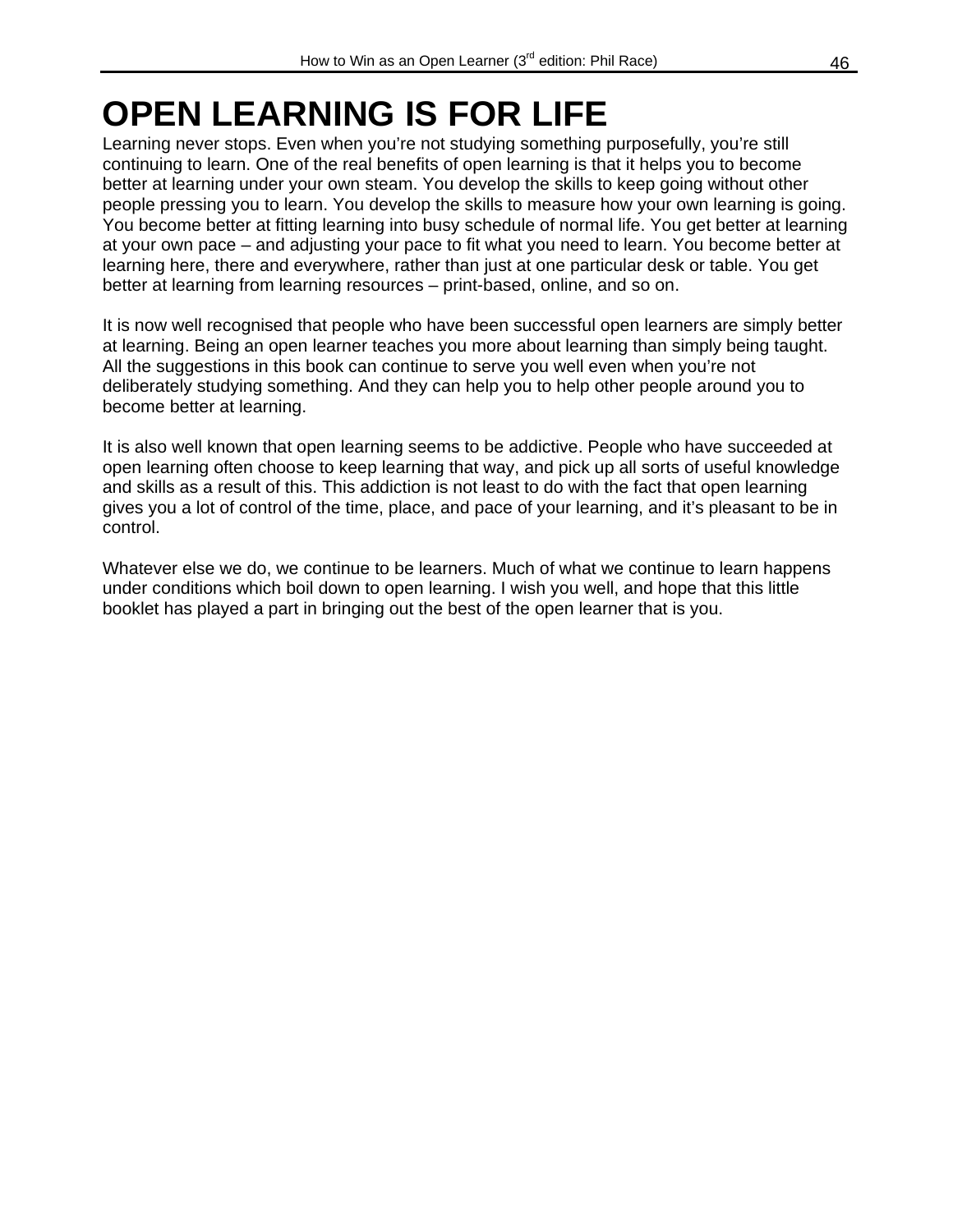# OPEN LEARNING IS FOR LIFE

Learning never stops. Even when you're not studying something purposefully, you're still continuing to learn. One of the real benefits of open learning is that it helps you to become better at learning under your own steam. You develop the skills to keep going without other people pressing you to learn. You develop the skills to measure how your own learning is going. You become better at fitting learning into busy schedule of normal life. You get better at learning at your own pace – and adjusting your pace to fit what you need to learn. You become better at learning here, there and everywhere, rather than just at one particular desk or table. You get better at learning from learning resources – print-based, online, and so on.

It is now well recognised that people who have been successful open learners are simply better at learning. Being an open learner teaches you more about learning than simply being taught. All the suggestions in this book can continue to serve you well even when you're not deliberately studying something. And they can help you to help other people around you to become better at learning.

It is also well known that open learning seems to be addictive. People who have succeeded at open learning often choose to keep learning that way, and pick up all sorts of useful knowledge and skills as a result of this. This addiction is not least to do with the fact that open learning gives you a lot of control of the time, place, and pace of your learning, and it's pleasant to be in control.

Whatever else we do, we continue to be learners. Much of what we continue to learn happens under conditions which boil down to open learning. I wish you well, and hope that this little booklet has played a part in bringing out the best of the open learner that is you.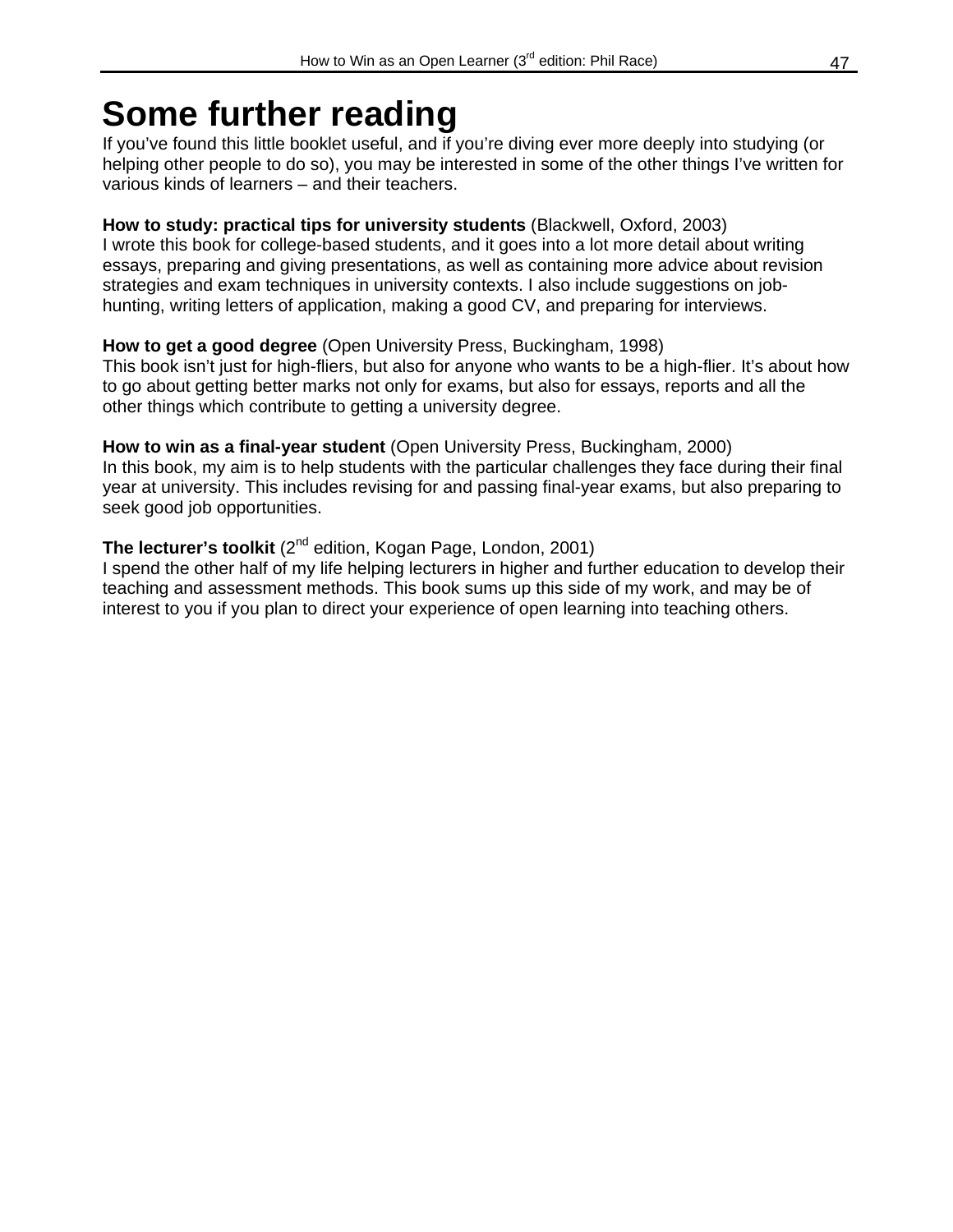# Some further reading

If you've found this little booklet useful, and if you're diving ever more deeply into studying (or helping other people to do so), you may be interested in some of the other things I've written for various kinds of learners – and their teachers.

**How to study: practical tips for university students** (Blackwell, Oxford, 2003)
I wrote this book for college-based students, and it goes into a lot more detail about writing essays, preparing and giving presentations, as well as containing more advice about revision strategies and exam techniques in university contexts. I also include suggestions on job-hunting, writing letters of application, making a good CV, and preparing for interviews.

**How to get a good degree** (Open University Press, Buckingham, 1998)
This book isn't just for high-fliers, but also for anyone who wants to be a high-flier. It's about how to go about getting better marks not only for exams, but also for essays, reports and all the other things which contribute to getting a university degree.

**How to win as a final-year student** (Open University Press, Buckingham, 2000)
In this book, my aim is to help students with the particular challenges they face during their final year at university. This includes revising for and passing final-year exams, but also preparing to seek good job opportunities.

**The lecturer's toolkit** (2nd edition, Kogan Page, London, 2001)
I spend the other half of my life helping lecturers in higher and further education to develop their teaching and assessment methods. This book sums up this side of my work, and may be of interest to you if you plan to direct your experience of open learning into teaching others.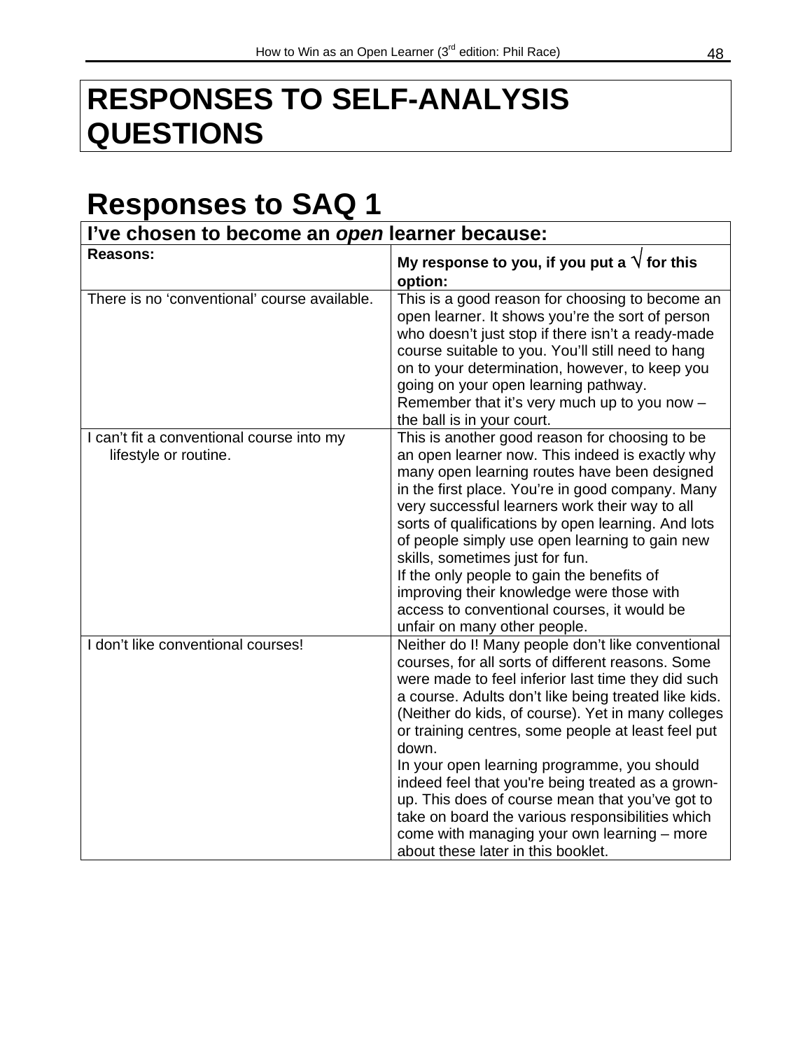# RESPONSES TO SELF-ANALYSIS QUESTIONS

## Responses to SAQ 1

| **I've chosen to become an *open* learner because:** | |
|---|---|
| **Reasons:** | **My response to you, if you put a √ for this option:** |
| There is no 'conventional' course available. | This is a good reason for choosing to become an open learner. It shows you're the sort of person who doesn't just stop if there isn't a ready-made course suitable to you. You'll still need to hang on to your determination, however, to keep you going on your open learning pathway.<br>Remember that it's very much up to you now – the ball is in your court. |
| I can't fit a conventional course into my lifestyle or routine. | This is another good reason for choosing to be an open learner now. This indeed is exactly why many open learning routes have been designed in the first place. You're in good company. Many very successful learners work their way to all sorts of qualifications by open learning. And lots of people simply use open learning to gain new skills, sometimes just for fun.<br>If the only people to gain the benefits of improving their knowledge were those with access to conventional courses, it would be unfair on many other people. |
| I don't like conventional courses! | Neither do I! Many people don't like conventional courses, for all sorts of different reasons. Some were made to feel inferior last time they did such a course. Adults don't like being treated like kids. (Neither do kids, of course). Yet in many colleges or training centres, some people at least feel put down.<br>In your open learning programme, you should indeed feel that you're being treated as a grown-up. This does of course mean that you've got to take on board the various responsibilities which come with managing your own learning – more about these later in this booklet. |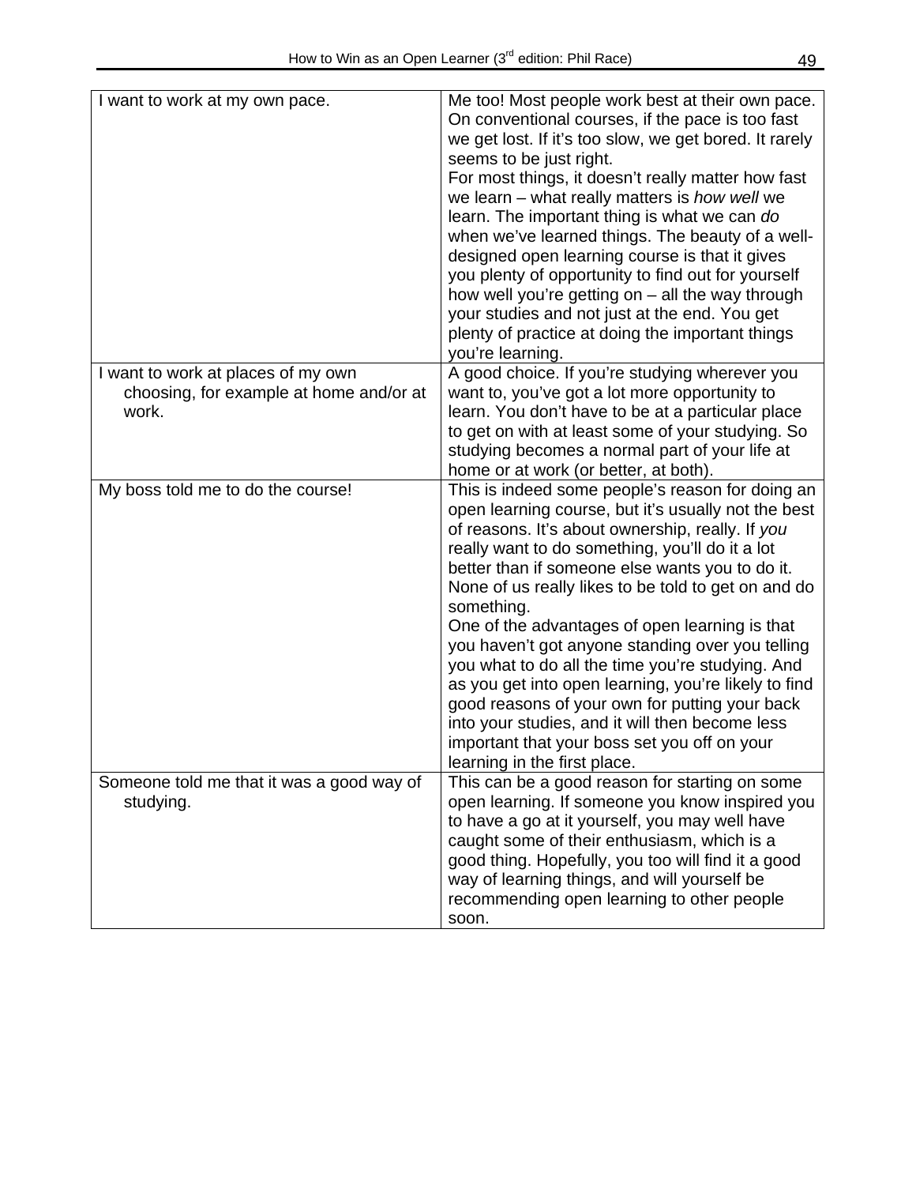| | |
|---|---|
| I want to work at my own pace. | Me too! Most people work best at their own pace. On conventional courses, if the pace is too fast we get lost. If it's too slow, we get bored. It rarely seems to be just right.<br>For most things, it doesn't really matter how fast we learn – what really matters is *how well* we learn. The important thing is what we can *do* when we've learned things. The beauty of a well-designed open learning course is that it gives you plenty of opportunity to find out for yourself how well you're getting on – all the way through your studies and not just at the end. You get plenty of practice at doing the important things you're learning. |
| I want to work at places of my own choosing, for example at home and/or at work. | A good choice. If you're studying wherever you want to, you've got a lot more opportunity to learn. You don't have to be at a particular place to get on with at least some of your studying. So studying becomes a normal part of your life at home or at work (or better, at both). |
| My boss told me to do the course! | This is indeed some people's reason for doing an open learning course, but it's usually not the best of reasons. It's about ownership, really. If *you* really want to do something, you'll do it a lot better than if someone else wants you to do it. None of us really likes to be told to get on and do something.<br>One of the advantages of open learning is that you haven't got anyone standing over you telling you what to do all the time you're studying. And as you get into open learning, you're likely to find good reasons of your own for putting your back into your studies, and it will then become less important that your boss set you off on your learning in the first place. |
| Someone told me that it was a good way of studying. | This can be a good reason for starting on some open learning. If someone you know inspired you to have a go at it yourself, you may well have caught some of their enthusiasm, which is a good thing. Hopefully, you too will find it a good way of learning things, and will yourself be recommending open learning to other people soon. |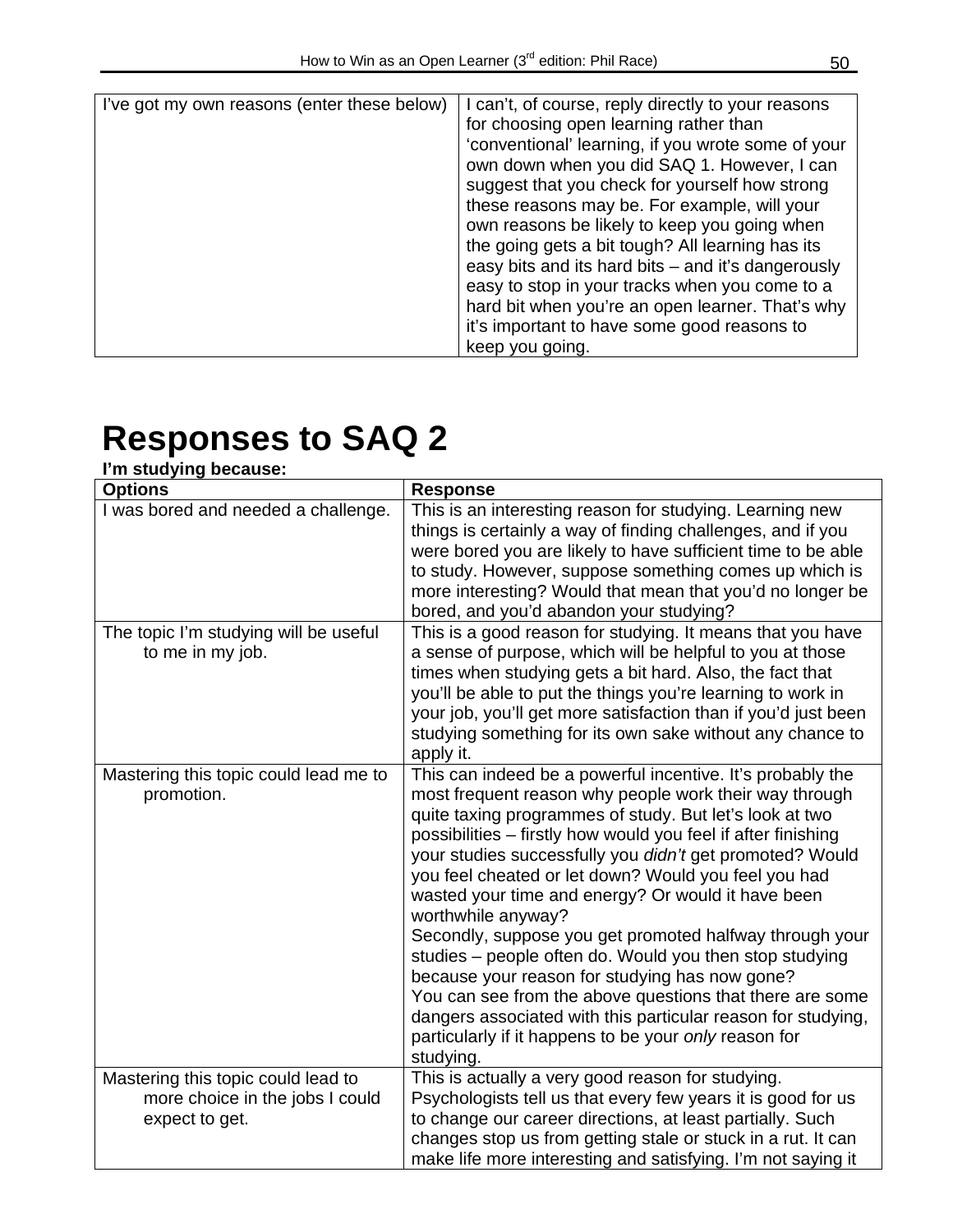| I've got my own reasons (enter these below) | I can't, of course, reply directly to your reasons for choosing open learning rather than 'conventional' learning, if you wrote some of your own down when you did SAQ 1. However, I can suggest that you check for yourself how strong these reasons may be. For example, will your own reasons be likely to keep you going when the going gets a bit tough? All learning has its easy bits and its hard bits – and it's dangerously easy to stop in your tracks when you come to a hard bit when you're an open learner. That's why it's important to have some good reasons to keep you going. |
|---|---|

# Responses to SAQ 2

**I'm studying because:**

| Options | Response |
|---|---|
| I was bored and needed a challenge. | This is an interesting reason for studying. Learning new things is certainly a way of finding challenges, and if you were bored you are likely to have sufficient time to be able to study. However, suppose something comes up which is more interesting? Would that mean that you'd no longer be bored, and you'd abandon your studying? |
| The topic I'm studying will be useful to me in my job. | This is a good reason for studying. It means that you have a sense of purpose, which will be helpful to you at those times when studying gets a bit hard. Also, the fact that you'll be able to put the things you're learning to work in your job, you'll get more satisfaction than if you'd just been studying something for its own sake without any chance to apply it. |
| Mastering this topic could lead me to promotion. | This can indeed be a powerful incentive. It's probably the most frequent reason why people work their way through quite taxing programmes of study. But let's look at two possibilities – firstly how would you feel if after finishing your studies successfully you *didn't* get promoted? Would you feel cheated or let down? Would you feel you had wasted your time and energy? Or would it have been worthwhile anyway?<br>Secondly, suppose you get promoted halfway through your studies – people often do. Would you then stop studying because your reason for studying has now gone?<br>You can see from the above questions that there are some dangers associated with this particular reason for studying, particularly if it happens to be your *only* reason for studying. |
| Mastering this topic could lead to more choice in the jobs I could expect to get. | This is actually a very good reason for studying. Psychologists tell us that every few years it is good for us to change our career directions, at least partially. Such changes stop us from getting stale or stuck in a rut. It can make life more interesting and satisfying. I'm not saying it |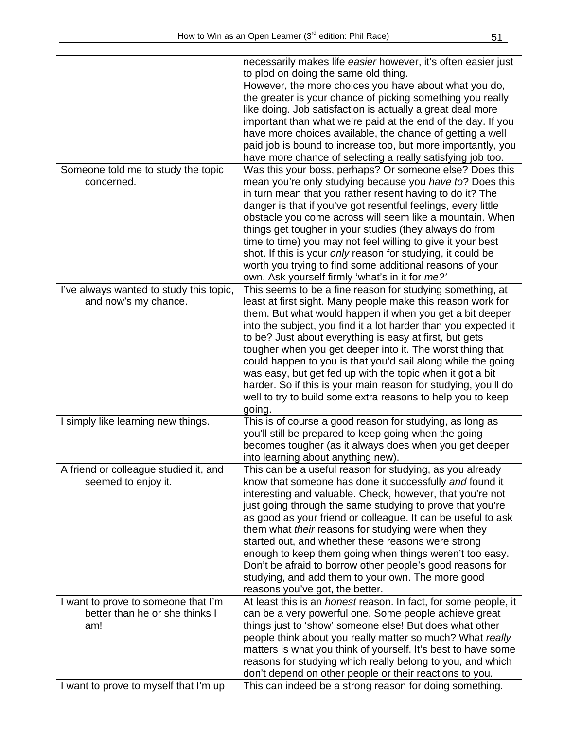| | |
|---|---|
| | necessarily makes life *easier* however, it's often easier just to plod on doing the same old thing. However, the more choices you have about what you do, the greater is your chance of picking something you really like doing. Job satisfaction is actually a great deal more important than what we're paid at the end of the day. If you have more choices available, the chance of getting a well paid job is bound to increase too, but more importantly, you have more chance of selecting a really satisfying job too. |
| Someone told me to study the topic concerned. | Was this your boss, perhaps? Or someone else? Does this mean you're only studying because you *have to*? Does this in turn mean that you rather resent having to do it? The danger is that if you've got resentful feelings, every little obstacle you come across will seem like a mountain. When things get tougher in your studies (they always do from time to time) you may not feel willing to give it your best shot. If this is your *only* reason for studying, it could be worth you trying to find some additional reasons of your own. Ask yourself firmly 'what's in it for *me?*' |
| I've always wanted to study this topic, and now's my chance. | This seems to be a fine reason for studying something, at least at first sight. Many people make this reason work for them. But what would happen if when you get a bit deeper into the subject, you find it a lot harder than you expected it to be? Just about everything is easy at first, but gets tougher when you get deeper into it. The worst thing that could happen to you is that you'd sail along while the going was easy, but get fed up with the topic when it got a bit harder. So if this is your main reason for studying, you'll do well to try to build some extra reasons to help you to keep going. |
| I simply like learning new things. | This is of course a good reason for studying, as long as you'll still be prepared to keep going when the going becomes tougher (as it always does when you get deeper into learning about anything new). |
| A friend or colleague studied it, and seemed to enjoy it. | This can be a useful reason for studying, as you already know that someone has done it successfully *and* found it interesting and valuable. Check, however, that you're not just going through the same studying to prove that you're as good as your friend or colleague. It can be useful to ask them what *their* reasons for studying were when they started out, and whether these reasons were strong enough to keep them going when things weren't too easy. Don't be afraid to borrow other people's good reasons for studying, and add them to your own. The more good reasons you've got, the better. |
| I want to prove to someone that I'm better than he or she thinks I am! | At least this is an *honest* reason. In fact, for some people, it can be a very powerful one. Some people achieve great things just to 'show' someone else! But does what other people think about you really matter so much? What *really* matters is what you think of yourself. It's best to have some reasons for studying which really belong to you, and which don't depend on other people or their reactions to you. |
| I want to prove to myself that I'm up | This can indeed be a strong reason for doing something. |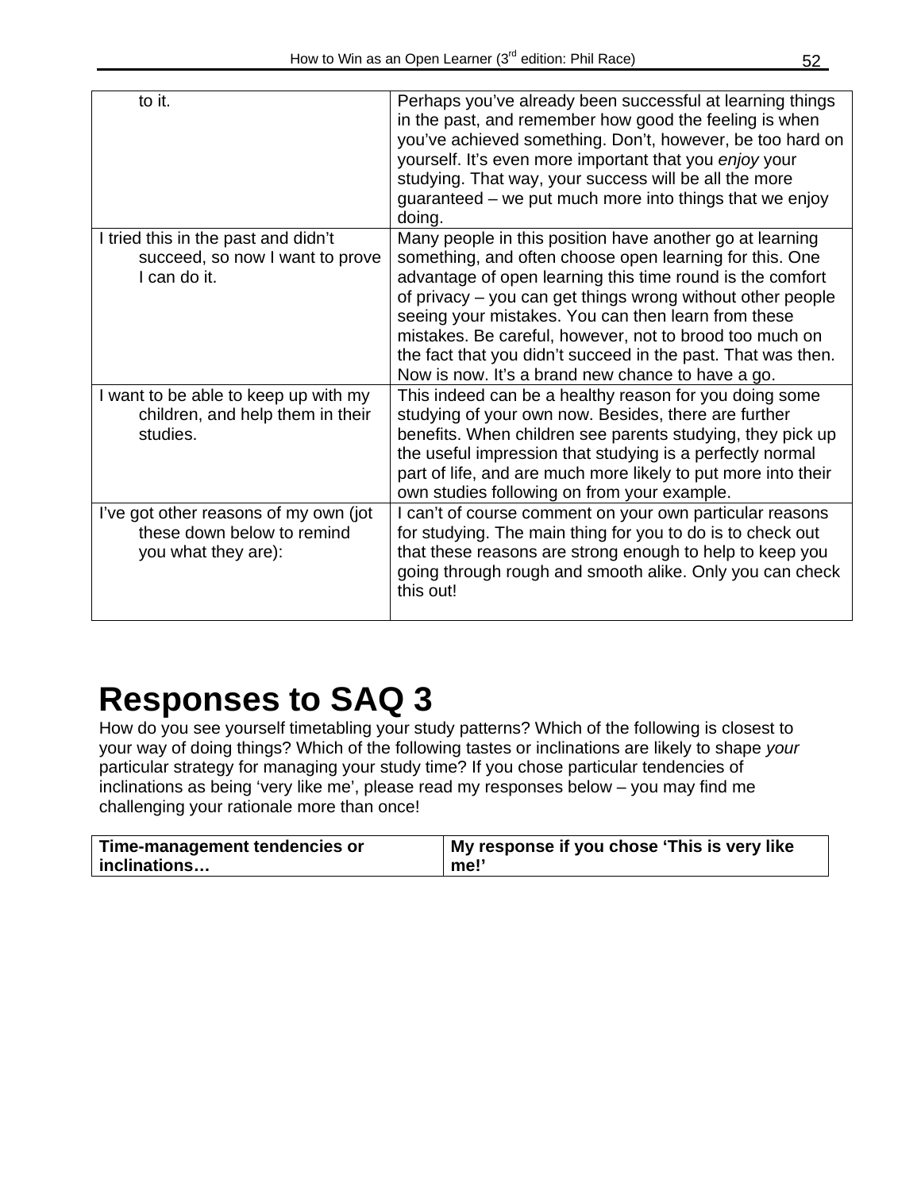| | |
|---|---|
| to it. | Perhaps you've already been successful at learning things in the past, and remember how good the feeling is when you've achieved something. Don't, however, be too hard on yourself. It's even more important that you *enjoy* your studying. That way, your success will be all the more guaranteed – we put much more into things that we enjoy doing. |
| I tried this in the past and didn't succeed, so now I want to prove I can do it. | Many people in this position have another go at learning something, and often choose open learning for this. One advantage of open learning this time round is the comfort of privacy – you can get things wrong without other people seeing your mistakes. You can then learn from these mistakes. Be careful, however, not to brood too much on the fact that you didn't succeed in the past. That was then. Now is now. It's a brand new chance to have a go. |
| I want to be able to keep up with my children, and help them in their studies. | This indeed can be a healthy reason for you doing some studying of your own now. Besides, there are further benefits. When children see parents studying, they pick up the useful impression that studying is a perfectly normal part of life, and are much more likely to put more into their own studies following on from your example. |
| I've got other reasons of my own (jot these down below to remind you what they are): | I can't of course comment on your own particular reasons for studying. The main thing for you to do is to check out that these reasons are strong enough to help to keep you going through rough and smooth alike. Only you can check this out! |

# Responses to SAQ 3

How do you see yourself timetabling your study patterns? Which of the following is closest to your way of doing things? Which of the following tastes or inclinations are likely to shape *your* particular strategy for managing your study time? If you chose particular tendencies of inclinations as being 'very like me', please read my responses below – you may find me challenging your rationale more than once!

| **Time-management tendencies or inclinations…** | **My response if you chose 'This is very like me!'** |
|---|---|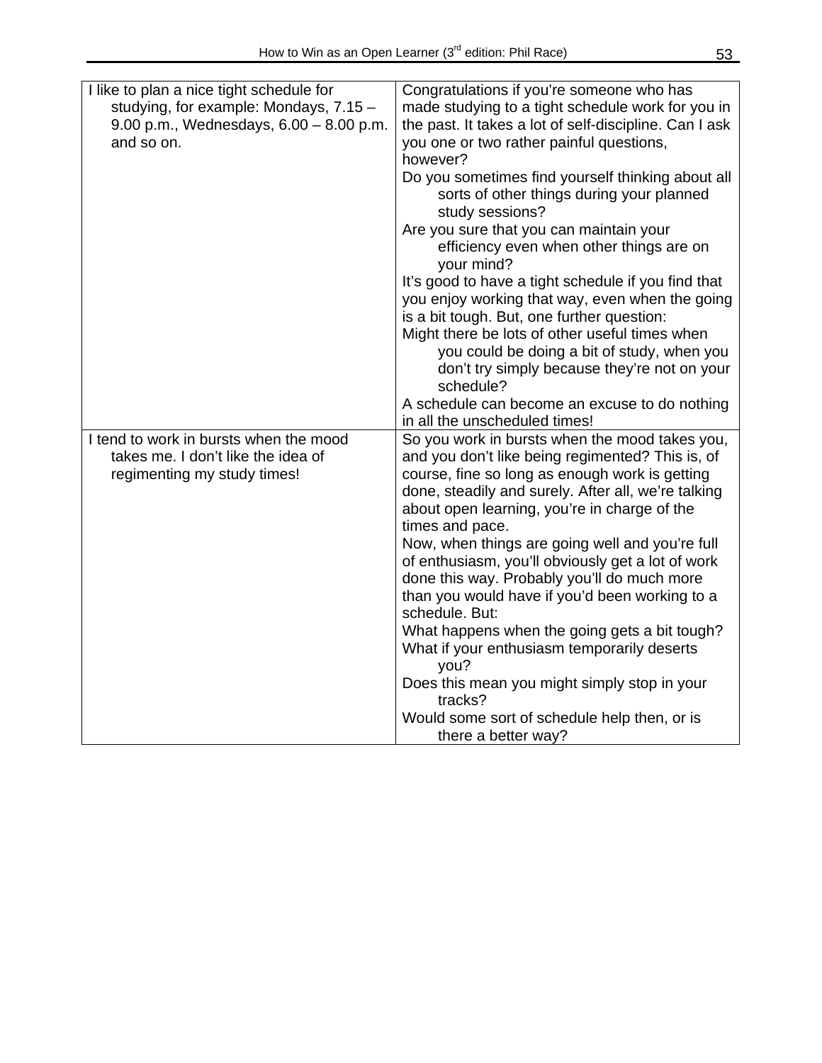| | |
|---|---|
| I like to plan a nice tight schedule for studying, for example: Mondays, 7.15 – 9.00 p.m., Wednesdays, 6.00 – 8.00 p.m. and so on. | Congratulations if you're someone who has made studying to a tight schedule work for you in the past. It takes a lot of self-discipline. Can I ask you one or two rather painful questions, however?<br>Do you sometimes find yourself thinking about all sorts of other things during your planned study sessions?<br>Are you sure that you can maintain your efficiency even when other things are on your mind?<br>It's good to have a tight schedule if you find that you enjoy working that way, even when the going is a bit tough. But, one further question:<br>Might there be lots of other useful times when you could be doing a bit of study, when you don't try simply because they're not on your schedule?<br>A schedule can become an excuse to do nothing in all the unscheduled times! |
| I tend to work in bursts when the mood takes me. I don't like the idea of regimenting my study times! | So you work in bursts when the mood takes you, and you don't like being regimented? This is, of course, fine so long as enough work is getting done, steadily and surely. After all, we're talking about open learning, you're in charge of the times and pace.<br>Now, when things are going well and you're full of enthusiasm, you'll obviously get a lot of work done this way. Probably you'll do much more than you would have if you'd been working to a schedule. But:<br>What happens when the going gets a bit tough?<br>What if your enthusiasm temporarily deserts you?<br>Does this mean you might simply stop in your tracks?<br>Would some sort of schedule help then, or is there a better way? |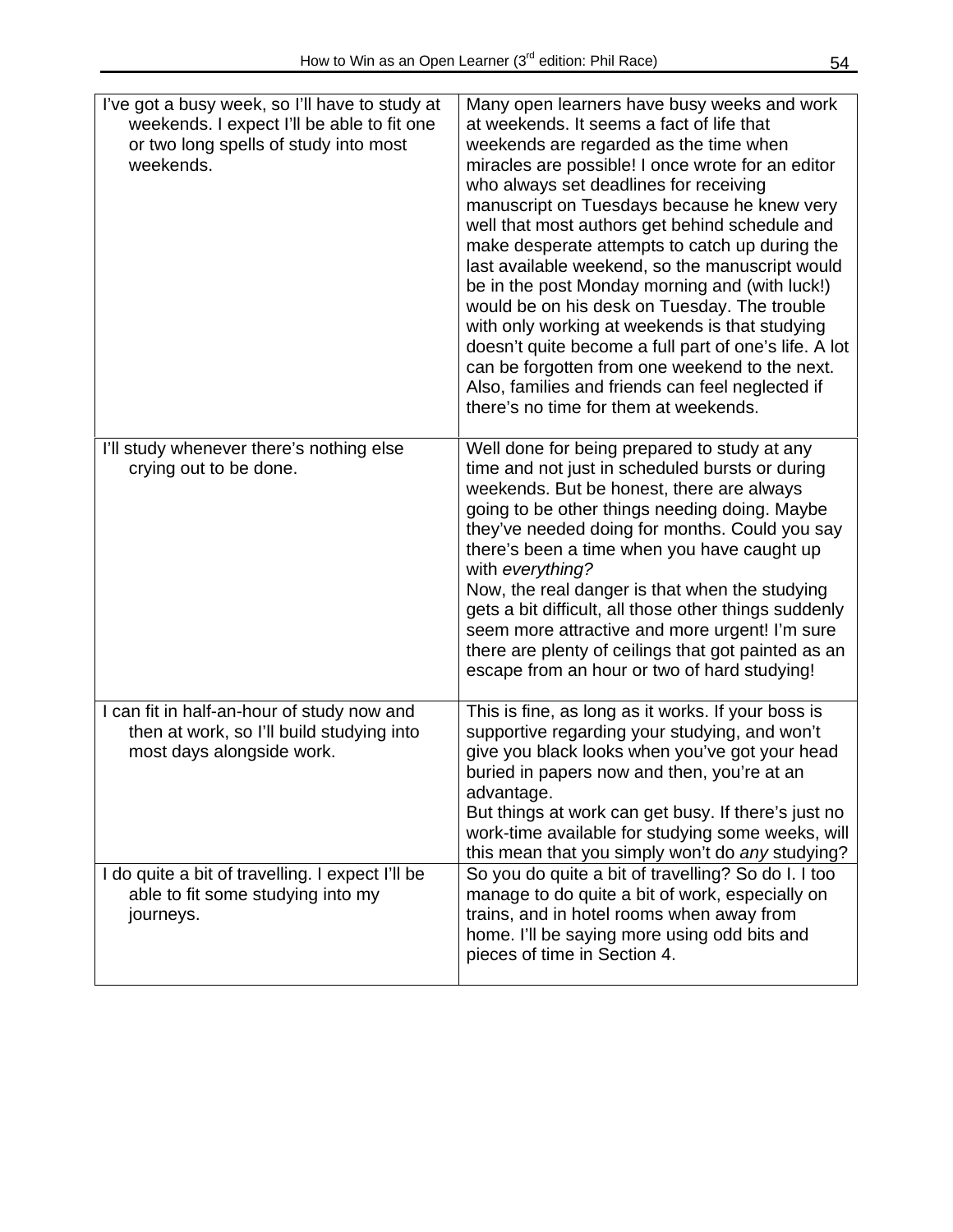| | |
|---|---|
| I've got a busy week, so I'll have to study at weekends. I expect I'll be able to fit one or two long spells of study into most weekends. | Many open learners have busy weeks and work at weekends. It seems a fact of life that weekends are regarded as the time when miracles are possible! I once wrote for an editor who always set deadlines for receiving manuscript on Tuesdays because he knew very well that most authors get behind schedule and make desperate attempts to catch up during the last available weekend, so the manuscript would be in the post Monday morning and (with luck!) would be on his desk on Tuesday. The trouble with only working at weekends is that studying doesn't quite become a full part of one's life. A lot can be forgotten from one weekend to the next. Also, families and friends can feel neglected if there's no time for them at weekends. |
| I'll study whenever there's nothing else crying out to be done. | Well done for being prepared to study at any time and not just in scheduled bursts or during weekends. But be honest, there are always going to be other things needing doing. Maybe they've needed doing for months. Could you say there's been a time when you have caught up with *everything?*<br>Now, the real danger is that when the studying gets a bit difficult, all those other things suddenly seem more attractive and more urgent! I'm sure there are plenty of ceilings that got painted as an escape from an hour or two of hard studying! |
| I can fit in half-an-hour of study now and then at work, so I'll build studying into most days alongside work. | This is fine, as long as it works. If your boss is supportive regarding your studying, and won't give you black looks when you've got your head buried in papers now and then, you're at an advantage.<br>But things at work can get busy. If there's just no work-time available for studying some weeks, will this mean that you simply won't do *any* studying? |
| I do quite a bit of travelling. I expect I'll be able to fit some studying into my journeys. | So you do quite a bit of travelling? So do I. I too manage to do quite a bit of work, especially on trains, and in hotel rooms when away from home. I'll be saying more using odd bits and pieces of time in Section 4. |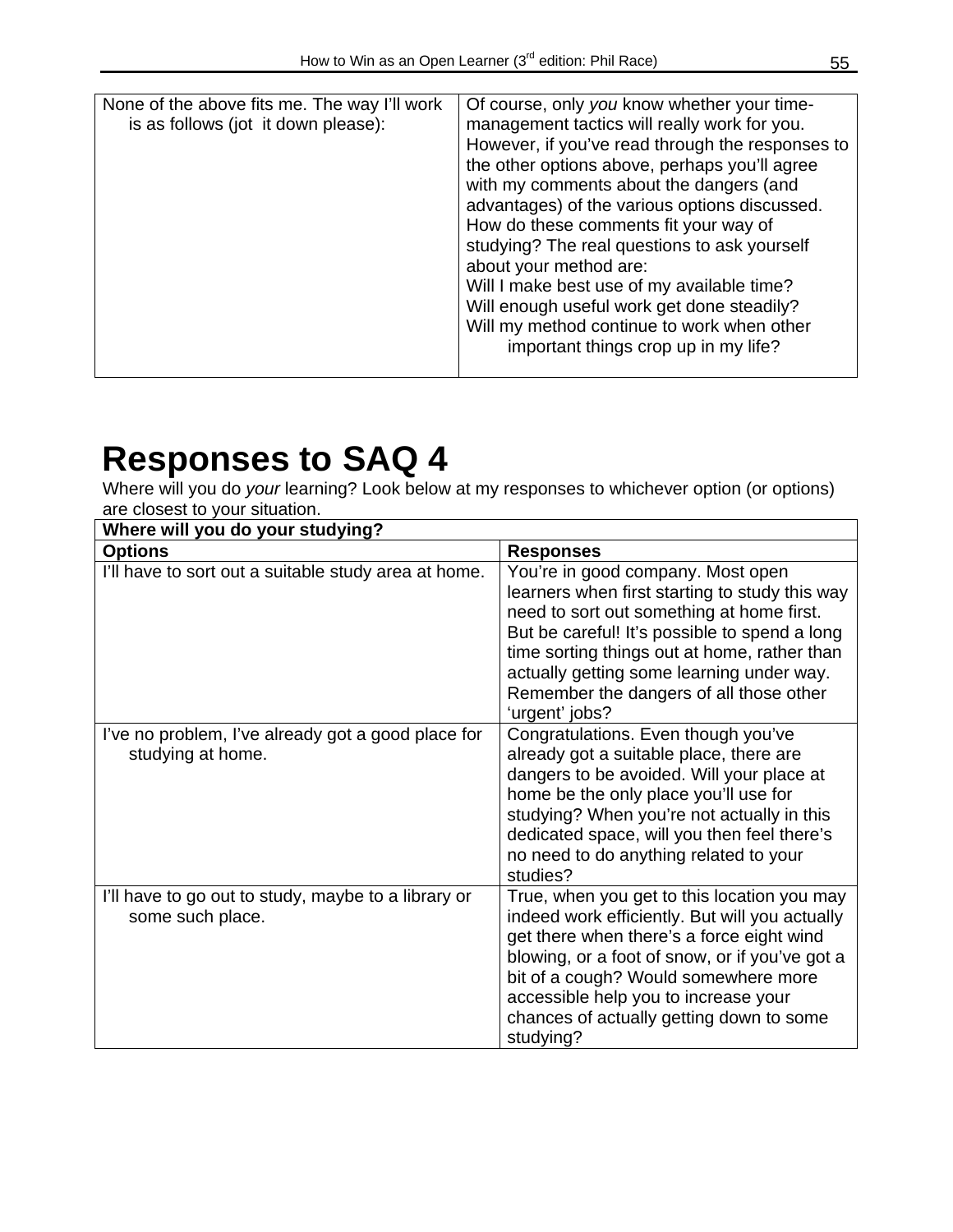| None of the above fits me. The way I'll work is as follows (jot it down please): | Of course, only *you* know whether your time-management tactics will really work for you. However, if you've read through the responses to the other options above, perhaps you'll agree with my comments about the dangers (and advantages) of the various options discussed. How do these comments fit your way of studying? The real questions to ask yourself about your method are: Will I make best use of my available time? Will enough useful work get done steadily? Will my method continue to work when other important things crop up in my life? |
|---|---|

# Responses to SAQ 4

Where will you do *your* learning? Look below at my responses to whichever option (or options) are closest to your situation.

| **Where will you do your studying?** | |
|---|---|
| **Options** | **Responses** |
| I'll have to sort out a suitable study area at home. | You're in good company. Most open learners when first starting to study this way need to sort out something at home first. But be careful! It's possible to spend a long time sorting things out at home, rather than actually getting some learning under way. Remember the dangers of all those other 'urgent' jobs? |
| I've no problem, I've already got a good place for studying at home. | Congratulations. Even though you've already got a suitable place, there are dangers to be avoided. Will your place at home be the only place you'll use for studying? When you're not actually in this dedicated space, will you then feel there's no need to do anything related to your studies? |
| I'll have to go out to study, maybe to a library or some such place. | True, when you get to this location you may indeed work efficiently. But will you actually get there when there's a force eight wind blowing, or a foot of snow, or if you've got a bit of a cough? Would somewhere more accessible help you to increase your chances of actually getting down to some studying? |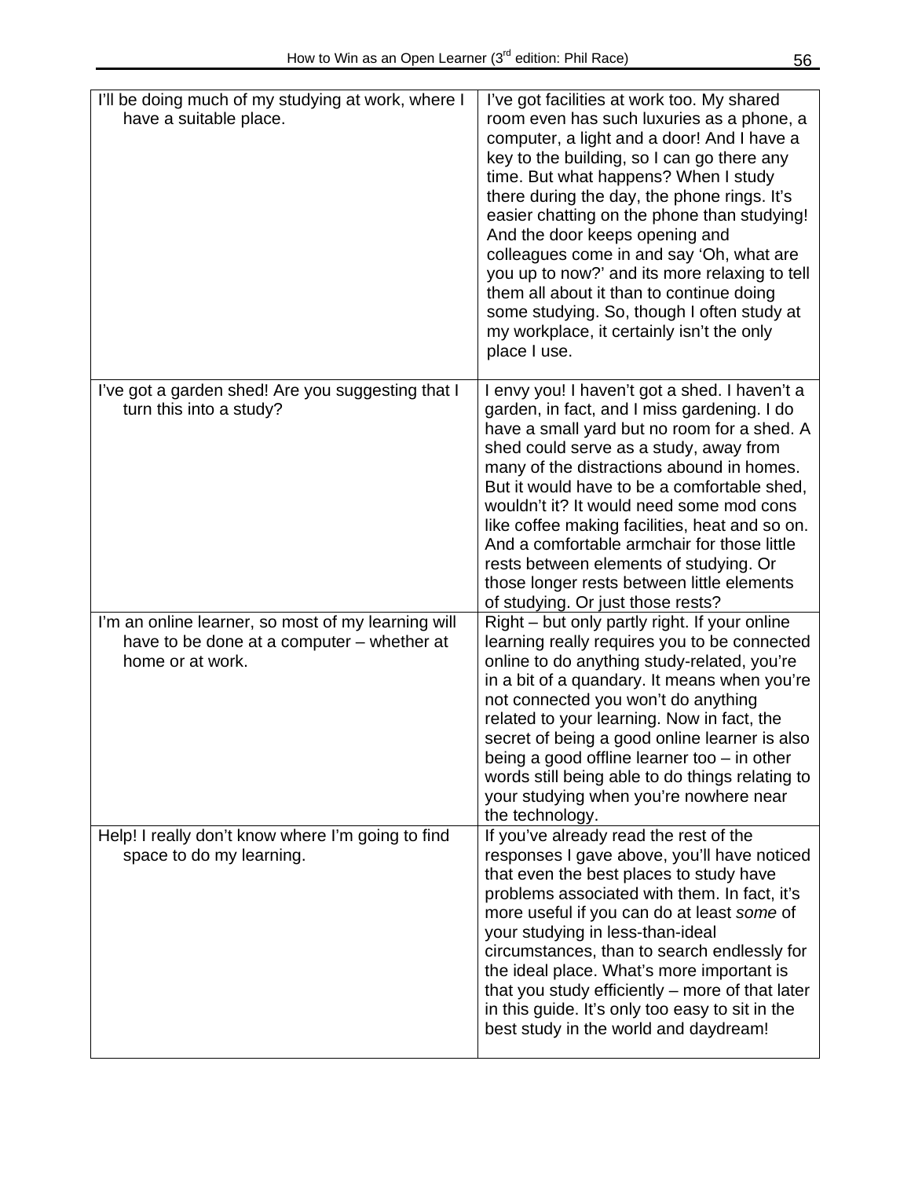| | |
|---|---|
| I'll be doing much of my studying at work, where I have a suitable place. | I've got facilities at work too. My shared room even has such luxuries as a phone, a computer, a light and a door! And I have a key to the building, so I can go there any time. But what happens? When I study there during the day, the phone rings. It's easier chatting on the phone than studying! And the door keeps opening and colleagues come in and say 'Oh, what are you up to now?' and its more relaxing to tell them all about it than to continue doing some studying. So, though I often study at my workplace, it certainly isn't the only place I use. |
| I've got a garden shed! Are you suggesting that I turn this into a study? | I envy you! I haven't got a shed. I haven't a garden, in fact, and I miss gardening. I do have a small yard but no room for a shed. A shed could serve as a study, away from many of the distractions abound in homes. But it would have to be a comfortable shed, wouldn't it? It would need some mod cons like coffee making facilities, heat and so on. And a comfortable armchair for those little rests between elements of studying. Or those longer rests between little elements of studying. Or just those rests? |
| I'm an online learner, so most of my learning will have to be done at a computer – whether at home or at work. | Right – but only partly right. If your online learning really requires you to be connected online to do anything study-related, you're in a bit of a quandary. It means when you're not connected you won't do anything related to your learning. Now in fact, the secret of being a good online learner is also being a good offline learner too – in other words still being able to do things relating to your studying when you're nowhere near the technology. |
| Help! I really don't know where I'm going to find space to do my learning. | If you've already read the rest of the responses I gave above, you'll have noticed that even the best places to study have problems associated with them. In fact, it's more useful if you can do at least *some* of your studying in less-than-ideal circumstances, than to search endlessly for the ideal place. What's more important is that you study efficiently – more of that later in this guide. It's only too easy to sit in the best study in the world and daydream! |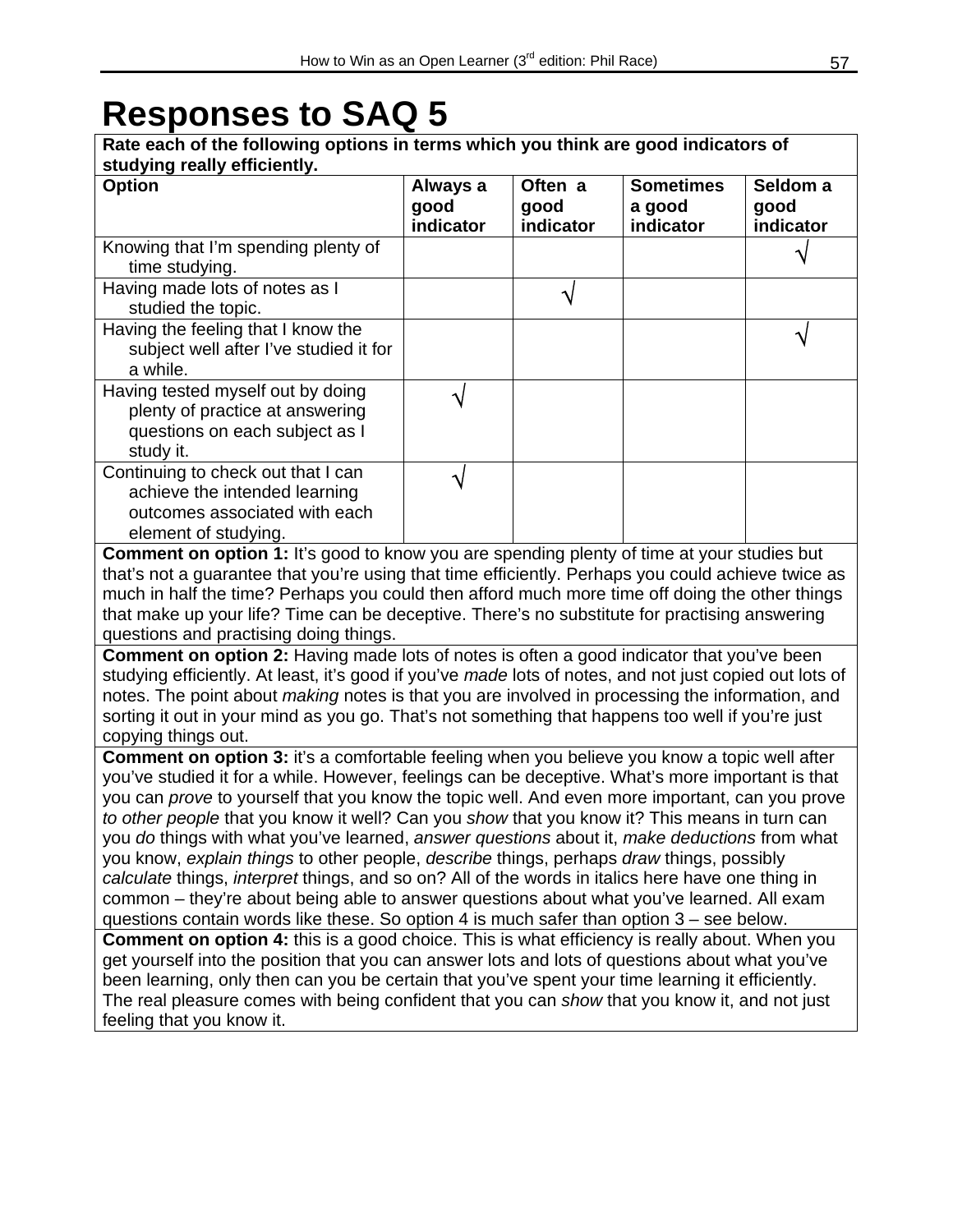# Responses to SAQ 5

| **Rate each of the following options in terms which you think are good indicators of studying really efficiently.** | | | | |
|---|---|---|---|---|
| **Option** | **Always a good indicator** | **Often a good indicator** | **Sometimes a good indicator** | **Seldom a good indicator** |
| Knowing that I'm spending plenty of time studying. | | | | √ |
| Having made lots of notes as I studied the topic. | | √ | | |
| Having the feeling that I know the subject well after I've studied it for a while. | | | | √ |
| Having tested myself out by doing plenty of practice at answering questions on each subject as I study it. | √ | | | |
| Continuing to check out that I can achieve the intended learning outcomes associated with each element of studying. | √ | | | |

**Comment on option 1:** It's good to know you are spending plenty of time at your studies but that's not a guarantee that you're using that time efficiently. Perhaps you could achieve twice as much in half the time? Perhaps you could then afford much more time off doing the other things that make up your life? Time can be deceptive. There's no substitute for practising answering questions and practising doing things.

**Comment on option 2:** Having made lots of notes is often a good indicator that you've been studying efficiently. At least, it's good if you've *made* lots of notes, and not just copied out lots of notes. The point about *making* notes is that you are involved in processing the information, and sorting it out in your mind as you go. That's not something that happens too well if you're just copying things out.

**Comment on option 3:** it's a comfortable feeling when you believe you know a topic well after you've studied it for a while. However, feelings can be deceptive. What's more important is that you can *prove* to yourself that you know the topic well. And even more important, can you prove *to other people* that you know it well? Can you *show* that you know it? This means in turn can you *do* things with what you've learned, *answer questions* about it, *make deductions* from what you know, *explain things* to other people, *describe* things, perhaps *draw* things, possibly *calculate* things, *interpret* things, and so on? All of the words in italics here have one thing in common – they're about being able to answer questions about what you've learned. All exam questions contain words like these. So option 4 is much safer than option 3 – see below.

**Comment on option 4:** this is a good choice. This is what efficiency is really about. When you get yourself into the position that you can answer lots and lots of questions about what you've been learning, only then can you be certain that you've spent your time learning it efficiently. The real pleasure comes with being confident that you can *show* that you know it, and not just feeling that you know it.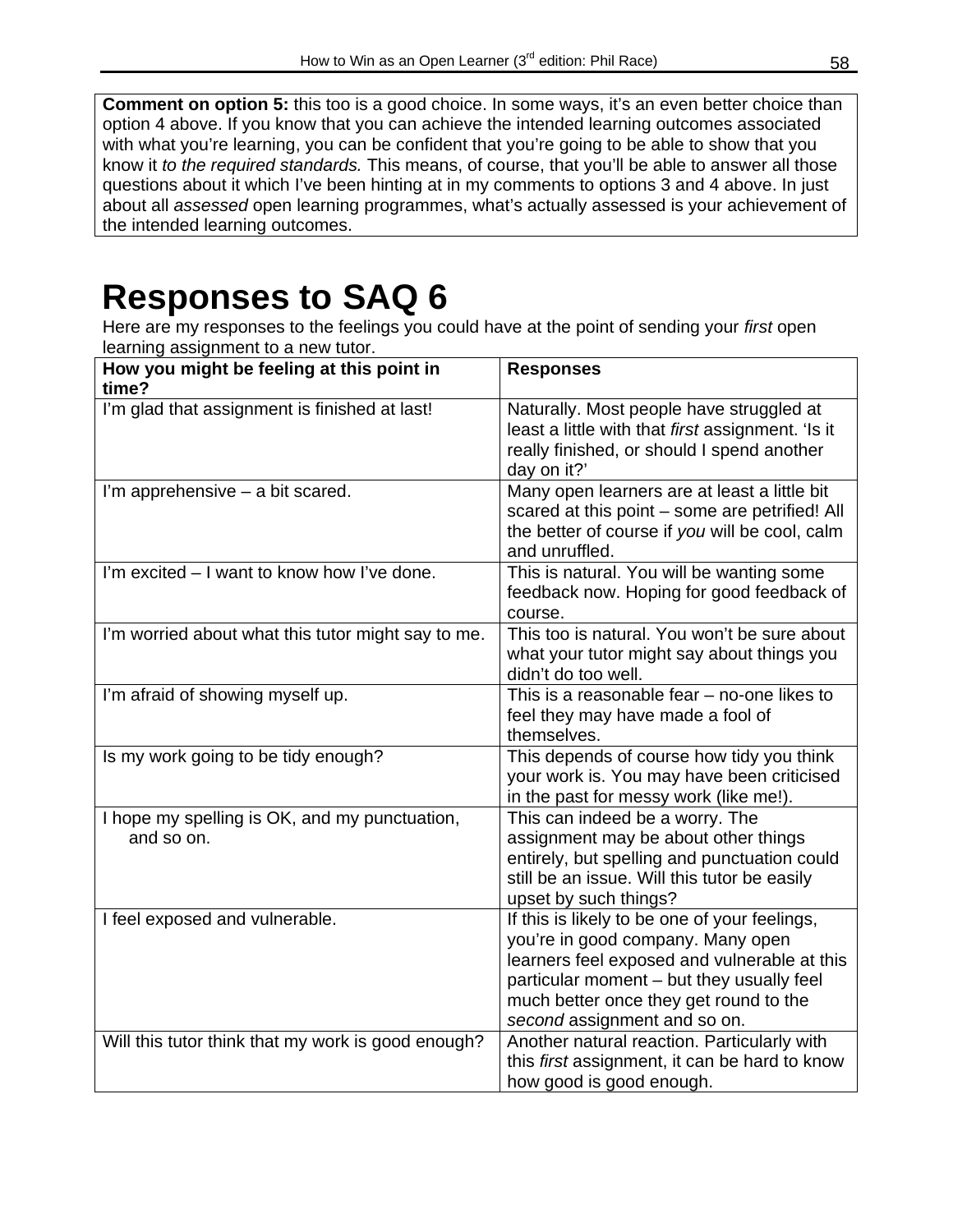**Comment on option 5:** this too is a good choice. In some ways, it's an even better choice than option 4 above. If you know that you can achieve the intended learning outcomes associated with what you're learning, you can be confident that you're going to be able to show that you know it *to the required standards.* This means, of course, that you'll be able to answer all those questions about it which I've been hinting at in my comments to options 3 and 4 above. In just about all *assessed* open learning programmes, what's actually assessed is your achievement of the intended learning outcomes.

# Responses to SAQ 6

Here are my responses to the feelings you could have at the point of sending your *first* open learning assignment to a new tutor.

| How you might be feeling at this point in time? | Responses |
|---|---|
| I'm glad that assignment is finished at last! | Naturally. Most people have struggled at least a little with that *first* assignment. 'Is it really finished, or should I spend another day on it?' |
| I'm apprehensive – a bit scared. | Many open learners are at least a little bit scared at this point – some are petrified! All the better of course if *you* will be cool, calm and unruffled. |
| I'm excited – I want to know how I've done. | This is natural. You will be wanting some feedback now. Hoping for good feedback of course. |
| I'm worried about what this tutor might say to me. | This too is natural. You won't be sure about what your tutor might say about things you didn't do too well. |
| I'm afraid of showing myself up. | This is a reasonable fear – no-one likes to feel they may have made a fool of themselves. |
| Is my work going to be tidy enough? | This depends of course how tidy you think your work is. You may have been criticised in the past for messy work (like me!). |
| I hope my spelling is OK, and my punctuation, and so on. | This can indeed be a worry. The assignment may be about other things entirely, but spelling and punctuation could still be an issue. Will this tutor be easily upset by such things? |
| I feel exposed and vulnerable. | If this is likely to be one of your feelings, you're in good company. Many open learners feel exposed and vulnerable at this particular moment – but they usually feel much better once they get round to the *second* assignment and so on. |
| Will this tutor think that my work is good enough? | Another natural reaction. Particularly with this *first* assignment, it can be hard to know how good is good enough. |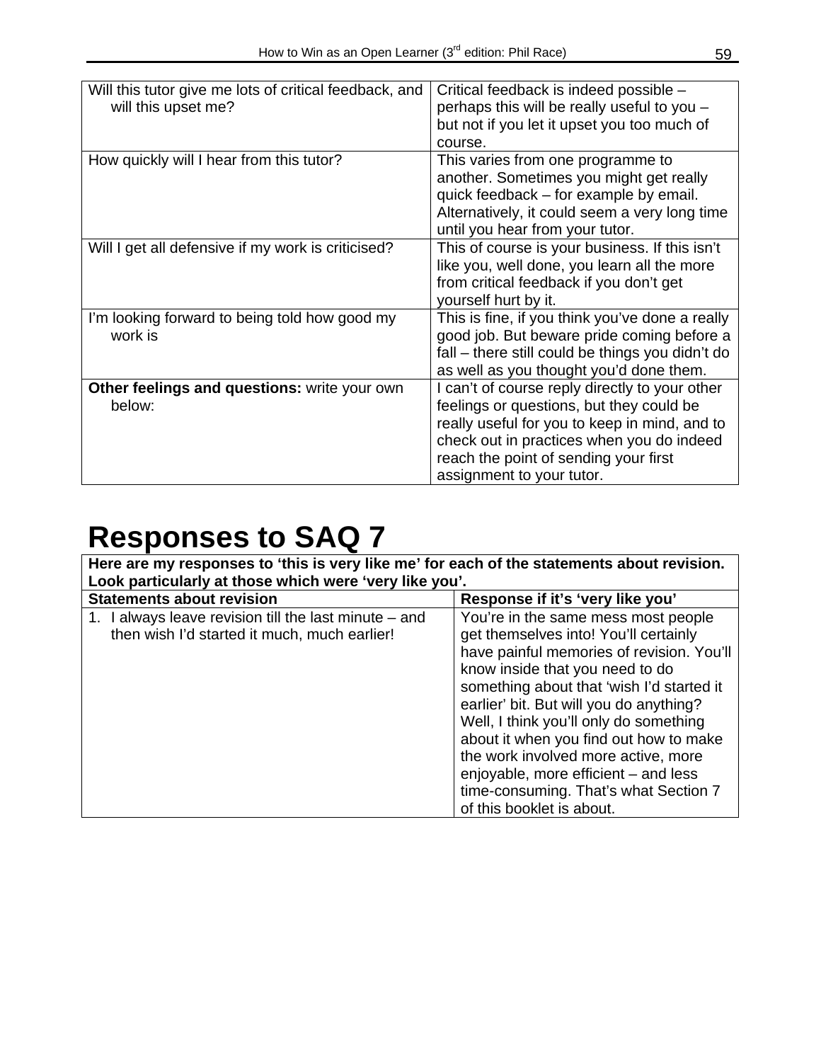| | |
|---|---|
| Will this tutor give me lots of critical feedback, and will this upset me? | Critical feedback is indeed possible – perhaps this will be really useful to you – but not if you let it upset you too much of course. |
| How quickly will I hear from this tutor? | This varies from one programme to another. Sometimes you might get really quick feedback – for example by email. Alternatively, it could seem a very long time until you hear from your tutor. |
| Will I get all defensive if my work is criticised? | This of course is your business. If this isn't like you, well done, you learn all the more from critical feedback if you don't get yourself hurt by it. |
| I'm looking forward to being told how good my work is | This is fine, if you think you've done a really good job. But beware pride coming before a fall – there still could be things you didn't do as well as you thought you'd done them. |
| **Other feelings and questions:** write your own below: | I can't of course reply directly to your other feelings or questions, but they could be really useful for you to keep in mind, and to check out in practices when you do indeed reach the point of sending your first assignment to your tutor. |

# Responses to SAQ 7

**Here are my responses to 'this is very like me' for each of the statements about revision. Look particularly at those which were 'very like you'.**

| Statements about revision | Response if it's 'very like you' |
|---|---|
| 1. I always leave revision till the last minute – and then wish I'd started it much, much earlier! | You're in the same mess most people get themselves into! You'll certainly have painful memories of revision. You'll know inside that you need to do something about that 'wish I'd started it earlier' bit. But will you do anything? Well, I think you'll only do something about it when you find out how to make the work involved more active, more enjoyable, more efficient – and less time-consuming. That's what Section 7 of this booklet is about. |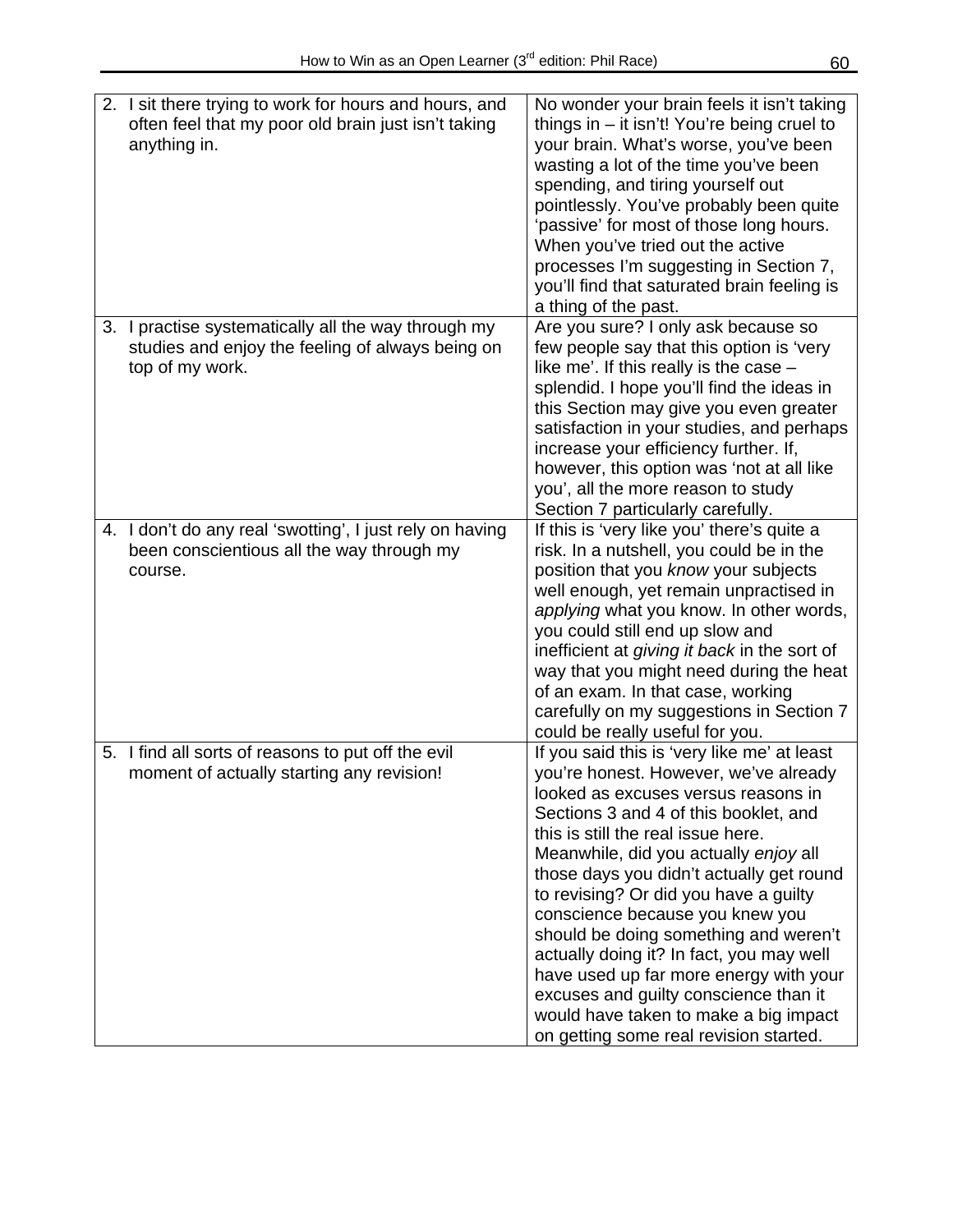| | |
|---|---|
| 2. I sit there trying to work for hours and hours, and often feel that my poor old brain just isn't taking anything in. | No wonder your brain feels it isn't taking things in – it isn't! You're being cruel to your brain. What's worse, you've been wasting a lot of the time you've been spending, and tiring yourself out pointlessly. You've probably been quite 'passive' for most of those long hours. When you've tried out the active processes I'm suggesting in Section 7, you'll find that saturated brain feeling is a thing of the past. |
| 3. I practise systematically all the way through my studies and enjoy the feeling of always being on top of my work. | Are you sure? I only ask because so few people say that this option is 'very like me'. If this really is the case – splendid. I hope you'll find the ideas in this Section may give you even greater satisfaction in your studies, and perhaps increase your efficiency further. If, however, this option was 'not at all like you', all the more reason to study Section 7 particularly carefully. |
| 4. I don't do any real 'swotting', I just rely on having been conscientious all the way through my course. | If this is 'very like you' there's quite a risk. In a nutshell, you could be in the position that you *know* your subjects well enough, yet remain unpractised in *applying* what you know. In other words, you could still end up slow and inefficient at *giving it back* in the sort of way that you might need during the heat of an exam. In that case, working carefully on my suggestions in Section 7 could be really useful for you. |
| 5. I find all sorts of reasons to put off the evil moment of actually starting any revision! | If you said this is 'very like me' at least you're honest. However, we've already looked as excuses versus reasons in Sections 3 and 4 of this booklet, and this is still the real issue here. Meanwhile, did you actually *enjoy* all those days you didn't actually get round to revising? Or did you have a guilty conscience because you knew you should be doing something and weren't actually doing it? In fact, you may well have used up far more energy with your excuses and guilty conscience than it would have taken to make a big impact on getting some real revision started. |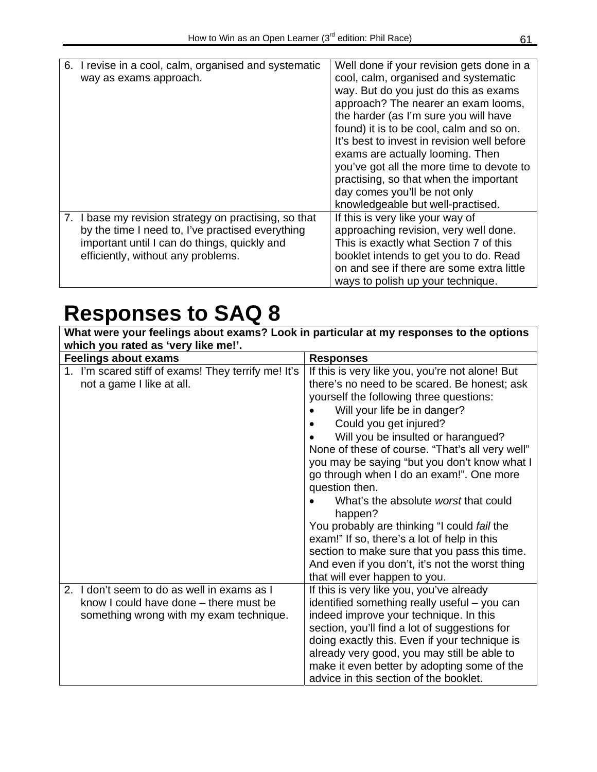| | |
|---|---|
| 6. I revise in a cool, calm, organised and systematic way as exams approach. | Well done if your revision gets done in a cool, calm, organised and systematic way. But do you just do this as exams approach? The nearer an exam looms, the harder (as I'm sure you will have found) it is to be cool, calm and so on. It's best to invest in revision well before exams are actually looming. Then you've got all the more time to devote to practising, so that when the important day comes you'll be not only knowledgeable but well-practised. |
| 7. I base my revision strategy on practising, so that by the time I need to, I've practised everything important until I can do things, quickly and efficiently, without any problems. | If this is very like your way of approaching revision, very well done. This is exactly what Section 7 of this booklet intends to get you to do. Read on and see if there are some extra little ways to polish up your technique. |

# Responses to SAQ 8

**What were your feelings about exams? Look in particular at my responses to the options which you rated as 'very like me!'.**

| **Feelings about exams** | **Responses** |
|---|---|
| 1. I'm scared stiff of exams! They terrify me! It's not a game I like at all. | If this is very like you, you're not alone! But there's no need to be scared. Be honest; ask yourself the following three questions: <br>• Will your life be in danger? <br>• Could you get injured? <br>• Will you be insulted or harangued? <br>None of these of course. "That's all very well" you may be saying "but you don't know what I go through when I do an exam!". One more question then. <br>• What's the absolute *worst* that could happen? <br>You probably are thinking "I could *fail* the exam!" If so, there's a lot of help in this section to make sure that you pass this time. And even if you don't, it's not the worst thing that will ever happen to you. |
| 2. I don't seem to do as well in exams as I know I could have done – there must be something wrong with my exam technique. | If this is very like you, you've already identified something really useful – you can indeed improve your technique. In this section, you'll find a lot of suggestions for doing exactly this. Even if your technique is already very good, you may still be able to make it even better by adopting some of the advice in this section of the booklet. |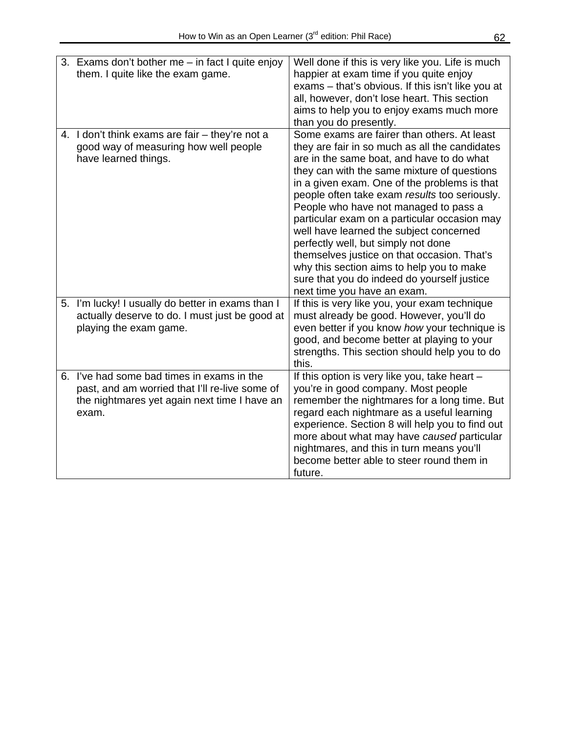| | |
|---|---|
| 3. Exams don't bother me – in fact I quite enjoy them. I quite like the exam game. | Well done if this is very like you. Life is much happier at exam time if you quite enjoy exams – that's obvious. If this isn't like you at all, however, don't lose heart. This section aims to help you to enjoy exams much more than you do presently. |
| 4. I don't think exams are fair – they're not a good way of measuring how well people have learned things. | Some exams are fairer than others. At least they are fair in so much as all the candidates are in the same boat, and have to do what they can with the same mixture of questions in a given exam. One of the problems is that people often take exam *results* too seriously. People who have not managed to pass a particular exam on a particular occasion may well have learned the subject concerned perfectly well, but simply not done themselves justice on that occasion. That's why this section aims to help you to make sure that you do indeed do yourself justice next time you have an exam. |
| 5. I'm lucky! I usually do better in exams than I actually deserve to do. I must just be good at playing the exam game. | If this is very like you, your exam technique must already be good. However, you'll do even better if you know *how* your technique is good, and become better at playing to your strengths. This section should help you to do this. |
| 6. I've had some bad times in exams in the past, and am worried that I'll re-live some of the nightmares yet again next time I have an exam. | If this option is very like you, take heart – you're in good company. Most people remember the nightmares for a long time. But regard each nightmare as a useful learning experience. Section 8 will help you to find out more about what may have *caused* particular nightmares, and this in turn means you'll become better able to steer round them in future. |